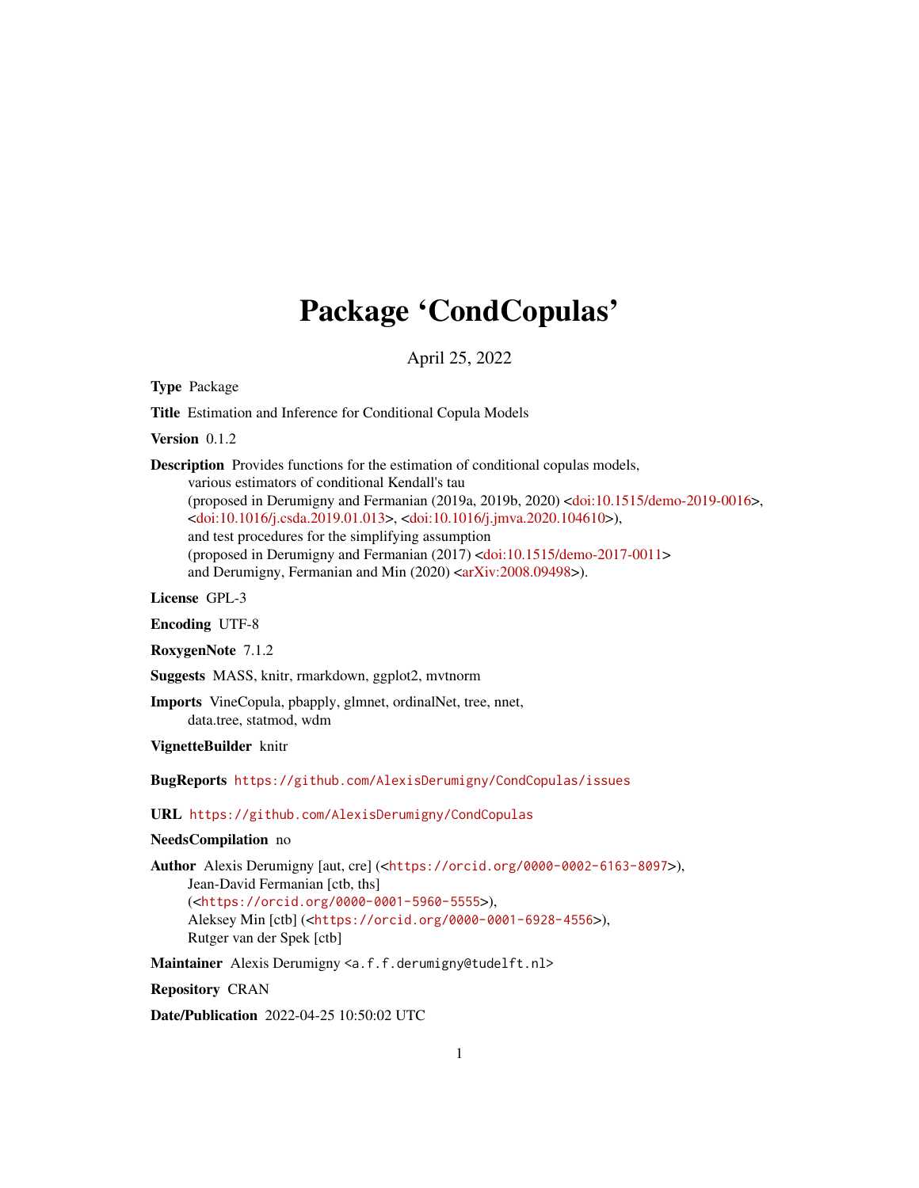# Package 'CondCopulas'

April 25, 2022

**Type** Package

**Title** Estimation and Inference for Conditional Copula Models

**Version** 0.1.2

**Description** Provides functions for the estimation of conditional copulas models, various estimators of conditional Kendall's tau (proposed in Derumigny and Fermanian (2019a, 2019b, 2020) <doi:10.1515/demo-2019-0016>, <doi:10.1016/j.csda.2019.01.013>, <doi:10.1016/j.jmva.2020.104610>), and test procedures for the simplifying assumption (proposed in Derumigny and Fermanian (2017) <doi:10.1515/demo-2017-0011> and Derumigny, Fermanian and Min (2020) <arXiv:2008.09498>).

**License** GPL-3

**Encoding** UTF-8

**RoxygenNote** 7.1.2

**Suggests** MASS, knitr, rmarkdown, ggplot2, mvtnorm

**Imports** VineCopula, pbapply, glmnet, ordinalNet, tree, nnet, data.tree, statmod, wdm

**VignetteBuilder** knitr

**BugReports** https://github.com/AlexisDerumigny/CondCopulas/issues

**URL** https://github.com/AlexisDerumigny/CondCopulas

**NeedsCompilation** no

**Author** Alexis Derumigny [aut, cre] (<https://orcid.org/0000-0002-6163-8097>), Jean-David Fermanian [ctb, ths] (<https://orcid.org/0000-0001-5960-5555>), Aleksey Min [ctb] (<https://orcid.org/0000-0001-6928-4556>), Rutger van der Spek [ctb]

**Maintainer** Alexis Derumigny <a.f.f.derumigny@tudelft.nl>

**Repository** CRAN

**Date/Publication** 2022-04-25 10:50:02 UTC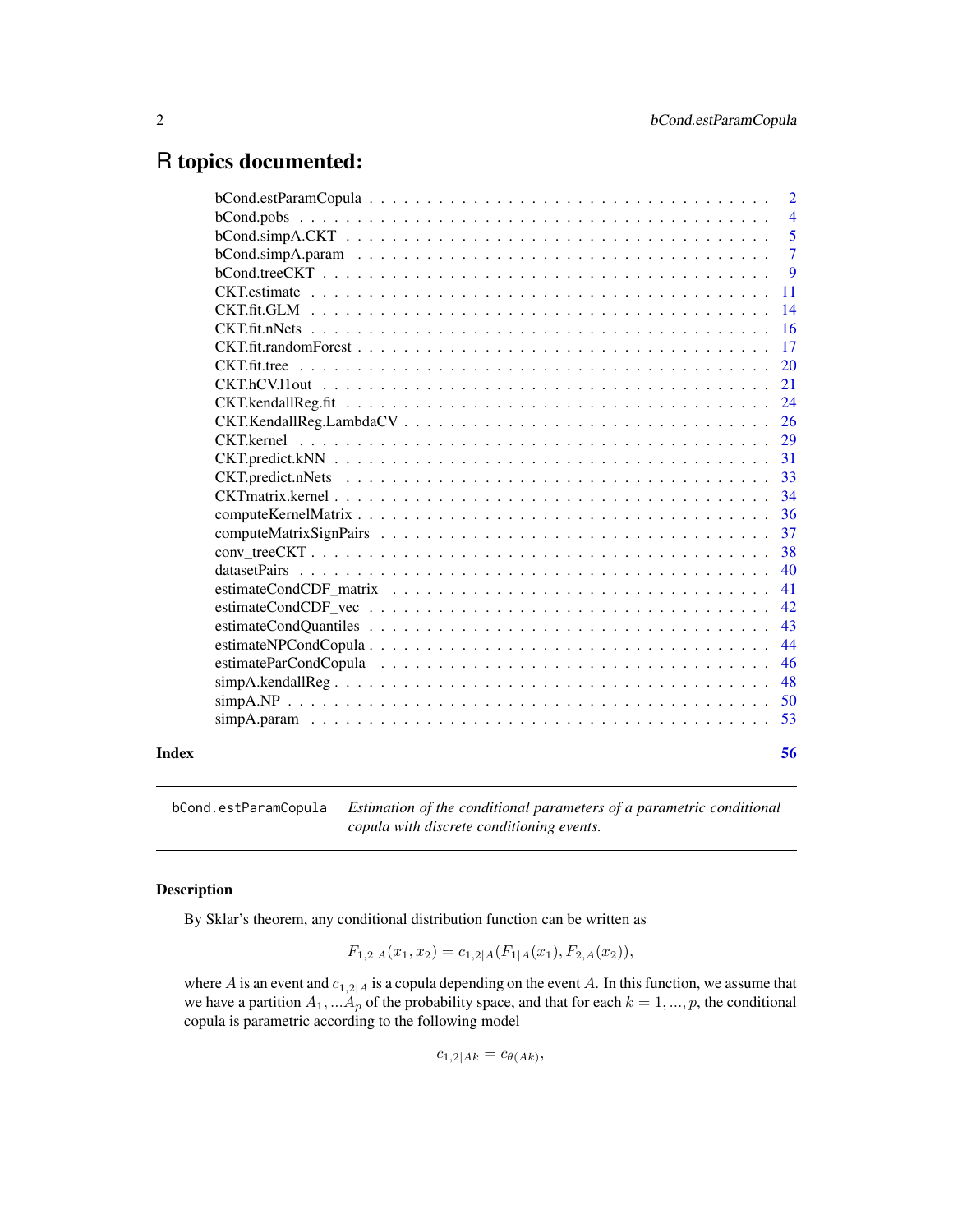# R topics documented:

| | |
|---|---|
| bCond.estParamCopula | 2 |
| bCond.pobs | 4 |
| bCond.simpA.CKT | 5 |
| bCond.simpA.param | 7 |
| bCond.treeCKT | 9 |
| CKT.estimate | 11 |
| CKT.fit.GLM | 14 |
| CKT.fit.nNets | 16 |
| CKT.fit.randomForest | 17 |
| CKT.fit.tree | 20 |
| CKT.hCV.l1out | 21 |
| CKT.kendallReg.fit | 24 |
| CKT.KendallReg.LambdaCV | 26 |
| CKT.kernel | 29 |
| CKT.predict.kNN | 31 |
| CKT.predict.nNets | 33 |
| CKTmatrix.kernel | 34 |
| computeKernelMatrix | 36 |
| computeMatrixSignPairs | 37 |
| conv_treeCKT | 38 |
| datasetPairs | 40 |
| estimateCondCDF_matrix | 41 |
| estimateCondCDF_vec | 42 |
| estimateCondQuantiles | 43 |
| estimateNPCondCopula | 44 |
| estimateParCondCopula | 46 |
| simpA.kendallReg | 48 |
| simpA.NP | 50 |
| simpA.param | 53 |

**Index** **56**

---

`bCond.estParamCopula` *Estimation of the conditional parameters of a parametric conditional copula with discrete conditioning events.*

---

## Description

By Sklar's theorem, any conditional distribution function can be written as

$$F_{1,2|A}(x_1, x_2) = c_{1,2|A}(F_{1|A}(x_1), F_{2,A}(x_2)),$$

where $A$ is an event and $c_{1,2|A}$ is a copula depending on the event $A$. In this function, we assume that we have a partition $A_1, ...A_p$ of the probability space, and that for each $k = 1, ..., p$, the conditional copula is parametric according to the following model

$$c_{1,2|Ak} = c_{\theta(Ak)},$$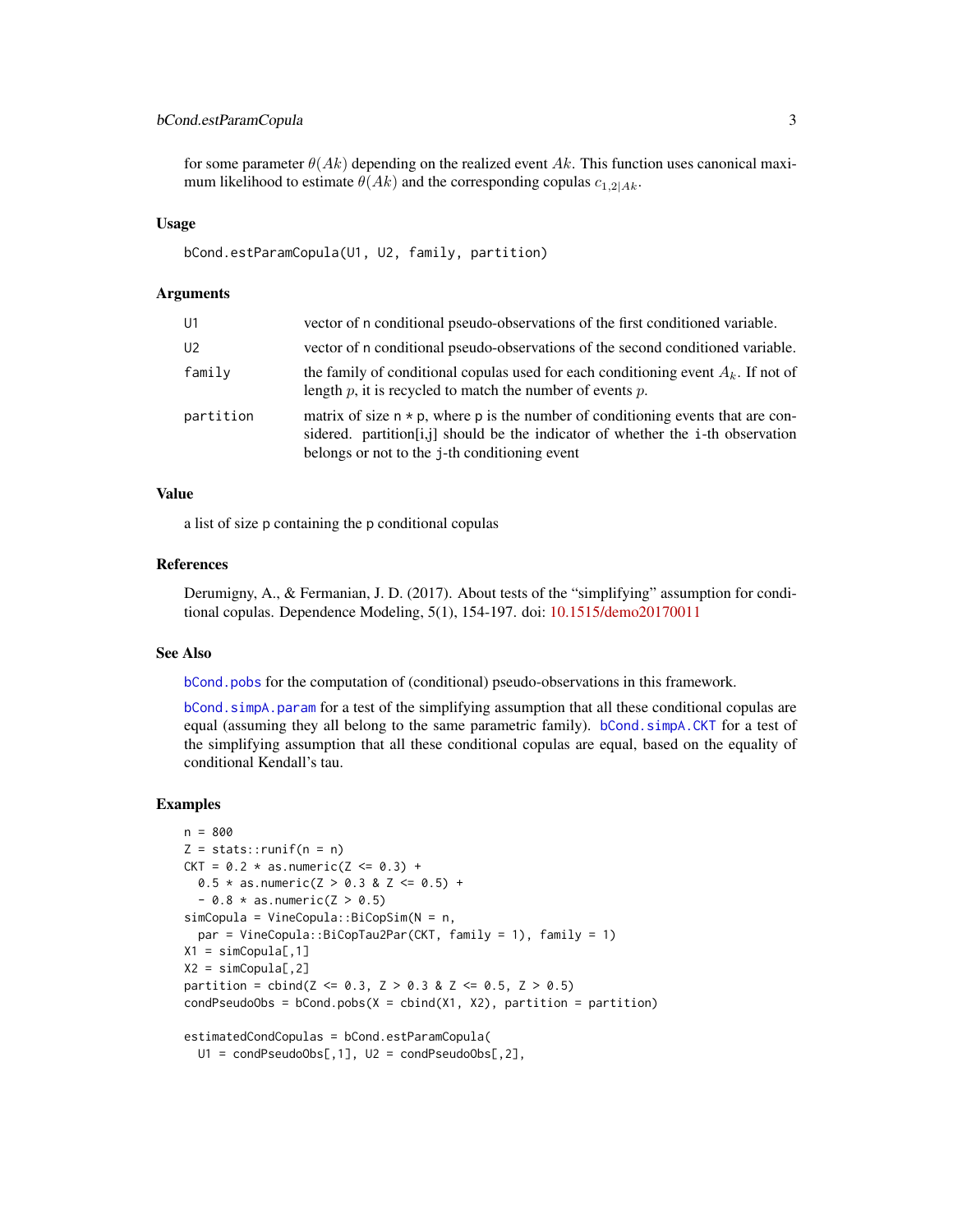for some parameter $\theta(Ak)$ depending on the realized event $Ak$. This function uses canonical maximum likelihood to estimate $\theta(Ak)$ and the corresponding copulas $c_{1,2|Ak}$.

### Usage

```
bCond.estParamCopula(U1, U2, family, partition)
```

### Arguments

| | |
|---|---|
| U1 | vector of n conditional pseudo-observations of the first conditioned variable. |
| U2 | vector of n conditional pseudo-observations of the second conditioned variable. |
| family | the family of conditional copulas used for each conditioning event $A_k$. If not of length $p$, it is recycled to match the number of events $p$. |
| partition | matrix of size n * p, where p is the number of conditioning events that are considered. partition[i,j] should be the indicator of whether the i-th observation belongs or not to the j-th conditioning event |

### Value

a list of size p containing the p conditional copulas

### References

Derumigny, A., & Fermanian, J. D. (2017). About tests of the "simplifying" assumption for conditional copulas. Dependence Modeling, 5(1), 154-197. doi: 10.1515/demo20170011

### See Also

bCond.pobs for the computation of (conditional) pseudo-observations in this framework.

bCond.simpA.param for a test of the simplifying assumption that all these conditional copulas are equal (assuming they all belong to the same parametric family). bCond.simpA.CKT for a test of the simplifying assumption that all these conditional copulas are equal, based on the equality of conditional Kendall's tau.

### Examples

```
n = 800
Z = stats::runif(n = n)
CKT = 0.2 * as.numeric(Z <= 0.3) +
  0.5 * as.numeric(Z > 0.3 & Z <= 0.5) +
  - 0.8 * as.numeric(Z > 0.5)
simCopula = VineCopula::BiCopSim(N = n,
  par = VineCopula::BiCopTau2Par(CKT, family = 1), family = 1)
X1 = simCopula[,1]
X2 = simCopula[,2]
partition = cbind(Z <= 0.3, Z > 0.3 & Z <= 0.5, Z > 0.5)
condPseudoObs = bCond.pobs(X = cbind(X1, X2), partition = partition)

estimatedCondCopulas = bCond.estParamCopula(
  U1 = condPseudoObs[,1], U2 = condPseudoObs[,2],
```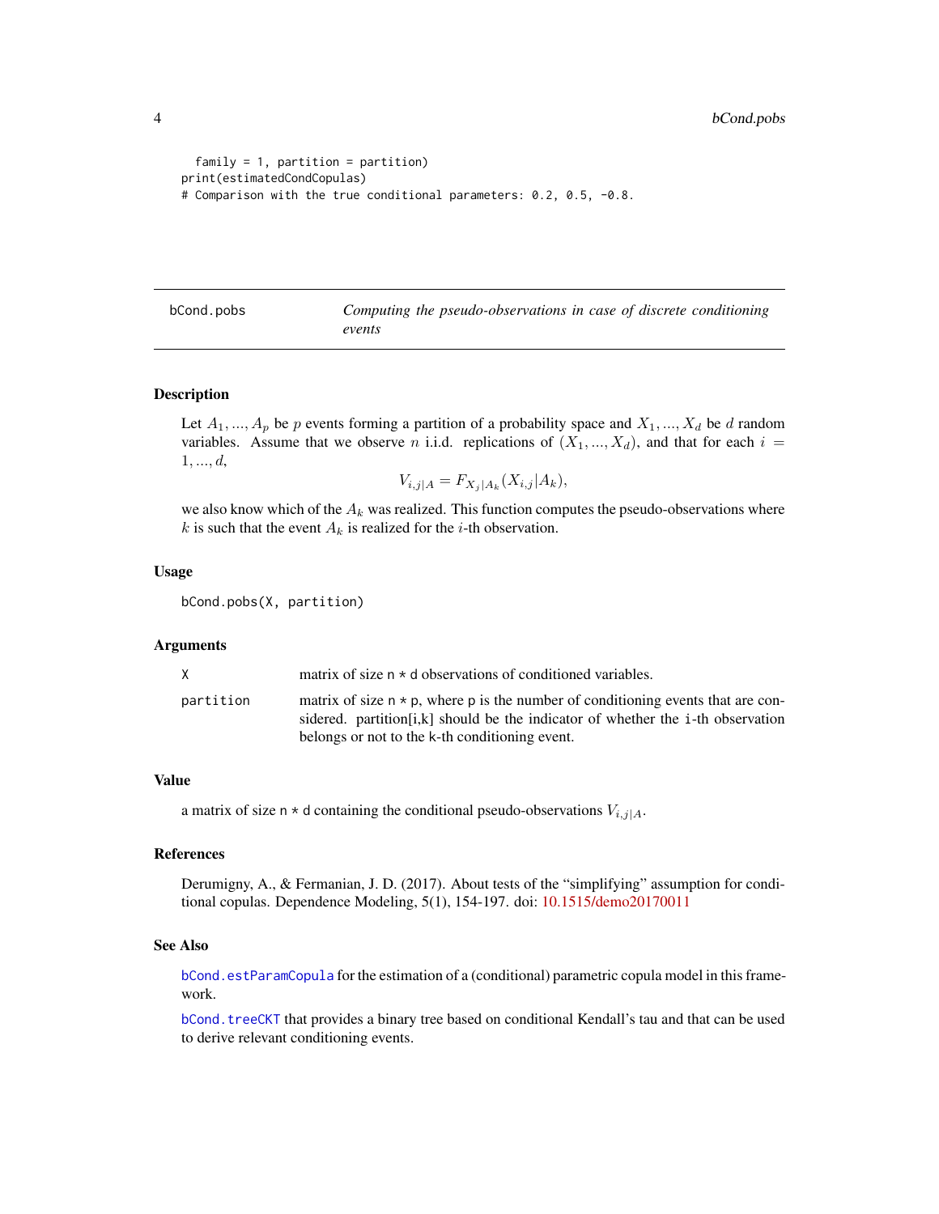```
  family = 1, partition = partition)
print(estimatedCondCopulas)
# Comparison with the true conditional parameters: 0.2, 0.5, -0.8.
```

## bCond.pobs — *Computing the pseudo-observations in case of discrete conditioning events*

### Description

Let $A_1, ..., A_p$ be $p$ events forming a partition of a probability space and $X_1, ..., X_d$ be $d$ random variables. Assume that we observe $n$ i.i.d. replications of $(X_1, ..., X_d)$, and that for each $i = 1, ..., d$,

$$V_{i,j|A} = F_{X_j|A_k}(X_{i,j}|A_k),$$

we also know which of the $A_k$ was realized. This function computes the pseudo-observations where $k$ is such that the event $A_k$ is realized for the $i$-th observation.

### Usage

```
bCond.pobs(X, partition)
```

### Arguments

| | |
|---|---|
| `X` | matrix of size `n * d` observations of conditioned variables. |
| `partition` | matrix of size `n * p`, where `p` is the number of conditioning events that are considered. partition[i,k] should be the indicator of whether the `i`-th observation belongs or not to the `k`-th conditioning event. |

### Value

a matrix of size `n * d` containing the conditional pseudo-observations $V_{i,j|A}$.

### References

Derumigny, A., & Fermanian, J. D. (2017). About tests of the "simplifying" assumption for conditional copulas. Dependence Modeling, 5(1), 154-197. doi: 10.1515/demo20170011

### See Also

`bCond.estParamCopula` for the estimation of a (conditional) parametric copula model in this framework.

`bCond.treeCKT` that provides a binary tree based on conditional Kendall's tau and that can be used to derive relevant conditioning events.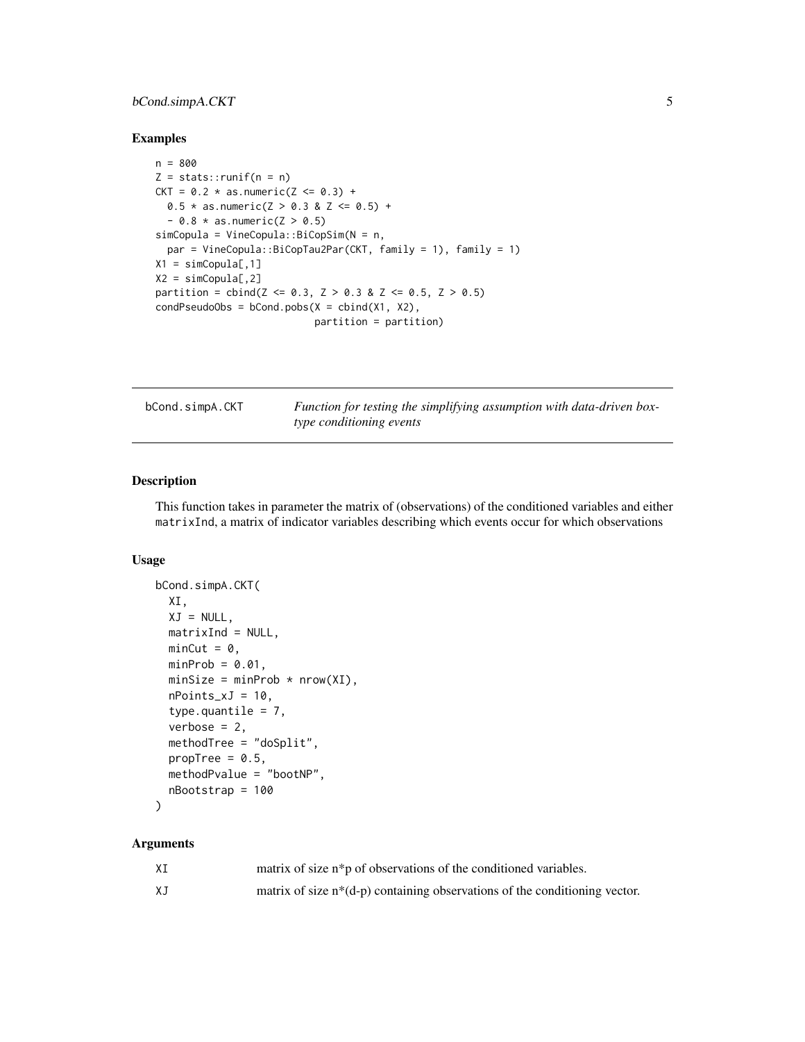### Examples

```
n = 800
Z = stats::runif(n = n)
CKT = 0.2 * as.numeric(Z <= 0.3) +
  0.5 * as.numeric(Z > 0.3 & Z <= 0.5) +
  - 0.8 * as.numeric(Z > 0.5)
simCopula = VineCopula::BiCopSim(N = n,
  par = VineCopula::BiCopTau2Par(CKT, family = 1), family = 1)
X1 = simCopula[,1]
X2 = simCopula[,2]
partition = cbind(Z <= 0.3, Z > 0.3 & Z <= 0.5, Z > 0.5)
condPseudoObs = bCond.pobs(X = cbind(X1, X2),
                           partition = partition)
```

---

## bCond.simpA.CKT — *Function for testing the simplifying assumption with data-driven box-type conditioning events*

### Description

This function takes in parameter the matrix of (observations) of the conditioned variables and either `matrixInd`, a matrix of indicator variables describing which events occur for which observations

### Usage

```
bCond.simpA.CKT(
  XI,
  XJ = NULL,
  matrixInd = NULL,
  minCut = 0,
  minProb = 0.01,
  minSize = minProb * nrow(XI),
  nPoints_xJ = 10,
  type.quantile = 7,
  verbose = 2,
  methodTree = "doSplit",
  propTree = 0.5,
  methodPvalue = "bootNP",
  nBootstrap = 100
)
```

### Arguments

| | |
|---|---|
| `XI` | matrix of size n*p of observations of the conditioned variables. |
| `XJ` | matrix of size n*(d-p) containing observations of the conditioning vector. |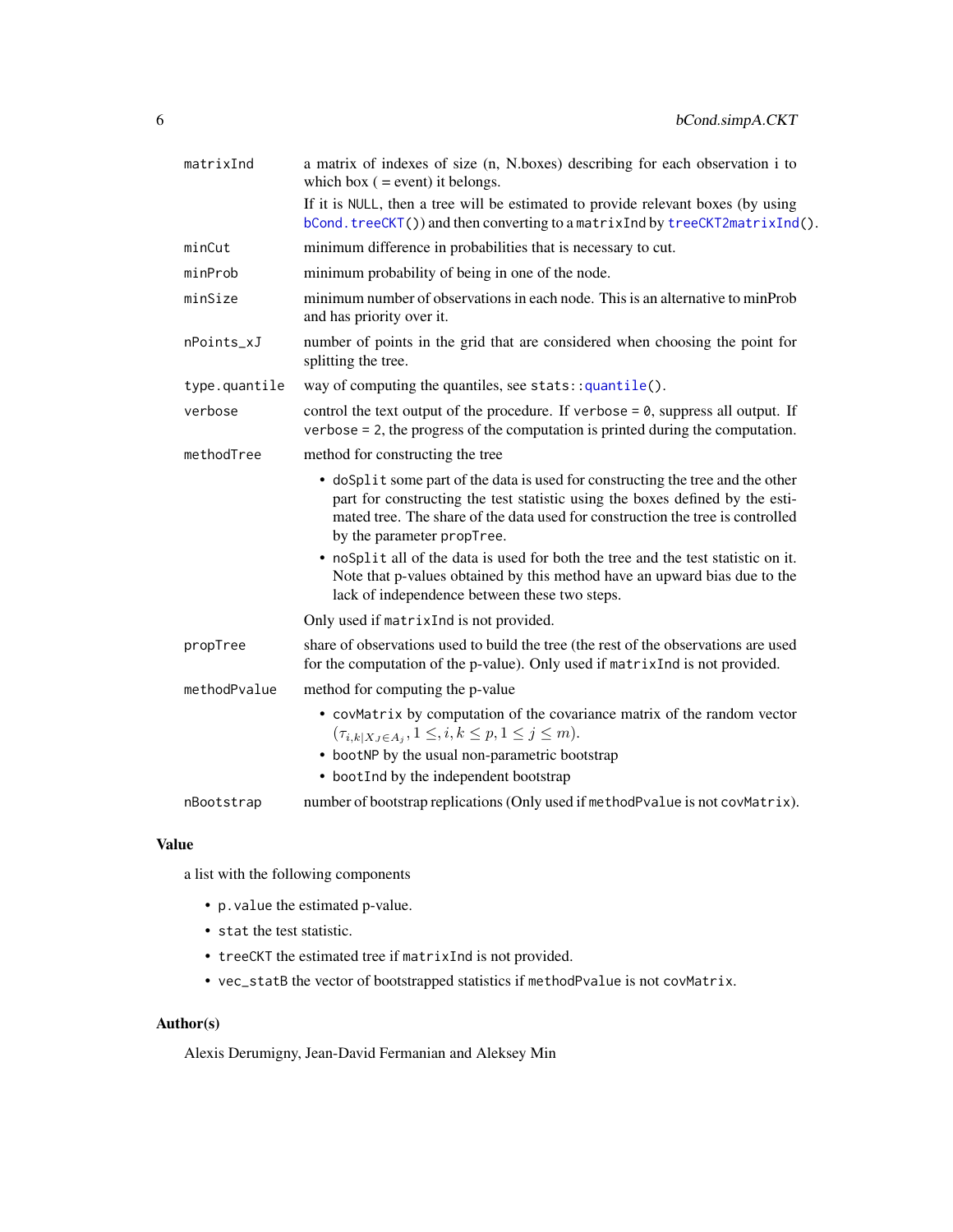| | |
|---|---|
| `matrixInd` | a matrix of indexes of size (n, N.boxes) describing for each observation i to which box ( = event) it belongs. If it is `NULL`, then a tree will be estimated to provide relevant boxes (by using `bCond.treeCKT()`) and then converting to a `matrixInd` by `treeCKT2matrixInd()`. |
| `minCut` | minimum difference in probabilities that is necessary to cut. |
| `minProb` | minimum probability of being in one of the node. |
| `minSize` | minimum number of observations in each node. This is an alternative to minProb and has priority over it. |
| `nPoints_xJ` | number of points in the grid that are considered when choosing the point for splitting the tree. |
| `type.quantile` | way of computing the quantiles, see `stats::quantile()`. |
| `verbose` | control the text output of the procedure. If `verbose = 0`, suppress all output. If `verbose = 2`, the progress of the computation is printed during the computation. |
| `methodTree` | method for constructing the tree<br>• `doSplit` some part of the data is used for constructing the tree and the other part for constructing the test statistic using the boxes defined by the estimated tree. The share of the data used for construction the tree is controlled by the parameter `propTree`.<br>• `noSplit` all of the data is used for both the tree and the test statistic on it. Note that p-values obtained by this method have an upward bias due to the lack of independence between these two steps.<br>Only used if `matrixInd` is not provided. |
| `propTree` | share of observations used to build the tree (the rest of the observations are used for the computation of the p-value). Only used if `matrixInd` is not provided. |
| `methodPvalue` | method for computing the p-value<br>• `covMatrix` by computation of the covariance matrix of the random vector $(\tau_{i,k\|X_J \in A_j}, 1 \leq, i, k \leq p, 1 \leq j \leq m)$.<br>• `bootNP` by the usual non-parametric bootstrap<br>• `bootInd` by the independent bootstrap |
| `nBootstrap` | number of bootstrap replications (Only used if `methodPvalue` is not `covMatrix`). |

## Value

a list with the following components

- `p.value` the estimated p-value.
- `stat` the test statistic.
- `treeCKT` the estimated tree if `matrixInd` is not provided.
- `vec_statB` the vector of bootstrapped statistics if `methodPvalue` is not `covMatrix`.

## Author(s)

Alexis Derumigny, Jean-David Fermanian and Aleksey Min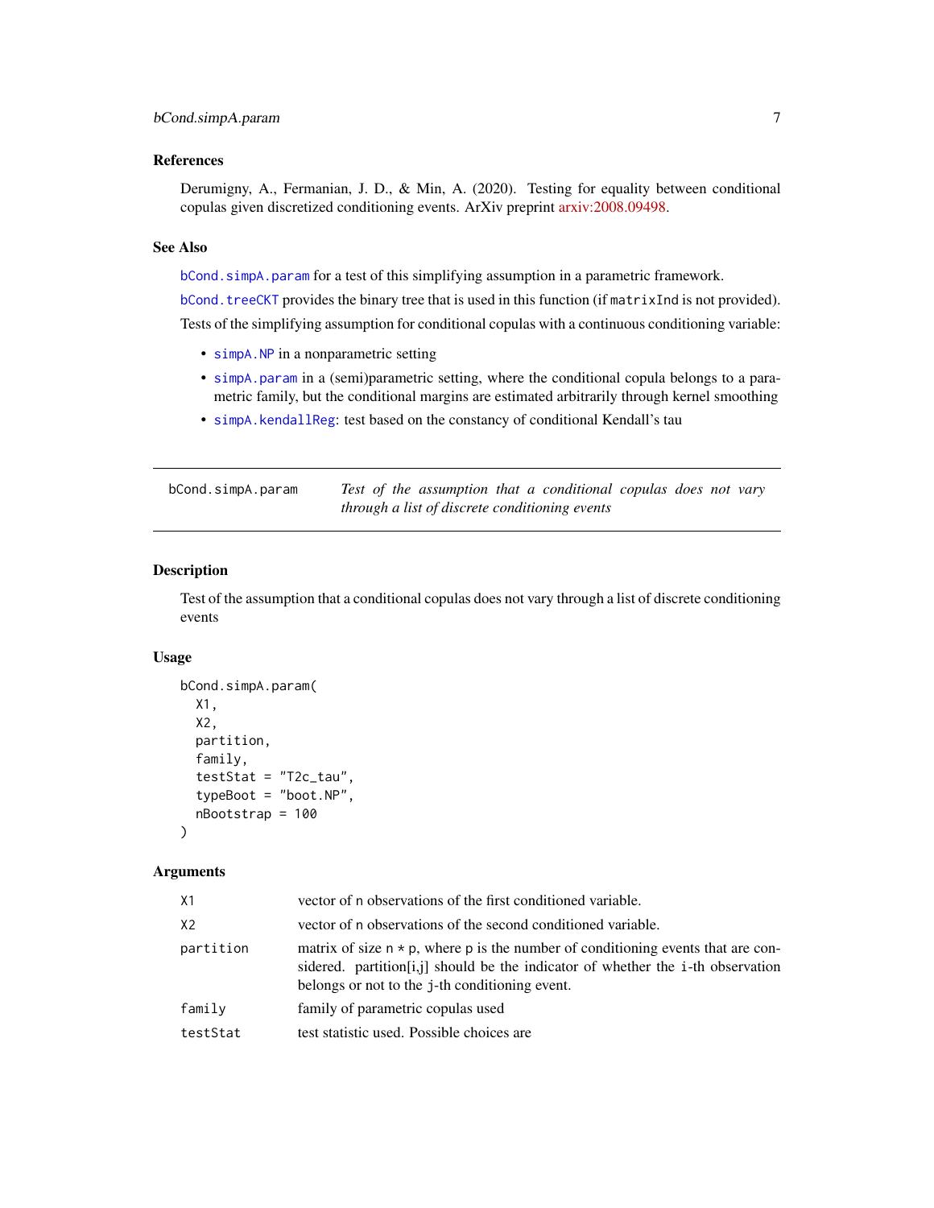### References

Derumigny, A., Fermanian, J. D., & Min, A. (2020). Testing for equality between conditional copulas given discretized conditioning events. ArXiv preprint arxiv:2008.09498.

### See Also

`bCond.simpA.param` for a test of this simplifying assumption in a parametric framework.

`bCond.treeCKT` provides the binary tree that is used in this function (if `matrixInd` is not provided).

Tests of the simplifying assumption for conditional copulas with a continuous conditioning variable:

- `simpA.NP` in a nonparametric setting
- `simpA.param` in a (semi)parametric setting, where the conditional copula belongs to a parametric family, but the conditional margins are estimated arbitrarily through kernel smoothing
- `simpA.kendallReg`: test based on the constancy of conditional Kendall's tau

---

## bCond.simpA.param — *Test of the assumption that a conditional copulas does not vary through a list of discrete conditioning events*

---

### Description

Test of the assumption that a conditional copulas does not vary through a list of discrete conditioning events

### Usage

```
bCond.simpA.param(
  X1,
  X2,
  partition,
  family,
  testStat = "T2c_tau",
  typeBoot = "boot.NP",
  nBootstrap = 100
)
```

### Arguments

| | |
|---|---|
| `X1` | vector of `n` observations of the first conditioned variable. |
| `X2` | vector of `n` observations of the second conditioned variable. |
| `partition` | matrix of size `n * p`, where `p` is the number of conditioning events that are considered. partition[i,j] should be the indicator of whether the `i`-th observation belongs or not to the `j`-th conditioning event. |
| `family` | family of parametric copulas used |
| `testStat` | test statistic used. Possible choices are |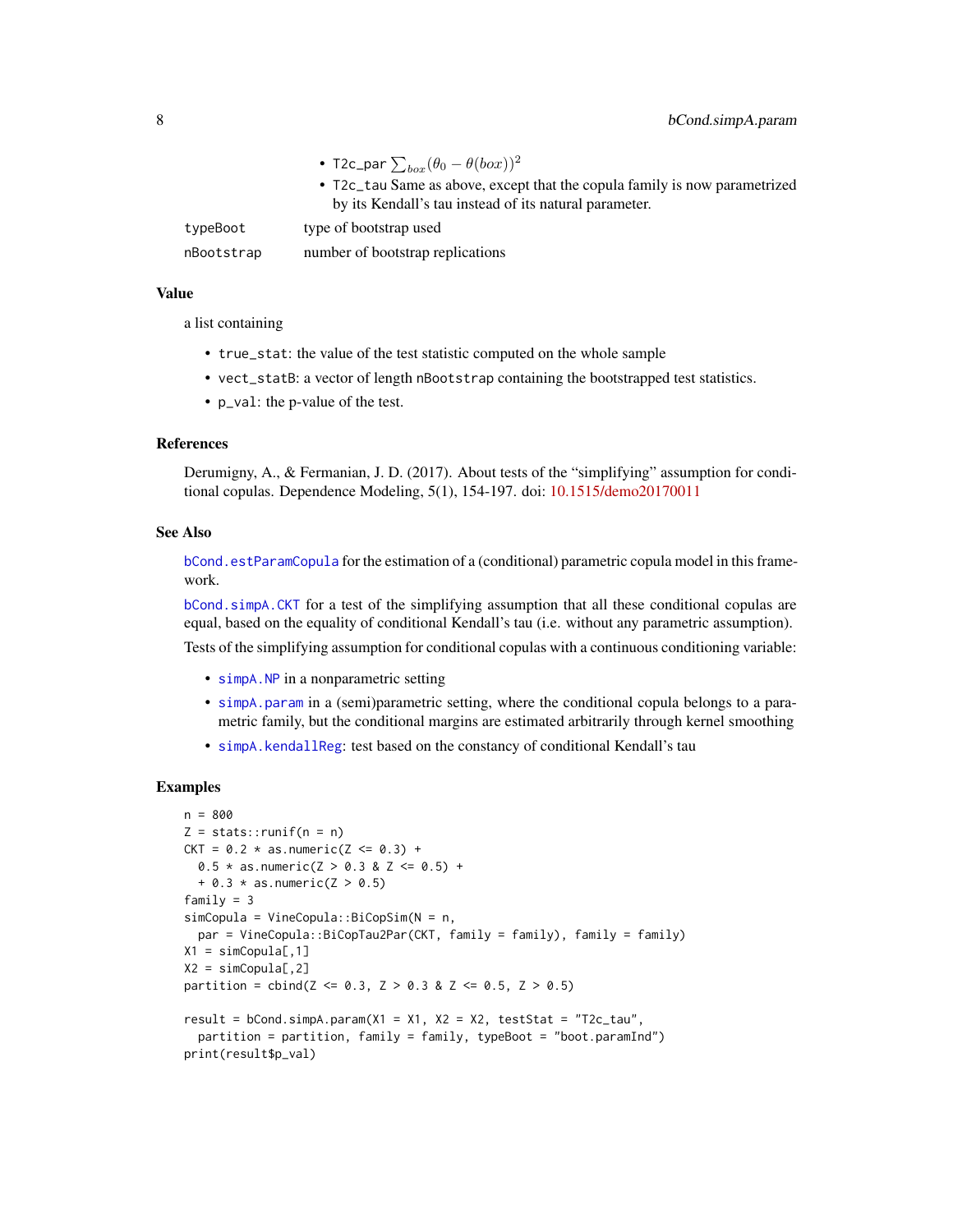- `T2c_par` $\sum_{box} (\theta_0 - \theta(box))^2$
- `T2c_tau` Same as above, except that the copula family is now parametrized by its Kendall's tau instead of its natural parameter.

`typeBoot` type of bootstrap used

`nBootstrap` number of bootstrap replications

## Value

a list containing

- `true_stat`: the value of the test statistic computed on the whole sample
- `vect_statB`: a vector of length `nBootstrap` containing the bootstrapped test statistics.
- `p_val`: the p-value of the test.

## References

Derumigny, A., & Fermanian, J. D. (2017). About tests of the "simplifying" assumption for conditional copulas. Dependence Modeling, 5(1), 154-197. doi: 10.1515/demo20170011

## See Also

`bCond.estParamCopula` for the estimation of a (conditional) parametric copula model in this framework.

`bCond.simpA.CKT` for a test of the simplifying assumption that all these conditional copulas are equal, based on the equality of conditional Kendall's tau (i.e. without any parametric assumption).

Tests of the simplifying assumption for conditional copulas with a continuous conditioning variable:

- `simpA.NP` in a nonparametric setting
- `simpA.param` in a (semi)parametric setting, where the conditional copula belongs to a parametric family, but the conditional margins are estimated arbitrarily through kernel smoothing
- `simpA.kendallReg`: test based on the constancy of conditional Kendall's tau

## Examples

```
n = 800
Z = stats::runif(n = n)
CKT = 0.2 * as.numeric(Z <= 0.3) +
  0.5 * as.numeric(Z > 0.3 & Z <= 0.5) +
  + 0.3 * as.numeric(Z > 0.5)
family = 3
simCopula = VineCopula::BiCopSim(N = n,
  par = VineCopula::BiCopTau2Par(CKT, family = family), family = family)
X1 = simCopula[,1]
X2 = simCopula[,2]
partition = cbind(Z <= 0.3, Z > 0.3 & Z <= 0.5, Z > 0.5)

result = bCond.simpA.param(X1 = X1, X2 = X2, testStat = "T2c_tau",
  partition = partition, family = family, typeBoot = "boot.paramInd")
print(result$p_val)
```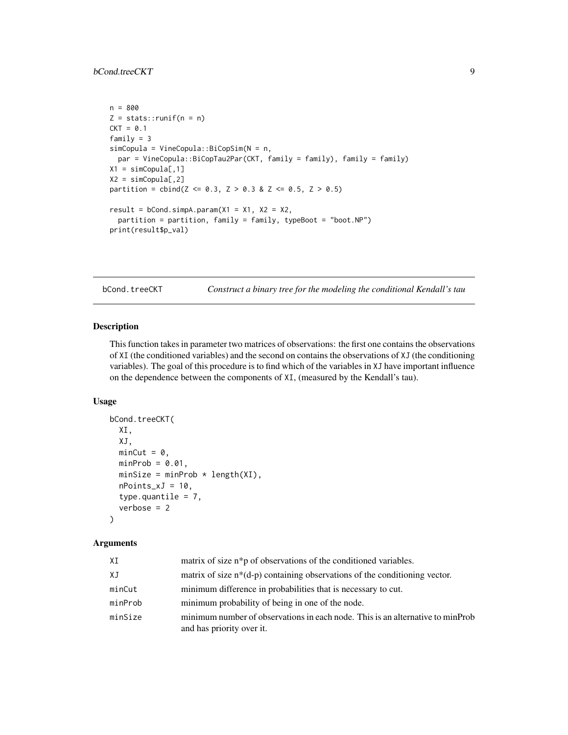```
n = 800
Z = stats::runif(n = n)
CKT = 0.1
family = 3
simCopula = VineCopula::BiCopSim(N = n,
  par = VineCopula::BiCopTau2Par(CKT, family = family), family = family)
X1 = simCopula[,1]
X2 = simCopula[,2]
partition = cbind(Z <= 0.3, Z > 0.3 & Z <= 0.5, Z > 0.5)

result = bCond.simpA.param(X1 = X1, X2 = X2,
  partition = partition, family = family, typeBoot = "boot.NP")
print(result$p_val)
```

---

## bCond.treeCKT — *Construct a binary tree for the modeling the conditional Kendall's tau*

### Description

This function takes in parameter two matrices of observations: the first one contains the observations of XI (the conditioned variables) and the second on contains the observations of XJ (the conditioning variables). The goal of this procedure is to find which of the variables in XJ have important influence on the dependence between the components of XI, (measured by the Kendall's tau).

### Usage

```
bCond.treeCKT(
  XI,
  XJ,
  minCut = 0,
  minProb = 0.01,
  minSize = minProb * length(XI),
  nPoints_xJ = 10,
  type.quantile = 7,
  verbose = 2
)
```

### Arguments

| Argument | Description |
|---|---|
| XI | matrix of size n*p of observations of the conditioned variables. |
| XJ | matrix of size n*(d-p) containing observations of the conditioning vector. |
| minCut | minimum difference in probabilities that is necessary to cut. |
| minProb | minimum probability of being in one of the node. |
| minSize | minimum number of observations in each node. This is an alternative to minProb and has priority over it. |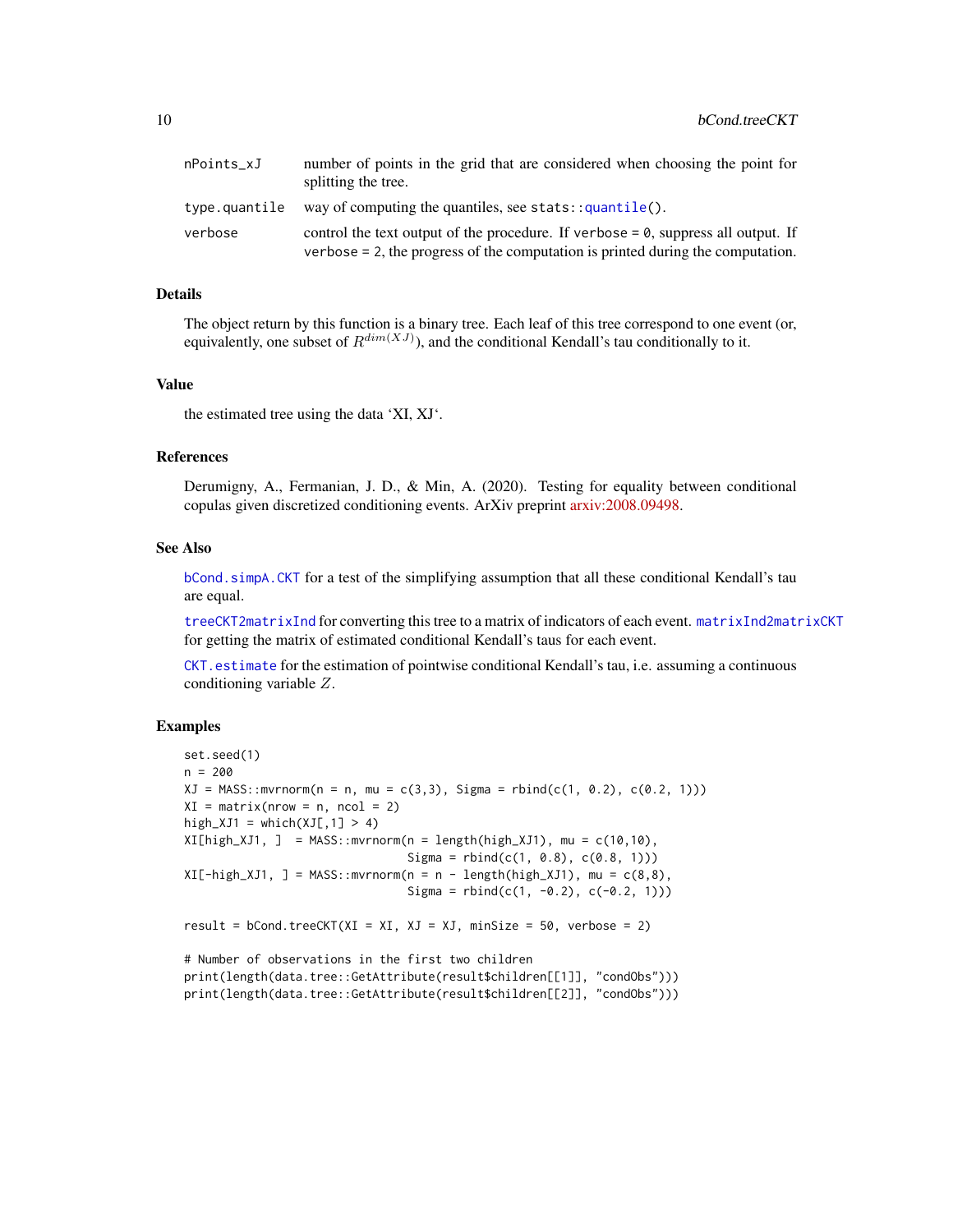| | |
|---|---|
| nPoints_xJ | number of points in the grid that are considered when choosing the point for splitting the tree. |
| type.quantile | way of computing the quantiles, see stats::quantile(). |
| verbose | control the text output of the procedure. If verbose = 0, suppress all output. If verbose = 2, the progress of the computation is printed during the computation. |

## Details

The object return by this function is a binary tree. Each leaf of this tree correspond to one event (or, equivalently, one subset of $R^{dim(XJ)}$), and the conditional Kendall's tau conditionally to it.

## Value

the estimated tree using the data 'XI, XJ'.

## References

Derumigny, A., Fermanian, J. D., & Min, A. (2020). Testing for equality between conditional copulas given discretized conditioning events. ArXiv preprint arxiv:2008.09498.

## See Also

bCond.simpA.CKT for a test of the simplifying assumption that all these conditional Kendall's tau are equal.

treeCKT2matrixInd for converting this tree to a matrix of indicators of each event. matrixInd2matrixCKT for getting the matrix of estimated conditional Kendall's taus for each event.

CKT.estimate for the estimation of pointwise conditional Kendall's tau, i.e. assuming a continuous conditioning variable $Z$.

## Examples

```
set.seed(1)
n = 200
XJ = MASS::mvrnorm(n = n, mu = c(3,3), Sigma = rbind(c(1, 0.2), c(0.2, 1)))
XI = matrix(nrow = n, ncol = 2)
high_XJ1 = which(XJ[,1] > 4)
XI[high_XJ1, ]  = MASS::mvrnorm(n = length(high_XJ1), mu = c(10,10),
                                Sigma = rbind(c(1, 0.8), c(0.8, 1)))
XI[-high_XJ1, ] = MASS::mvrnorm(n = n - length(high_XJ1), mu = c(8,8),
                                Sigma = rbind(c(1, -0.2), c(-0.2, 1)))

result = bCond.treeCKT(XI = XI, XJ = XJ, minSize = 50, verbose = 2)

# Number of observations in the first two children
print(length(data.tree::GetAttribute(result$children[[1]], "condObs")))
print(length(data.tree::GetAttribute(result$children[[2]], "condObs")))
```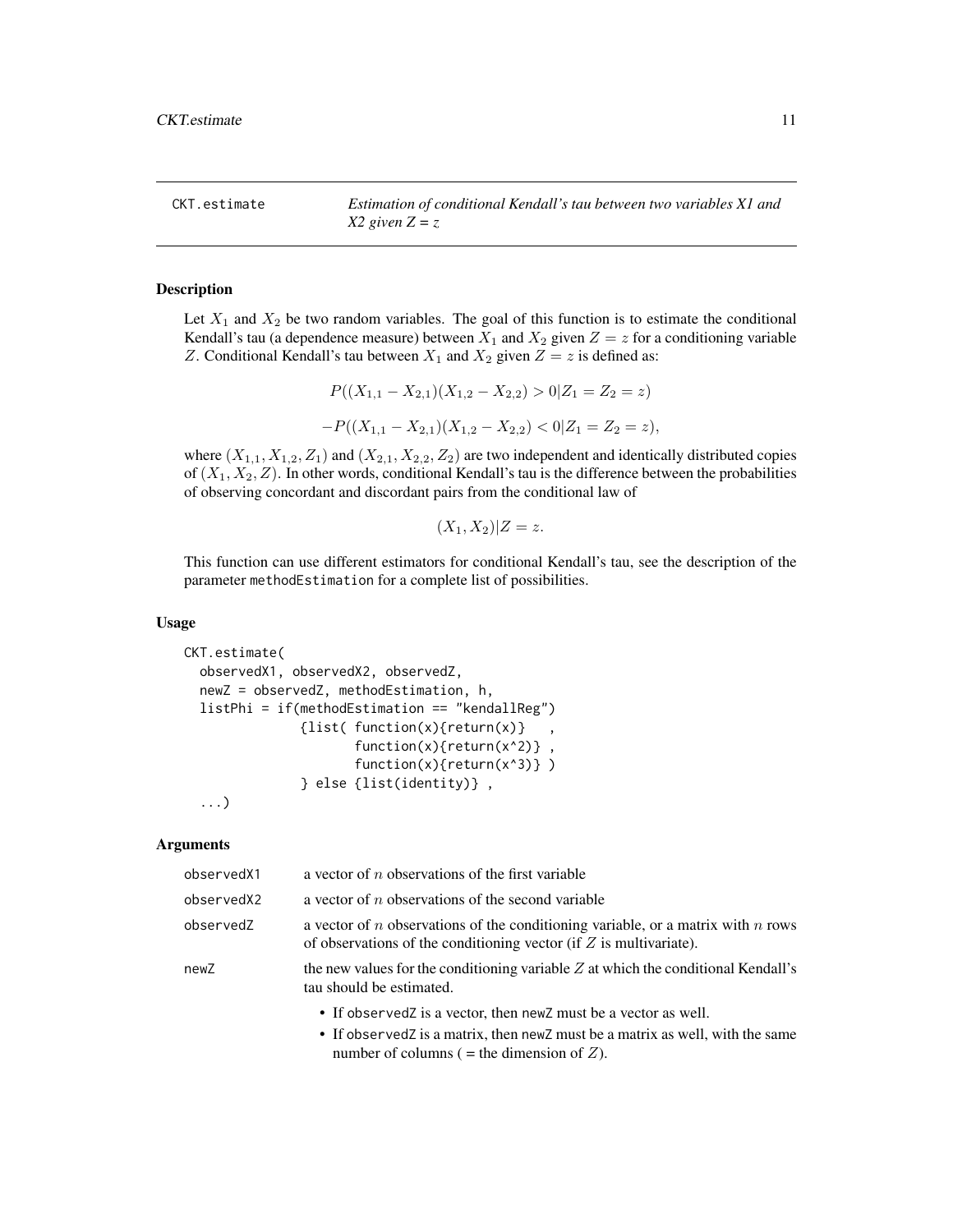## CKT.estimate — *Estimation of conditional Kendall's tau between two variables X1 and X2 given Z = z*

### Description

Let $X_1$ and $X_2$ be two random variables. The goal of this function is to estimate the conditional Kendall's tau (a dependence measure) between $X_1$ and $X_2$ given $Z = z$ for a conditioning variable $Z$. Conditional Kendall's tau between $X_1$ and $X_2$ given $Z = z$ is defined as:

$$P((X_{1,1} - X_{2,1})(X_{1,2} - X_{2,2}) > 0 | Z_1 = Z_2 = z)$$

$$-P((X_{1,1} - X_{2,1})(X_{1,2} - X_{2,2}) < 0 | Z_1 = Z_2 = z),$$

where $(X_{1,1}, X_{1,2}, Z_1)$ and $(X_{2,1}, X_{2,2}, Z_2)$ are two independent and identically distributed copies of $(X_1, X_2, Z)$. In other words, conditional Kendall's tau is the difference between the probabilities of observing concordant and discordant pairs from the conditional law of

$$(X_1, X_2) | Z = z.$$

This function can use different estimators for conditional Kendall's tau, see the description of the parameter methodEstimation for a complete list of possibilities.

### Usage

```
CKT.estimate(
  observedX1, observedX2, observedZ,
  newZ = observedZ, methodEstimation, h,
  listPhi = if(methodEstimation == "kendallReg")
              {list( function(x){return(x)}   ,
                     function(x){return(x^2)} ,
                     function(x){return(x^3)} )
              } else {list(identity)} ,
  ...)
```

### Arguments

| | |
|---|---|
| observedX1 | a vector of $n$ observations of the first variable |
| observedX2 | a vector of $n$ observations of the second variable |
| observedZ | a vector of $n$ observations of the conditioning variable, or a matrix with $n$ rows of observations of the conditioning vector (if $Z$ is multivariate). |
| newZ | the new values for the conditioning variable $Z$ at which the conditional Kendall's tau should be estimated.<br>• If observedZ is a vector, then newZ must be a vector as well.<br>• If observedZ is a matrix, then newZ must be a matrix as well, with the same number of columns ( = the dimension of $Z$). |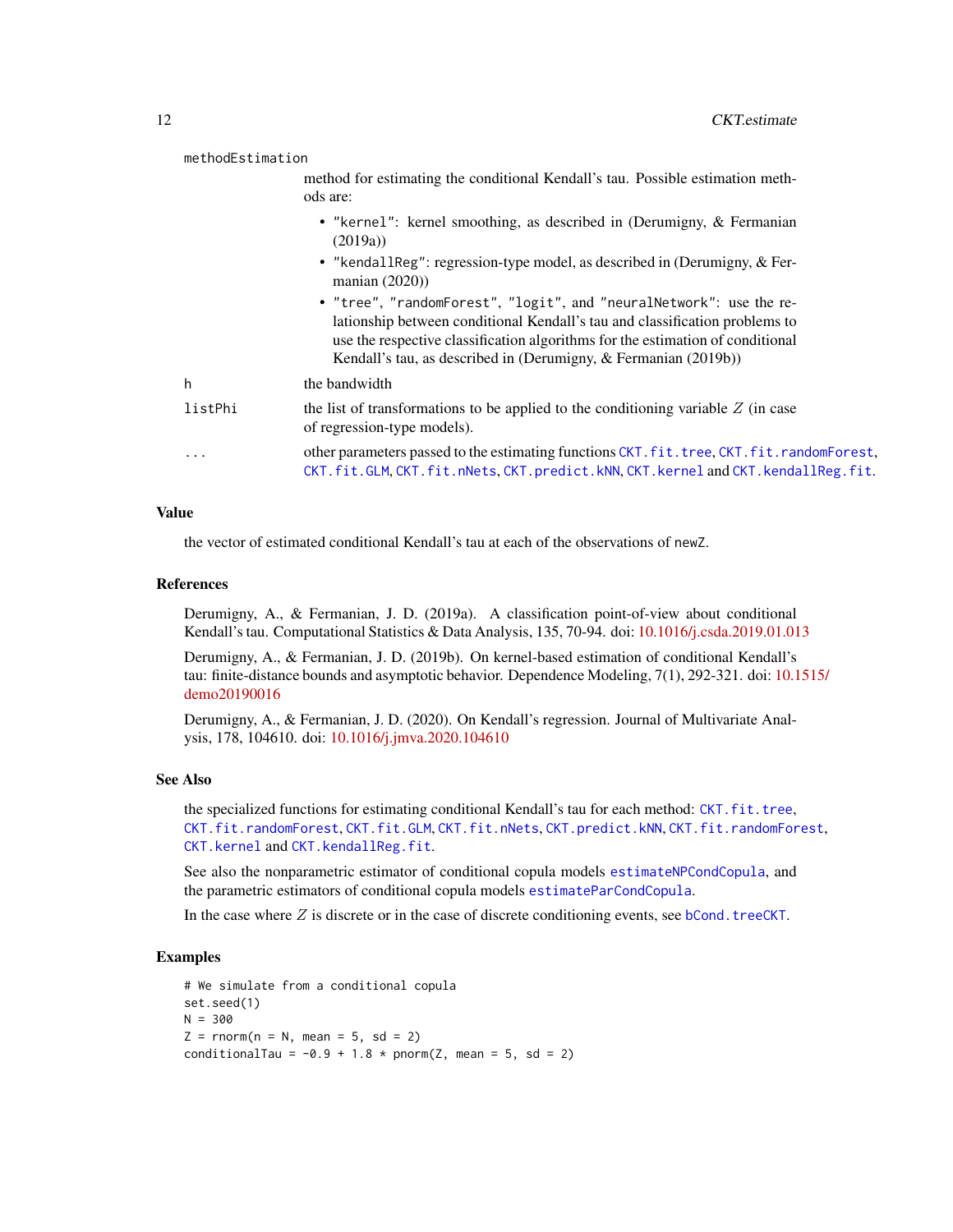`methodEstimation`
: method for estimating the conditional Kendall's tau. Possible estimation methods are:
  - `"kernel"`: kernel smoothing, as described in (Derumigny, & Fermanian (2019a))
  - `"kendallReg"`: regression-type model, as described in (Derumigny, & Fermanian (2020))
  - `"tree"`, `"randomForest"`, `"logit"`, and `"neuralNetwork"`: use the relationship between conditional Kendall's tau and classification problems to use the respective classification algorithms for the estimation of conditional Kendall's tau, as described in (Derumigny, & Fermanian (2019b))

`h`
: the bandwidth

`listPhi`
: the list of transformations to be applied to the conditioning variable $Z$ (in case of regression-type models).

`...`
: other parameters passed to the estimating functions `CKT.fit.tree`, `CKT.fit.randomForest`, `CKT.fit.GLM`, `CKT.fit.nNets`, `CKT.predict.kNN`, `CKT.kernel` and `CKT.kendallReg.fit`.

## Value

the vector of estimated conditional Kendall's tau at each of the observations of `newZ`.

## References

Derumigny, A., & Fermanian, J. D. (2019a). A classification point-of-view about conditional Kendall's tau. Computational Statistics & Data Analysis, 135, 70-94. doi: 10.1016/j.csda.2019.01.013

Derumigny, A., & Fermanian, J. D. (2019b). On kernel-based estimation of conditional Kendall's tau: finite-distance bounds and asymptotic behavior. Dependence Modeling, 7(1), 292-321. doi: 10.1515/demo20190016

Derumigny, A., & Fermanian, J. D. (2020). On Kendall's regression. Journal of Multivariate Analysis, 178, 104610. doi: 10.1016/j.jmva.2020.104610

## See Also

the specialized functions for estimating conditional Kendall's tau for each method: `CKT.fit.tree`, `CKT.fit.randomForest`, `CKT.fit.GLM`, `CKT.fit.nNets`, `CKT.predict.kNN`, `CKT.fit.randomForest`, `CKT.kernel` and `CKT.kendallReg.fit`.

See also the nonparametric estimator of conditional copula models `estimateNPCondCopula`, and the parametric estimators of conditional copula models `estimateParCondCopula`.

In the case where $Z$ is discrete or in the case of discrete conditioning events, see `bCond.treeCKT`.

## Examples

```
# We simulate from a conditional copula
set.seed(1)
N = 300
Z = rnorm(n = N, mean = 5, sd = 2)
conditionalTau = -0.9 + 1.8 * pnorm(Z, mean = 5, sd = 2)
```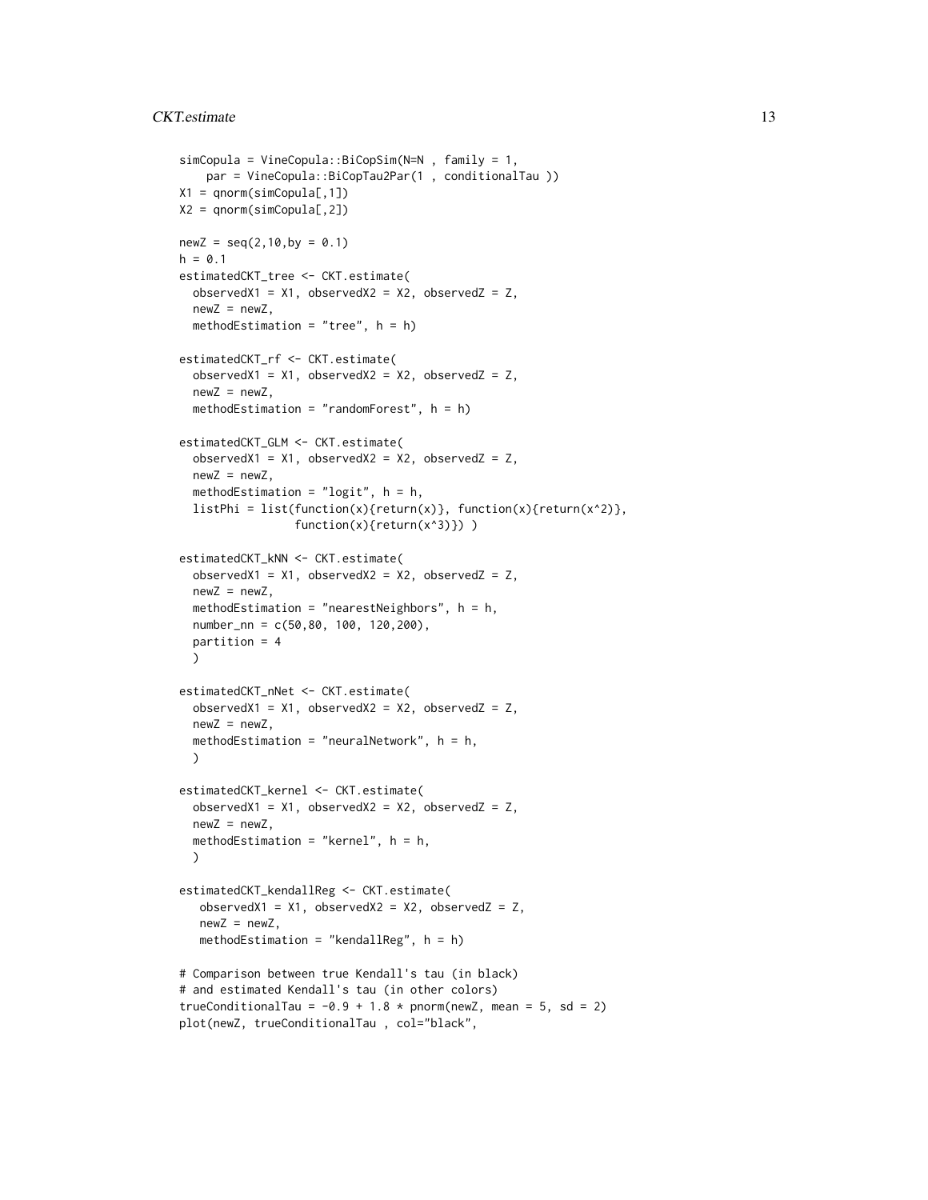```
simCopula = VineCopula::BiCopSim(N=N , family = 1,
    par = VineCopula::BiCopTau2Par(1 , conditionalTau ))
X1 = qnorm(simCopula[,1])
X2 = qnorm(simCopula[,2])

newZ = seq(2,10,by = 0.1)
h = 0.1
estimatedCKT_tree <- CKT.estimate(
  observedX1 = X1, observedX2 = X2, observedZ = Z,
  newZ = newZ,
  methodEstimation = "tree", h = h)

estimatedCKT_rf <- CKT.estimate(
  observedX1 = X1, observedX2 = X2, observedZ = Z,
  newZ = newZ,
  methodEstimation = "randomForest", h = h)

estimatedCKT_GLM <- CKT.estimate(
  observedX1 = X1, observedX2 = X2, observedZ = Z,
  newZ = newZ,
  methodEstimation = "logit", h = h,
  listPhi = list(function(x){return(x)}, function(x){return(x^2)},
                 function(x){return(x^3)}) )

estimatedCKT_kNN <- CKT.estimate(
  observedX1 = X1, observedX2 = X2, observedZ = Z,
  newZ = newZ,
  methodEstimation = "nearestNeighbors", h = h,
  number_nn = c(50,80, 100, 120,200),
  partition = 4
  )

estimatedCKT_nNet <- CKT.estimate(
  observedX1 = X1, observedX2 = X2, observedZ = Z,
  newZ = newZ,
  methodEstimation = "neuralNetwork", h = h,
  )

estimatedCKT_kernel <- CKT.estimate(
  observedX1 = X1, observedX2 = X2, observedZ = Z,
  newZ = newZ,
  methodEstimation = "kernel", h = h,
  )

estimatedCKT_kendallReg <- CKT.estimate(
   observedX1 = X1, observedX2 = X2, observedZ = Z,
   newZ = newZ,
   methodEstimation = "kendallReg", h = h)

# Comparison between true Kendall's tau (in black)
# and estimated Kendall's tau (in other colors)
trueConditionalTau = -0.9 + 1.8 * pnorm(newZ, mean = 5, sd = 2)
plot(newZ, trueConditionalTau , col="black",
```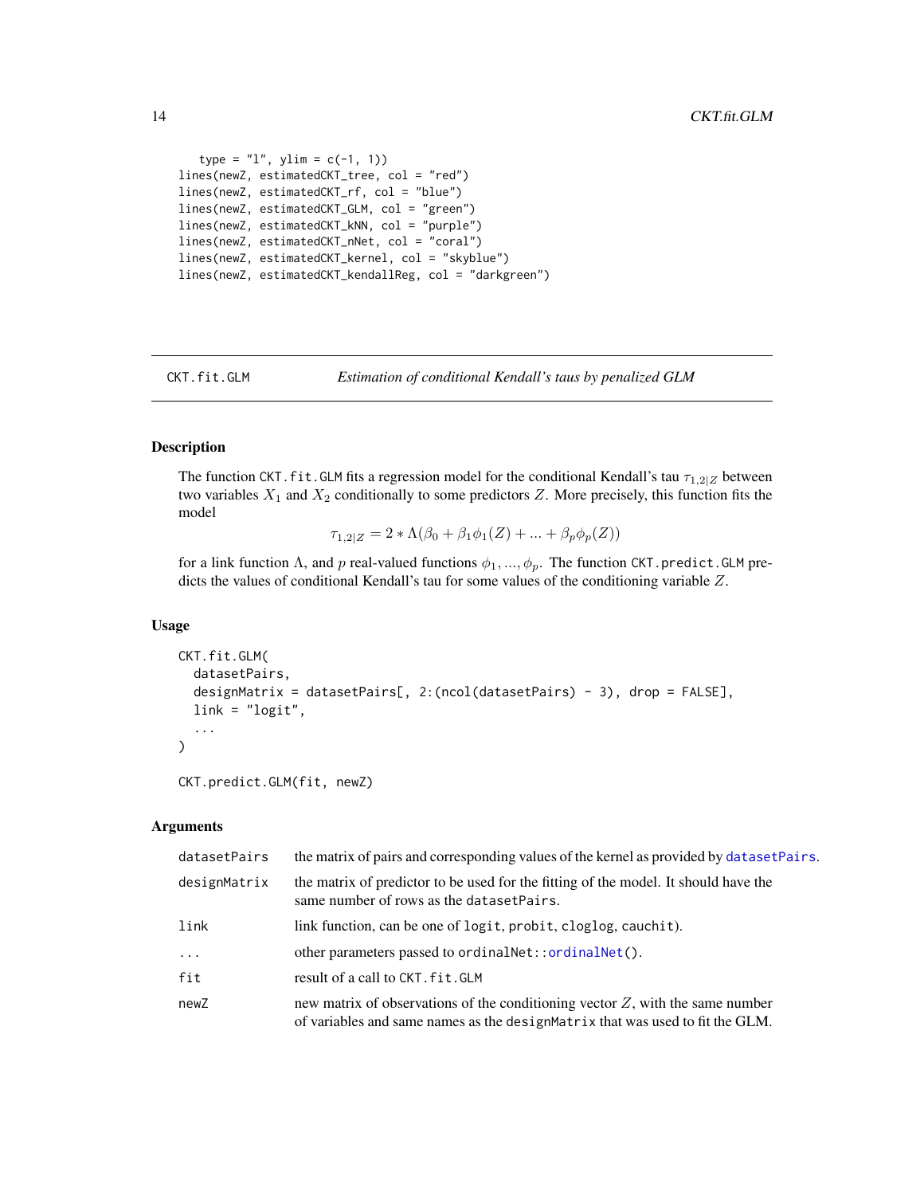```
    type = "l", ylim = c(-1, 1))
lines(newZ, estimatedCKT_tree, col = "red")
lines(newZ, estimatedCKT_rf, col = "blue")
lines(newZ, estimatedCKT_GLM, col = "green")
lines(newZ, estimatedCKT_kNN, col = "purple")
lines(newZ, estimatedCKT_nNet, col = "coral")
lines(newZ, estimatedCKT_kernel, col = "skyblue")
lines(newZ, estimatedCKT_kendallReg, col = "darkgreen")
```

---

## CKT.fit.GLM — *Estimation of conditional Kendall's taus by penalized GLM*

---

### Description

The function `CKT.fit.GLM` fits a regression model for the conditional Kendall's tau $\tau_{1,2|Z}$ between two variables $X_1$ and $X_2$ conditionally to some predictors $Z$. More precisely, this function fits the model

$$\tau_{1,2|Z} = 2 * \Lambda(\beta_0 + \beta_1 \phi_1(Z) + ... + \beta_p \phi_p(Z))$$

for a link function $\Lambda$, and $p$ real-valued functions $\phi_1, ..., \phi_p$. The function `CKT.predict.GLM` predicts the values of conditional Kendall's tau for some values of the conditioning variable $Z$.

### Usage

```
CKT.fit.GLM(
  datasetPairs,
  designMatrix = datasetPairs[, 2:(ncol(datasetPairs) - 3), drop = FALSE],
  link = "logit",
  ...
)

CKT.predict.GLM(fit, newZ)
```

### Arguments

| | |
|---|---|
| `datasetPairs` | the matrix of pairs and corresponding values of the kernel as provided by `datasetPairs`. |
| `designMatrix` | the matrix of predictor to be used for the fitting of the model. It should have the same number of rows as the `datasetPairs`. |
| `link` | link function, can be one of `logit`, `probit`, `cloglog`, `cauchit`). |
| `...` | other parameters passed to `ordinalNet::ordinalNet()`. |
| `fit` | result of a call to `CKT.fit.GLM` |
| `newZ` | new matrix of observations of the conditioning vector $Z$, with the same number of variables and same names as the `designMatrix` that was used to fit the GLM. |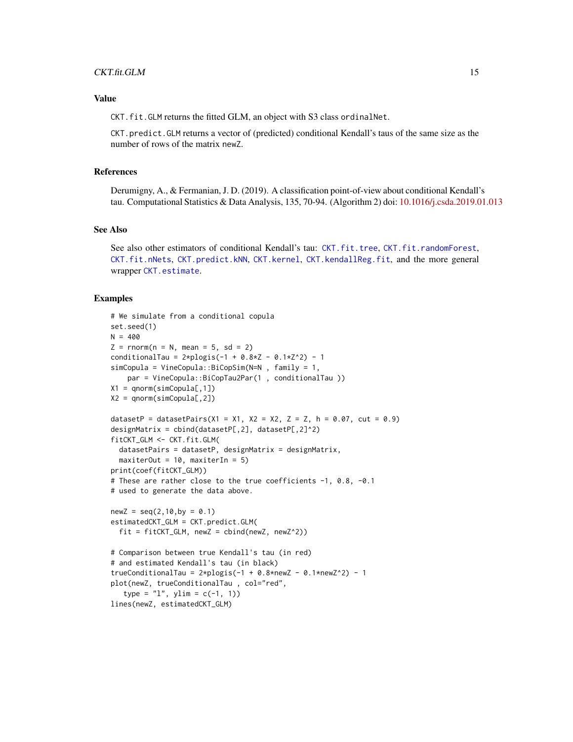## Value

`CKT.fit.GLM` returns the fitted GLM, an object with S3 class `ordinalNet`.

`CKT.predict.GLM` returns a vector of (predicted) conditional Kendall's taus of the same size as the number of rows of the matrix `newZ`.

## References

Derumigny, A., & Fermanian, J. D. (2019). A classification point-of-view about conditional Kendall's tau. Computational Statistics & Data Analysis, 135, 70-94. (Algorithm 2) doi: 10.1016/j.csda.2019.01.013

## See Also

See also other estimators of conditional Kendall's tau: `CKT.fit.tree`, `CKT.fit.randomForest`, `CKT.fit.nNets`, `CKT.predict.kNN`, `CKT.kernel`, `CKT.kendallReg.fit`, and the more general wrapper `CKT.estimate`.

## Examples

```
# We simulate from a conditional copula
set.seed(1)
N = 400
Z = rnorm(n = N, mean = 5, sd = 2)
conditionalTau = 2*plogis(-1 + 0.8*Z - 0.1*Z^2) - 1
simCopula = VineCopula::BiCopSim(N=N , family = 1,
    par = VineCopula::BiCopTau2Par(1 , conditionalTau ))
X1 = qnorm(simCopula[,1])
X2 = qnorm(simCopula[,2])

datasetP = datasetPairs(X1 = X1, X2 = X2, Z = Z, h = 0.07, cut = 0.9)
designMatrix = cbind(datasetP[,2], datasetP[,2]^2)
fitCKT_GLM <- CKT.fit.GLM(
  datasetPairs = datasetP, designMatrix = designMatrix,
  maxiterOut = 10, maxiterIn = 5)
print(coef(fitCKT_GLM))
# These are rather close to the true coefficients -1, 0.8, -0.1
# used to generate the data above.

newZ = seq(2,10,by = 0.1)
estimatedCKT_GLM = CKT.predict.GLM(
  fit = fitCKT_GLM, newZ = cbind(newZ, newZ^2))

# Comparison between true Kendall's tau (in red)
# and estimated Kendall's tau (in black)
trueConditionalTau = 2*plogis(-1 + 0.8*newZ - 0.1*newZ^2) - 1
plot(newZ, trueConditionalTau , col="red",
   type = "l", ylim = c(-1, 1))
lines(newZ, estimatedCKT_GLM)
```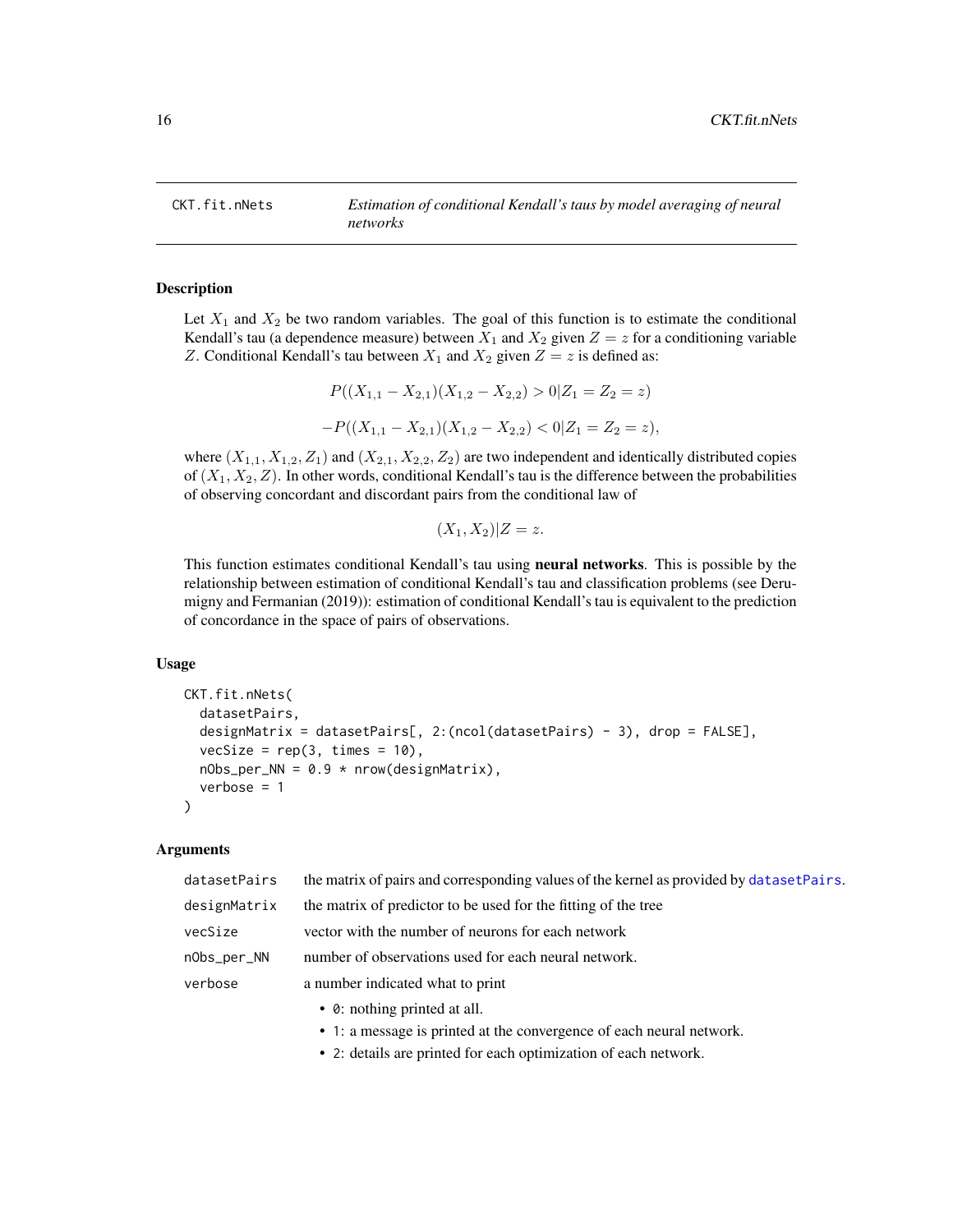# CKT.fit.nNets

*Estimation of conditional Kendall's taus by model averaging of neural networks*

## Description

Let $X_1$ and $X_2$ be two random variables. The goal of this function is to estimate the conditional Kendall's tau (a dependence measure) between $X_1$ and $X_2$ given $Z = z$ for a conditioning variable $Z$. Conditional Kendall's tau between $X_1$ and $X_2$ given $Z = z$ is defined as:

$$P((X_{1,1} - X_{2,1})(X_{1,2} - X_{2,2}) > 0 | Z_1 = Z_2 = z)$$

$$-P((X_{1,1} - X_{2,1})(X_{1,2} - X_{2,2}) < 0 | Z_1 = Z_2 = z),$$

where $(X_{1,1}, X_{1,2}, Z_1)$ and $(X_{2,1}, X_{2,2}, Z_2)$ are two independent and identically distributed copies of $(X_1, X_2, Z)$. In other words, conditional Kendall's tau is the difference between the probabilities of observing concordant and discordant pairs from the conditional law of

$$(X_1, X_2) | Z = z.$$

This function estimates conditional Kendall's tau using **neural networks**. This is possible by the relationship between estimation of conditional Kendall's tau and classification problems (see Derumigny and Fermanian (2019)): estimation of conditional Kendall's tau is equivalent to the prediction of concordance in the space of pairs of observations.

## Usage

```
CKT.fit.nNets(
  datasetPairs,
  designMatrix = datasetPairs[, 2:(ncol(datasetPairs) - 3), drop = FALSE],
  vecSize = rep(3, times = 10),
  nObs_per_NN = 0.9 * nrow(designMatrix),
  verbose = 1
)
```

## Arguments

| | |
|---|---|
| datasetPairs | the matrix of pairs and corresponding values of the kernel as provided by datasetPairs. |
| designMatrix | the matrix of predictor to be used for the fitting of the tree |
| vecSize | vector with the number of neurons for each network |
| nObs_per_NN | number of observations used for each neural network. |
| verbose | a number indicated what to print<br>• 0: nothing printed at all.<br>• 1: a message is printed at the convergence of each neural network.<br>• 2: details are printed for each optimization of each network. |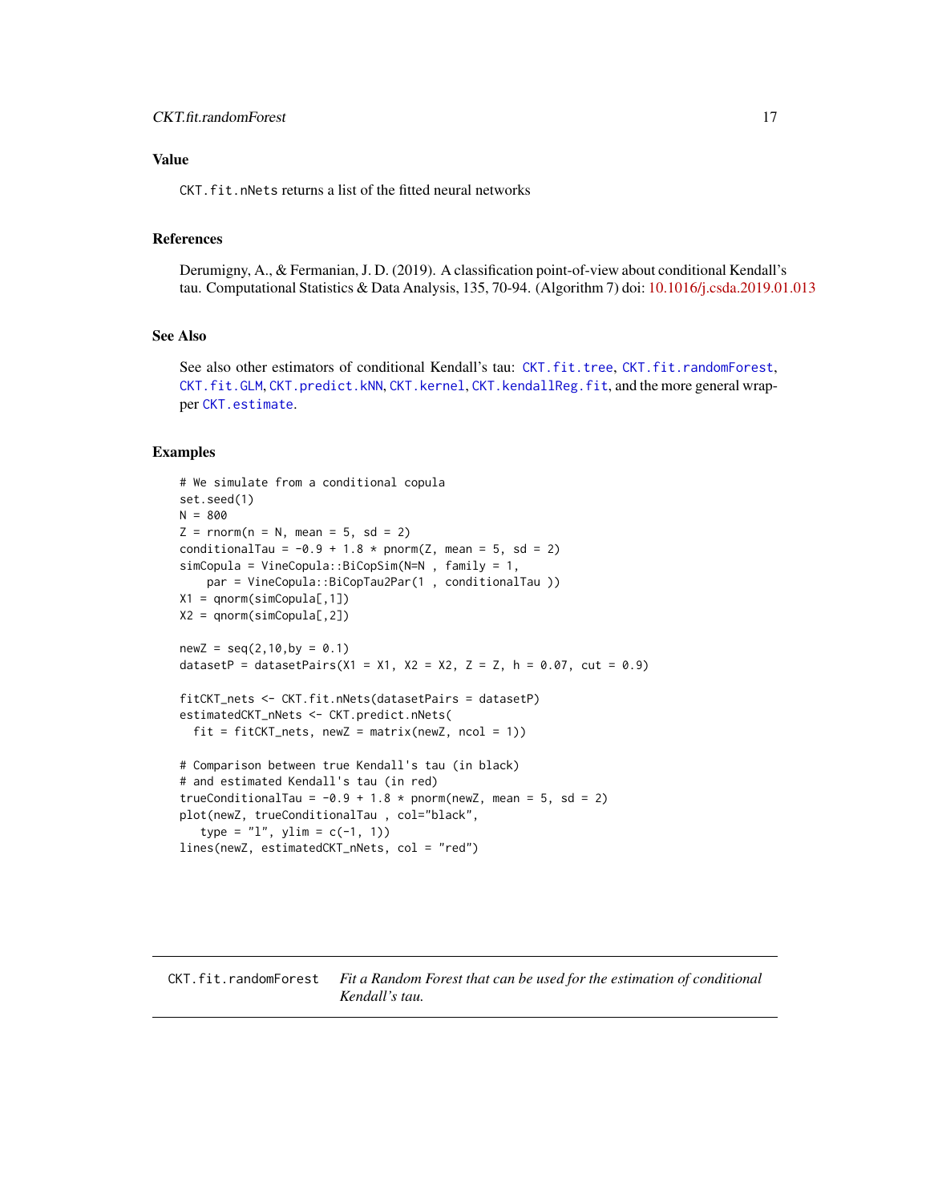## Value

`CKT.fit.nNets` returns a list of the fitted neural networks

## References

Derumigny, A., & Fermanian, J. D. (2019). A classification point-of-view about conditional Kendall's tau. Computational Statistics & Data Analysis, 135, 70-94. (Algorithm 7) doi: 10.1016/j.csda.2019.01.013

## See Also

See also other estimators of conditional Kendall's tau: `CKT.fit.tree`, `CKT.fit.randomForest`, `CKT.fit.GLM`, `CKT.predict.kNN`, `CKT.kernel`, `CKT.kendallReg.fit`, and the more general wrapper `CKT.estimate`.

## Examples

```
# We simulate from a conditional copula
set.seed(1)
N = 800
Z = rnorm(n = N, mean = 5, sd = 2)
conditionalTau = -0.9 + 1.8 * pnorm(Z, mean = 5, sd = 2)
simCopula = VineCopula::BiCopSim(N=N , family = 1,
    par = VineCopula::BiCopTau2Par(1 , conditionalTau ))
X1 = qnorm(simCopula[,1])
X2 = qnorm(simCopula[,2])

newZ = seq(2,10,by = 0.1)
datasetP = datasetPairs(X1 = X1, X2 = X2, Z = Z, h = 0.07, cut = 0.9)

fitCKT_nets <- CKT.fit.nNets(datasetPairs = datasetP)
estimatedCKT_nNets <- CKT.predict.nNets(
  fit = fitCKT_nets, newZ = matrix(newZ, ncol = 1))

# Comparison between true Kendall's tau (in black)
# and estimated Kendall's tau (in red)
trueConditionalTau = -0.9 + 1.8 * pnorm(newZ, mean = 5, sd = 2)
plot(newZ, trueConditionalTau , col="black",
   type = "l", ylim = c(-1, 1))
lines(newZ, estimatedCKT_nNets, col = "red")
```

---

`CKT.fit.randomForest` *Fit a Random Forest that can be used for the estimation of conditional Kendall's tau.*

---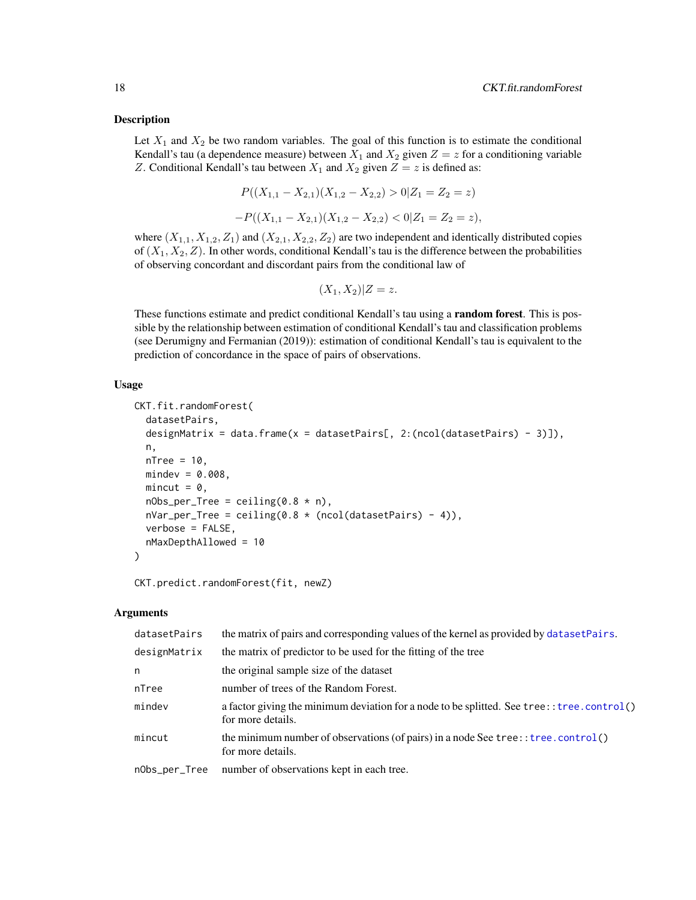### Description

Let $X_1$ and $X_2$ be two random variables. The goal of this function is to estimate the conditional Kendall's tau (a dependence measure) between $X_1$ and $X_2$ given $Z = z$ for a conditioning variable $Z$. Conditional Kendall's tau between $X_1$ and $X_2$ given $Z = z$ is defined as:

$$P((X_{1,1} - X_{2,1})(X_{1,2} - X_{2,2}) > 0 | Z_1 = Z_2 = z)$$

$$-P((X_{1,1} - X_{2,1})(X_{1,2} - X_{2,2}) < 0 | Z_1 = Z_2 = z),$$

where $(X_{1,1}, X_{1,2}, Z_1)$ and $(X_{2,1}, X_{2,2}, Z_2)$ are two independent and identically distributed copies of $(X_1, X_2, Z)$. In other words, conditional Kendall's tau is the difference between the probabilities of observing concordant and discordant pairs from the conditional law of

$$(X_1, X_2) | Z = z.$$

These functions estimate and predict conditional Kendall's tau using a **random forest**. This is possible by the relationship between estimation of conditional Kendall's tau and classification problems (see Derumigny and Fermanian (2019)): estimation of conditional Kendall's tau is equivalent to the prediction of concordance in the space of pairs of observations.

### Usage

```
CKT.fit.randomForest(
  datasetPairs,
  designMatrix = data.frame(x = datasetPairs[, 2:(ncol(datasetPairs) - 3)]),
  n,
  nTree = 10,
  mindev = 0.008,
  mincut = 0,
  nObs_per_Tree = ceiling(0.8 * n),
  nVar_per_Tree = ceiling(0.8 * (ncol(datasetPairs) - 4)),
  verbose = FALSE,
  nMaxDepthAllowed = 10
)

CKT.predict.randomForest(fit, newZ)
```

### Arguments

| | |
|---|---|
| datasetPairs | the matrix of pairs and corresponding values of the kernel as provided by datasetPairs. |
| designMatrix | the matrix of predictor to be used for the fitting of the tree |
| n | the original sample size of the dataset |
| nTree | number of trees of the Random Forest. |
| mindev | a factor giving the minimum deviation for a node to be splitted. See tree::tree.control() for more details. |
| mincut | the minimum number of observations (of pairs) in a node See tree::tree.control() for more details. |
| nObs_per_Tree | number of observations kept in each tree. |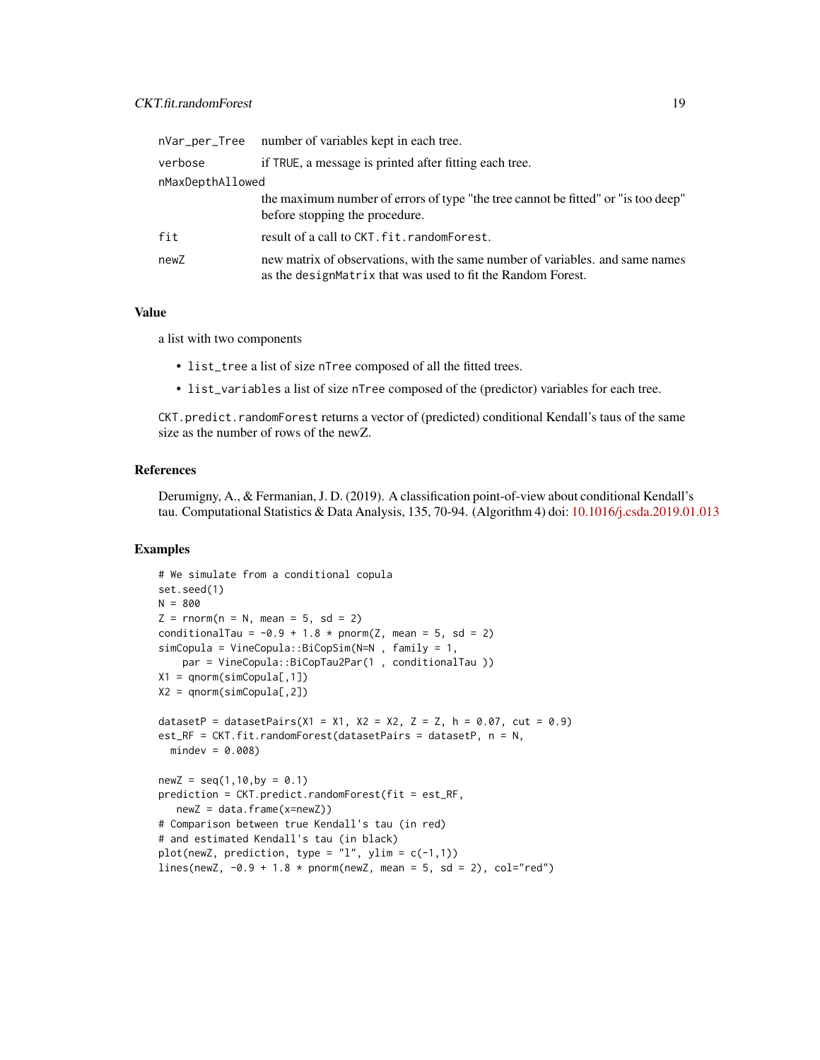| | |
|---|---|
| `nVar_per_Tree` | number of variables kept in each tree. |
| `verbose` | if `TRUE`, a message is printed after fitting each tree. |
| `nMaxDepthAllowed` | the maximum number of errors of type "the tree cannot be fitted" or "is too deep" before stopping the procedure. |
| `fit` | result of a call to `CKT.fit.randomForest`. |
| `newZ` | new matrix of observations, with the same number of variables. and same names as the `designMatrix` that was used to fit the Random Forest. |

### Value

a list with two components

- `list_tree` a list of size `nTree` composed of all the fitted trees.
- `list_variables` a list of size `nTree` composed of the (predictor) variables for each tree.

`CKT.predict.randomForest` returns a vector of (predicted) conditional Kendall's taus of the same size as the number of rows of the newZ.

### References

Derumigny, A., & Fermanian, J. D. (2019). A classification point-of-view about conditional Kendall's tau. Computational Statistics & Data Analysis, 135, 70-94. (Algorithm 4) doi: 10.1016/j.csda.2019.01.013

### Examples

```
# We simulate from a conditional copula
set.seed(1)
N = 800
Z = rnorm(n = N, mean = 5, sd = 2)
conditionalTau = -0.9 + 1.8 * pnorm(Z, mean = 5, sd = 2)
simCopula = VineCopula::BiCopSim(N=N , family = 1,
    par = VineCopula::BiCopTau2Par(1 , conditionalTau ))
X1 = qnorm(simCopula[,1])
X2 = qnorm(simCopula[,2])

datasetP = datasetPairs(X1 = X1, X2 = X2, Z = Z, h = 0.07, cut = 0.9)
est_RF = CKT.fit.randomForest(datasetPairs = datasetP, n = N,
  mindev = 0.008)

newZ = seq(1,10,by = 0.1)
prediction = CKT.predict.randomForest(fit = est_RF,
   newZ = data.frame(x=newZ))
# Comparison between true Kendall's tau (in red)
# and estimated Kendall's tau (in black)
plot(newZ, prediction, type = "l", ylim = c(-1,1))
lines(newZ, -0.9 + 1.8 * pnorm(newZ, mean = 5, sd = 2), col="red")
```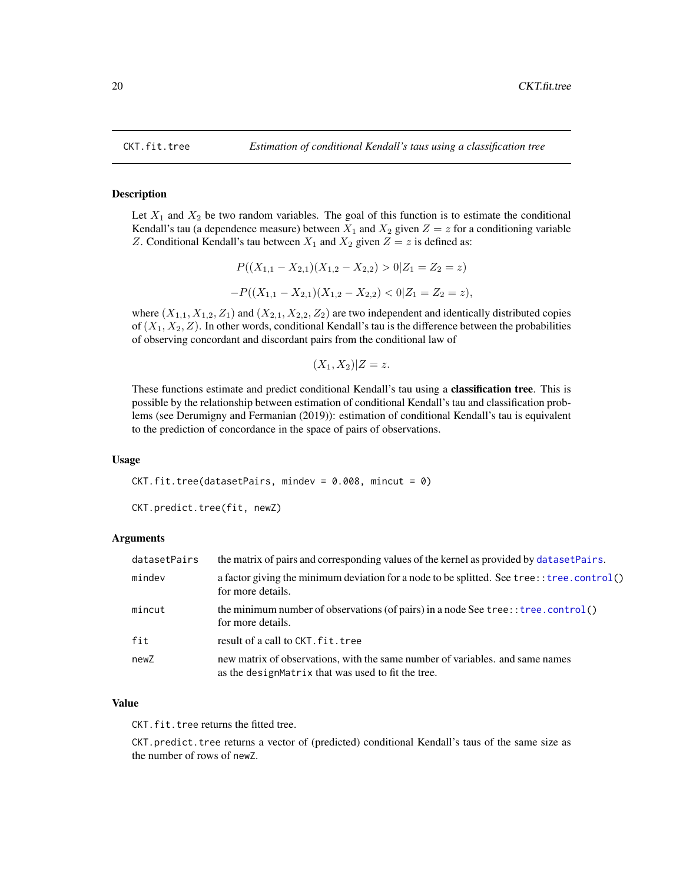`CKT.fit.tree` — *Estimation of conditional Kendall's taus using a classification tree*

## Description

Let $X_1$ and $X_2$ be two random variables. The goal of this function is to estimate the conditional Kendall's tau (a dependence measure) between $X_1$ and $X_2$ given $Z = z$ for a conditioning variable $Z$. Conditional Kendall's tau between $X_1$ and $X_2$ given $Z = z$ is defined as:

$$P((X_{1,1} - X_{2,1})(X_{1,2} - X_{2,2}) > 0 | Z_1 = Z_2 = z)$$

$$-P((X_{1,1} - X_{2,1})(X_{1,2} - X_{2,2}) < 0 | Z_1 = Z_2 = z),$$

where $(X_{1,1}, X_{1,2}, Z_1)$ and $(X_{2,1}, X_{2,2}, Z_2)$ are two independent and identically distributed copies of $(X_1, X_2, Z)$. In other words, conditional Kendall's tau is the difference between the probabilities of observing concordant and discordant pairs from the conditional law of

$$(X_1, X_2) | Z = z.$$

These functions estimate and predict conditional Kendall's tau using a **classification tree**. This is possible by the relationship between estimation of conditional Kendall's tau and classification problems (see Derumigny and Fermanian (2019)): estimation of conditional Kendall's tau is equivalent to the prediction of concordance in the space of pairs of observations.

## Usage

```
CKT.fit.tree(datasetPairs, mindev = 0.008, mincut = 0)

CKT.predict.tree(fit, newZ)
```

## Arguments

| | |
|---|---|
| `datasetPairs` | the matrix of pairs and corresponding values of the kernel as provided by `datasetPairs`. |
| `mindev` | a factor giving the minimum deviation for a node to be splitted. See `tree::tree.control()` for more details. |
| `mincut` | the minimum number of observations (of pairs) in a node See `tree::tree.control()` for more details. |
| `fit` | result of a call to `CKT.fit.tree` |
| `newZ` | new matrix of observations, with the same number of variables. and same names as the `designMatrix` that was used to fit the tree. |

## Value

`CKT.fit.tree` returns the fitted tree.

`CKT.predict.tree` returns a vector of (predicted) conditional Kendall's taus of the same size as the number of rows of `newZ`.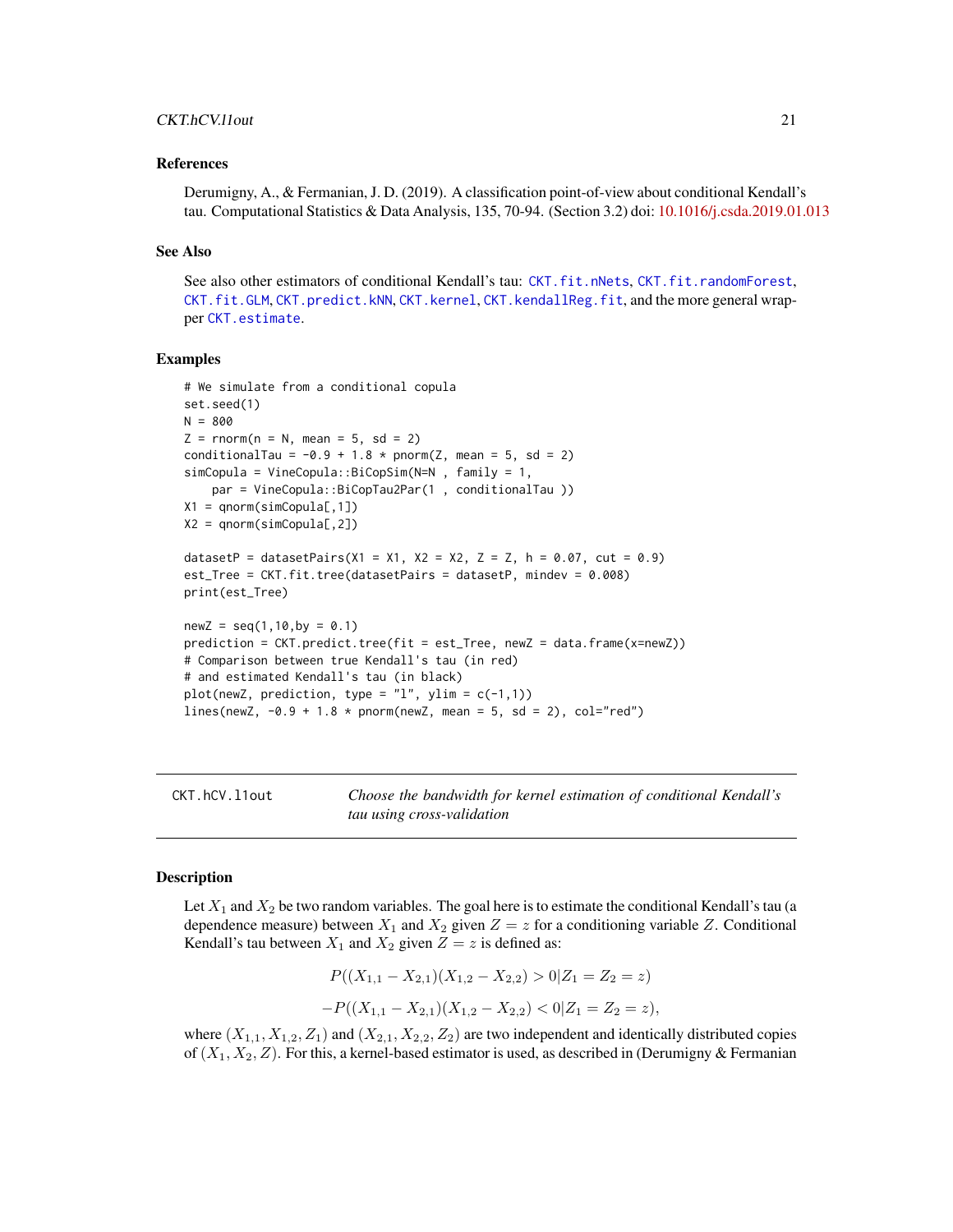### References

Derumigny, A., & Fermanian, J. D. (2019). A classification point-of-view about conditional Kendall's tau. Computational Statistics & Data Analysis, 135, 70-94. (Section 3.2) doi: 10.1016/j.csda.2019.01.013

### See Also

See also other estimators of conditional Kendall's tau: `CKT.fit.nNets`, `CKT.fit.randomForest`, `CKT.fit.GLM`, `CKT.predict.kNN`, `CKT.kernel`, `CKT.kendallReg.fit`, and the more general wrapper `CKT.estimate`.

### Examples

```
# We simulate from a conditional copula
set.seed(1)
N = 800
Z = rnorm(n = N, mean = 5, sd = 2)
conditionalTau = -0.9 + 1.8 * pnorm(Z, mean = 5, sd = 2)
simCopula = VineCopula::BiCopSim(N=N , family = 1,
    par = VineCopula::BiCopTau2Par(1 , conditionalTau ))
X1 = qnorm(simCopula[,1])
X2 = qnorm(simCopula[,2])

datasetP = datasetPairs(X1 = X1, X2 = X2, Z = Z, h = 0.07, cut = 0.9)
est_Tree = CKT.fit.tree(datasetPairs = datasetP, mindev = 0.008)
print(est_Tree)

newZ = seq(1,10,by = 0.1)
prediction = CKT.predict.tree(fit = est_Tree, newZ = data.frame(x=newZ))
# Comparison between true Kendall's tau (in red)
# and estimated Kendall's tau (in black)
plot(newZ, prediction, type = "l", ylim = c(-1,1))
lines(newZ, -0.9 + 1.8 * pnorm(newZ, mean = 5, sd = 2), col="red")
```

---

## CKT.hCV.l1out — *Choose the bandwidth for kernel estimation of conditional Kendall's tau using cross-validation*

### Description

Let $X_1$ and $X_2$ be two random variables. The goal here is to estimate the conditional Kendall's tau (a dependence measure) between $X_1$ and $X_2$ given $Z = z$ for a conditioning variable $Z$. Conditional Kendall's tau between $X_1$ and $X_2$ given $Z = z$ is defined as:

$$P((X_{1,1} - X_{2,1})(X_{1,2} - X_{2,2}) > 0 | Z_1 = Z_2 = z)$$

$$-P((X_{1,1} - X_{2,1})(X_{1,2} - X_{2,2}) < 0 | Z_1 = Z_2 = z),$$

where $(X_{1,1}, X_{1,2}, Z_1)$ and $(X_{2,1}, X_{2,2}, Z_2)$ are two independent and identically distributed copies of $(X_1, X_2, Z)$. For this, a kernel-based estimator is used, as described in (Derumigny & Fermanian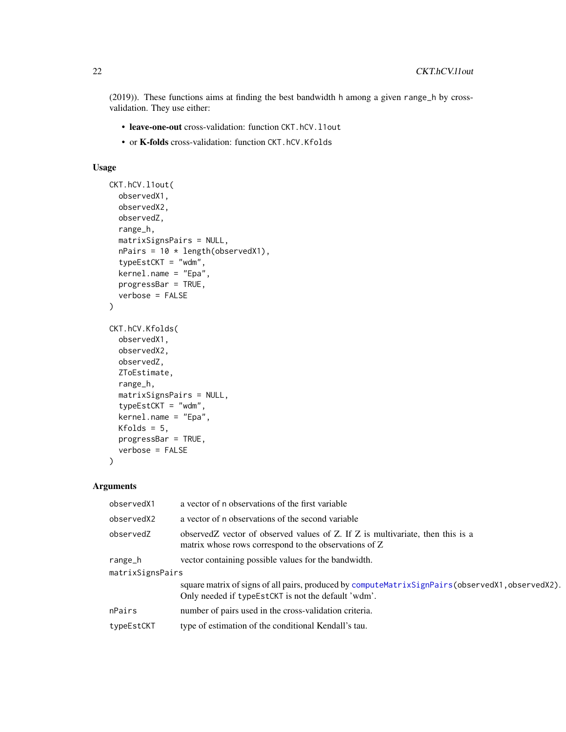(2019)). These functions aims at finding the best bandwidth h among a given range_h by cross-validation. They use either:

- **leave-one-out** cross-validation: function CKT.hCV.l1out
- or **K-folds** cross-validation: function CKT.hCV.Kfolds

## Usage

```
CKT.hCV.l1out(
  observedX1,
  observedX2,
  observedZ,
  range_h,
  matrixSignsPairs = NULL,
  nPairs = 10 * length(observedX1),
  typeEstCKT = "wdm",
  kernel.name = "Epa",
  progressBar = TRUE,
  verbose = FALSE
)

CKT.hCV.Kfolds(
  observedX1,
  observedX2,
  observedZ,
  ZToEstimate,
  range_h,
  matrixSignsPairs = NULL,
  typeEstCKT = "wdm",
  kernel.name = "Epa",
  Kfolds = 5,
  progressBar = TRUE,
  verbose = FALSE
)
```

## Arguments

| | |
|---|---|
| observedX1 | a vector of n observations of the first variable |
| observedX2 | a vector of n observations of the second variable |
| observedZ | observedZ vector of observed values of Z. If Z is multivariate, then this is a matrix whose rows correspond to the observations of Z |
| range_h | vector containing possible values for the bandwidth. |
| matrixSignsPairs | square matrix of signs of all pairs, produced by computeMatrixSignPairs(observedX1,observedX2). Only needed if typeEstCKT is not the default 'wdm'. |
| nPairs | number of pairs used in the cross-validation criteria. |
| typeEstCKT | type of estimation of the conditional Kendall's tau. |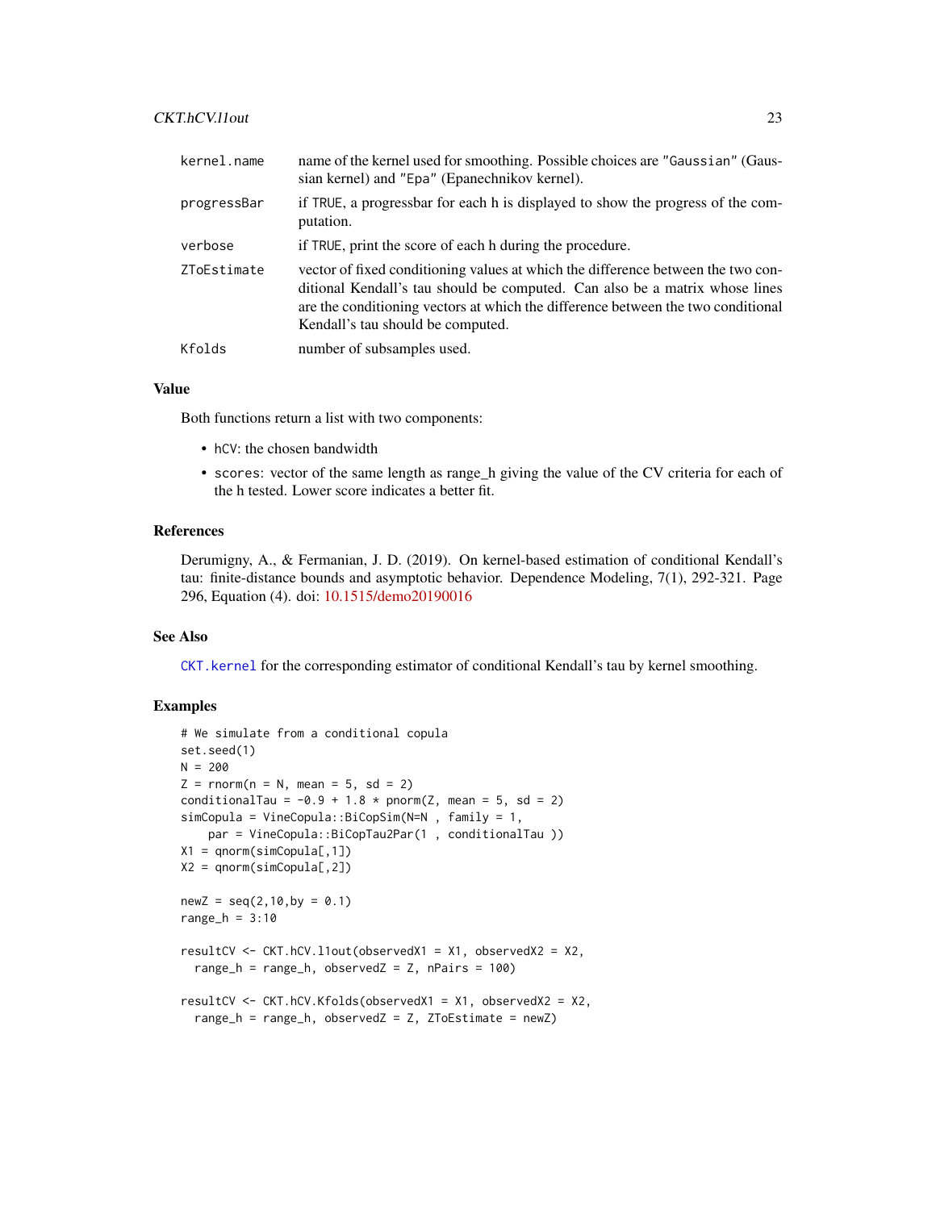| | |
|---|---|
| kernel.name | name of the kernel used for smoothing. Possible choices are "Gaussian" (Gaussian kernel) and "Epa" (Epanechnikov kernel). |
| progressBar | if TRUE, a progressbar for each h is displayed to show the progress of the computation. |
| verbose | if TRUE, print the score of each h during the procedure. |
| ZToEstimate | vector of fixed conditioning values at which the difference between the two conditional Kendall's tau should be computed. Can also be a matrix whose lines are the conditioning vectors at which the difference between the two conditional Kendall's tau should be computed. |
| Kfolds | number of subsamples used. |

### Value

Both functions return a list with two components:

- hCV: the chosen bandwidth
- scores: vector of the same length as range_h giving the value of the CV criteria for each of the h tested. Lower score indicates a better fit.

### References

Derumigny, A., & Fermanian, J. D. (2019). On kernel-based estimation of conditional Kendall's tau: finite-distance bounds and asymptotic behavior. Dependence Modeling, 7(1), 292-321. Page 296, Equation (4). doi: 10.1515/demo20190016

### See Also

CKT.kernel for the corresponding estimator of conditional Kendall's tau by kernel smoothing.

### Examples

```
# We simulate from a conditional copula
set.seed(1)
N = 200
Z = rnorm(n = N, mean = 5, sd = 2)
conditionalTau = -0.9 + 1.8 * pnorm(Z, mean = 5, sd = 2)
simCopula = VineCopula::BiCopSim(N=N , family = 1,
    par = VineCopula::BiCopTau2Par(1 , conditionalTau ))
X1 = qnorm(simCopula[,1])
X2 = qnorm(simCopula[,2])

newZ = seq(2,10,by = 0.1)
range_h = 3:10

resultCV <- CKT.hCV.l1out(observedX1 = X1, observedX2 = X2,
  range_h = range_h, observedZ = Z, nPairs = 100)

resultCV <- CKT.hCV.Kfolds(observedX1 = X1, observedX2 = X2,
  range_h = range_h, observedZ = Z, ZToEstimate = newZ)
```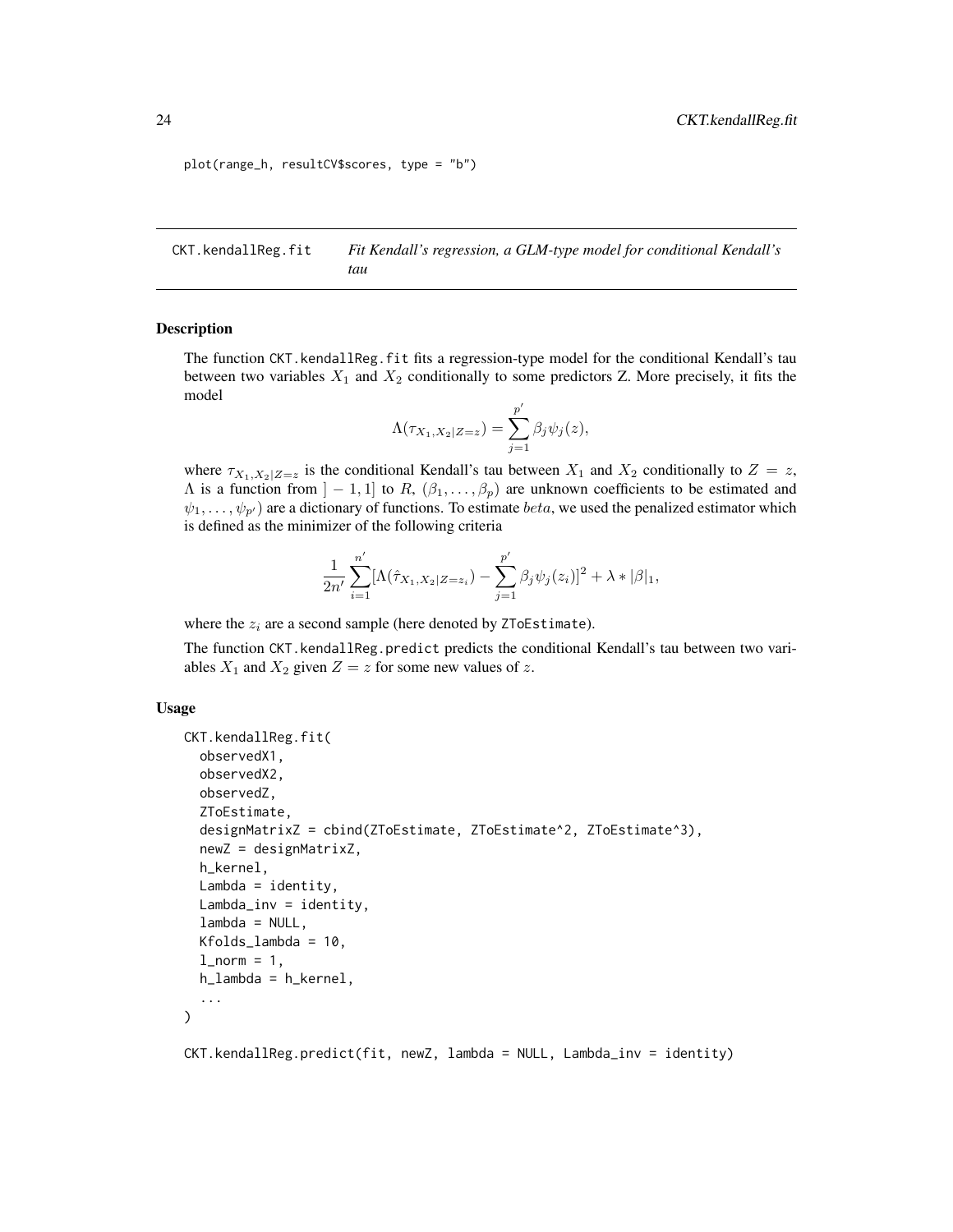```
plot(range_h, resultCV$scores, type = "b")
```

## CKT.kendallReg.fit    *Fit Kendall's regression, a GLM-type model for conditional Kendall's tau*

### Description

The function CKT.kendallReg.fit fits a regression-type model for the conditional Kendall's tau between two variables $X_1$ and $X_2$ conditionally to some predictors Z. More precisely, it fits the model

$$\Lambda(\tau_{X_1,X_2|Z=z}) = \sum_{j=1}^{p'} \beta_j \psi_j(z),$$

where $\tau_{X_1,X_2|Z=z}$ is the conditional Kendall's tau between $X_1$ and $X_2$ conditionally to $Z = z$, $\Lambda$ is a function from $]-1,1]$ to $R$, $(\beta_1, \ldots, \beta_p)$ are unknown coefficients to be estimated and $\psi_1, \ldots, \psi_{p'})$ are a dictionary of functions. To estimate $beta$, we used the penalized estimator which is defined as the minimizer of the following criteria

$$\frac{1}{2n'} \sum_{i=1}^{n'} [\Lambda(\hat{\tau}_{X_1,X_2|Z=z_i}) - \sum_{j=1}^{p'} \beta_j \psi_j(z_i)]^2 + \lambda * |\beta|_1,$$

where the $z_i$ are a second sample (here denoted by ZToEstimate).

The function CKT.kendallReg.predict predicts the conditional Kendall's tau between two variables $X_1$ and $X_2$ given $Z = z$ for some new values of $z$.

### Usage

```
CKT.kendallReg.fit(
  observedX1,
  observedX2,
  observedZ,
  ZToEstimate,
  designMatrixZ = cbind(ZToEstimate, ZToEstimate^2, ZToEstimate^3),
  newZ = designMatrixZ,
  h_kernel,
  Lambda = identity,
  Lambda_inv = identity,
  lambda = NULL,
  Kfolds_lambda = 10,
  l_norm = 1,
  h_lambda = h_kernel,
  ...
)

CKT.kendallReg.predict(fit, newZ, lambda = NULL, Lambda_inv = identity)
```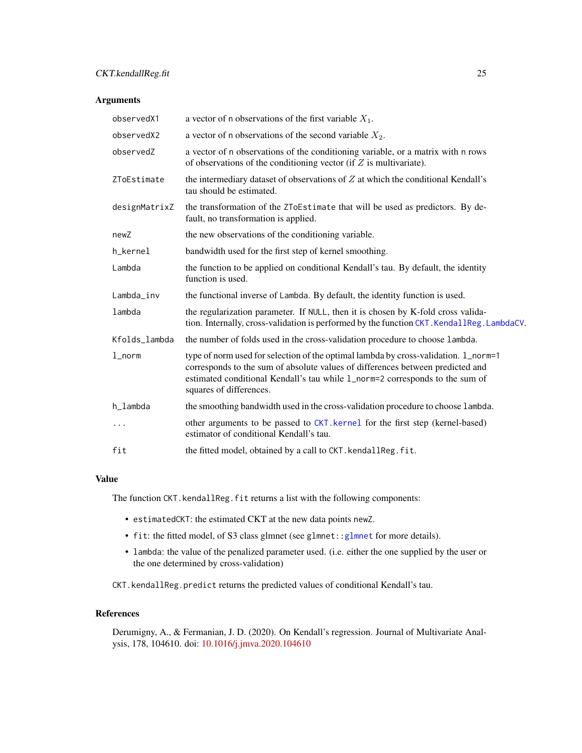## Arguments

| | |
|---|---|
| observedX1 | a vector of n observations of the first variable $X_1$. |
| observedX2 | a vector of n observations of the second variable $X_2$. |
| observedZ | a vector of n observations of the conditioning variable, or a matrix with n rows of observations of the conditioning vector (if $Z$ is multivariate). |
| ZToEstimate | the intermediary dataset of observations of $Z$ at which the conditional Kendall's tau should be estimated. |
| designMatrixZ | the transformation of the ZToEstimate that will be used as predictors. By default, no transformation is applied. |
| newZ | the new observations of the conditioning variable. |
| h_kernel | bandwidth used for the first step of kernel smoothing. |
| Lambda | the function to be applied on conditional Kendall's tau. By default, the identity function is used. |
| Lambda_inv | the functional inverse of Lambda. By default, the identity function is used. |
| lambda | the regularization parameter. If NULL, then it is chosen by K-fold cross validation. Internally, cross-validation is performed by the function CKT.KendallReg.LambdaCV. |
| Kfolds_lambda | the number of folds used in the cross-validation procedure to choose lambda. |
| l_norm | type of norm used for selection of the optimal lambda by cross-validation. l_norm=1 corresponds to the sum of absolute values of differences between predicted and estimated conditional Kendall's tau while l_norm=2 corresponds to the sum of squares of differences. |
| h_lambda | the smoothing bandwidth used in the cross-validation procedure to choose lambda. |
| ... | other arguments to be passed to CKT.kernel for the first step (kernel-based) estimator of conditional Kendall's tau. |
| fit | the fitted model, obtained by a call to CKT.kendallReg.fit. |

## Value

The function CKT.kendallReg.fit returns a list with the following components:

- estimatedCKT: the estimated CKT at the new data points newZ.
- fit: the fitted model, of S3 class glmnet (see glmnet::glmnet for more details).
- lambda: the value of the penalized parameter used. (i.e. either the one supplied by the user or the one determined by cross-validation)

CKT.kendallReg.predict returns the predicted values of conditional Kendall's tau.

## References

Derumigny, A., & Fermanian, J. D. (2020). On Kendall's regression. Journal of Multivariate Analysis, 178, 104610. doi: 10.1016/j.jmva.2020.104610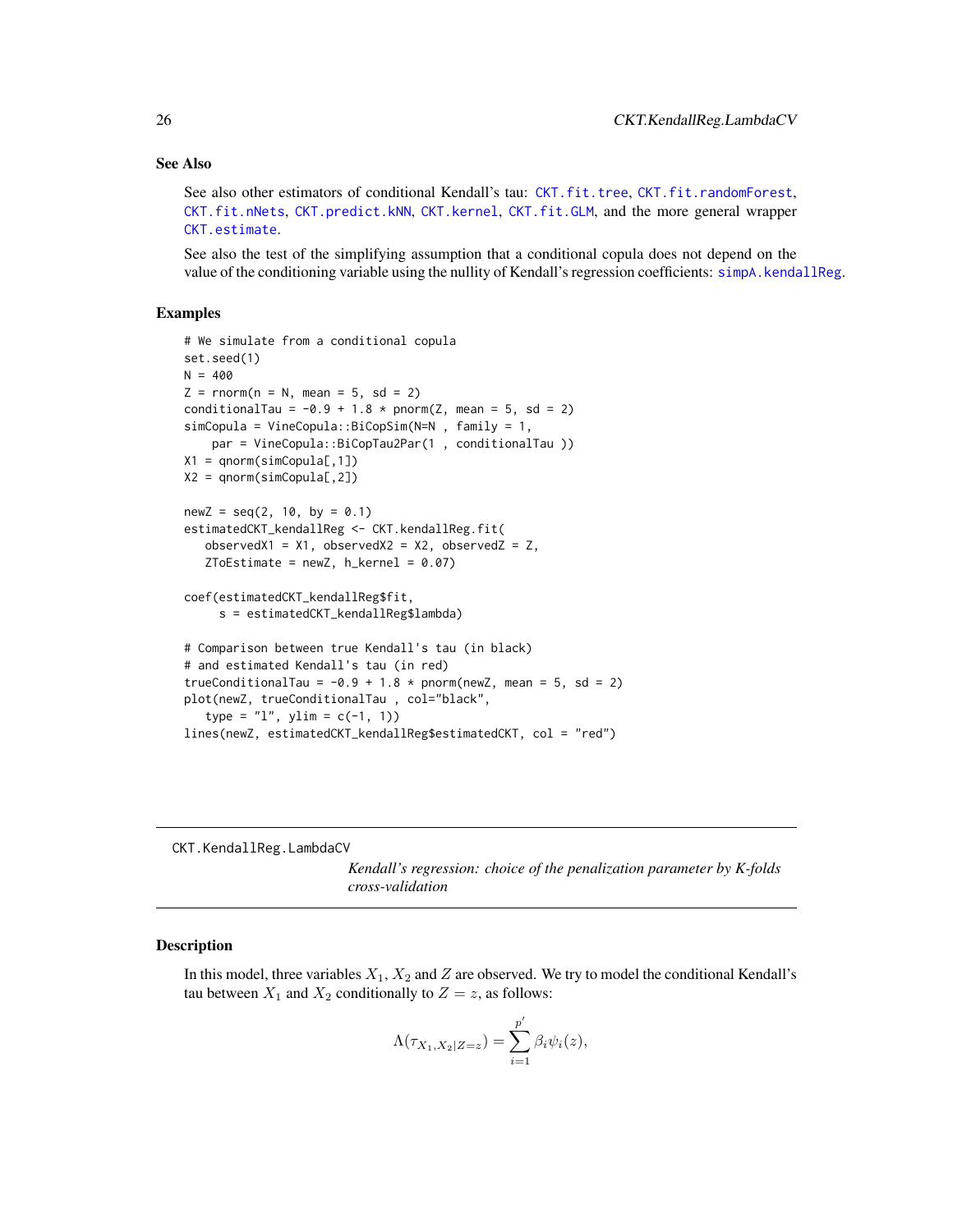### See Also

See also other estimators of conditional Kendall's tau: CKT.fit.tree, CKT.fit.randomForest, CKT.fit.nNets, CKT.predict.kNN, CKT.kernel, CKT.fit.GLM, and the more general wrapper CKT.estimate.

See also the test of the simplifying assumption that a conditional copula does not depend on the value of the conditioning variable using the nullity of Kendall's regression coefficients: simpA.kendallReg.

### Examples

```
# We simulate from a conditional copula
set.seed(1)
N = 400
Z = rnorm(n = N, mean = 5, sd = 2)
conditionalTau = -0.9 + 1.8 * pnorm(Z, mean = 5, sd = 2)
simCopula = VineCopula::BiCopSim(N=N , family = 1,
    par = VineCopula::BiCopTau2Par(1 , conditionalTau ))
X1 = qnorm(simCopula[,1])
X2 = qnorm(simCopula[,2])

newZ = seq(2, 10, by = 0.1)
estimatedCKT_kendallReg <- CKT.kendallReg.fit(
   observedX1 = X1, observedX2 = X2, observedZ = Z,
   ZToEstimate = newZ, h_kernel = 0.07)

coef(estimatedCKT_kendallReg$fit,
     s = estimatedCKT_kendallReg$lambda)

# Comparison between true Kendall's tau (in black)
# and estimated Kendall's tau (in red)
trueConditionalTau = -0.9 + 1.8 * pnorm(newZ, mean = 5, sd = 2)
plot(newZ, trueConditionalTau , col="black",
   type = "l", ylim = c(-1, 1))
lines(newZ, estimatedCKT_kendallReg$estimatedCKT, col = "red")
```

---

## CKT.KendallReg.LambdaCV

*Kendall's regression: choice of the penalization parameter by K-folds cross-validation*

### Description

In this model, three variables $X_1$, $X_2$ and $Z$ are observed. We try to model the conditional Kendall's tau between $X_1$ and $X_2$ conditionally to $Z = z$, as follows:

$$\Lambda(\tau_{X_1,X_2|Z=z}) = \sum_{i=1}^{p'} \beta_i \psi_i(z),$$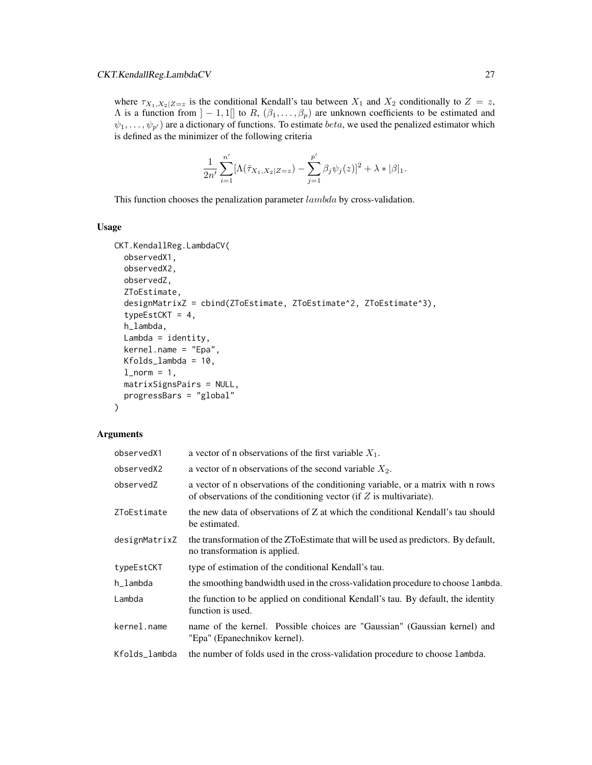where $\tau_{X_1,X_2|Z=z}$ is the conditional Kendall's tau between $X_1$ and $X_2$ conditionally to $Z = z$, $\Lambda$ is a function from $]-1,1[]$ to $R$, $(\beta_1, \dots, \beta_p)$ are unknown coefficients to be estimated and $\psi_1, \dots, \psi_{p'})$ are a dictionary of functions. To estimate $beta$, we used the penalized estimator which is defined as the minimizer of the following criteria

$$\frac{1}{2n'} \sum_{i=1}^{n'} [\Lambda(\hat{\tau}_{X_1,X_2|Z=z}) - \sum_{j=1}^{p'} \beta_j \psi_j(z)]^2 + \lambda * |\beta|_1.$$

This function chooses the penalization parameter $lambda$ by cross-validation.

### Usage

```
CKT.KendallReg.LambdaCV(
  observedX1,
  observedX2,
  observedZ,
  ZToEstimate,
  designMatrixZ = cbind(ZToEstimate, ZToEstimate^2, ZToEstimate^3),
  typeEstCKT = 4,
  h_lambda,
  Lambda = identity,
  kernel.name = "Epa",
  Kfolds_lambda = 10,
  l_norm = 1,
  matrixSignsPairs = NULL,
  progressBars = "global"
)
```

### Arguments

| | |
|---|---|
| observedX1 | a vector of n observations of the first variable $X_1$. |
| observedX2 | a vector of n observations of the second variable $X_2$. |
| observedZ | a vector of n observations of the conditioning variable, or a matrix with n rows of observations of the conditioning vector (if $Z$ is multivariate). |
| ZToEstimate | the new data of observations of Z at which the conditional Kendall's tau should be estimated. |
| designMatrixZ | the transformation of the ZToEstimate that will be used as predictors. By default, no transformation is applied. |
| typeEstCKT | type of estimation of the conditional Kendall's tau. |
| h_lambda | the smoothing bandwidth used in the cross-validation procedure to choose lambda. |
| Lambda | the function to be applied on conditional Kendall's tau. By default, the identity function is used. |
| kernel.name | name of the kernel. Possible choices are "Gaussian" (Gaussian kernel) and "Epa" (Epanechnikov kernel). |
| Kfolds_lambda | the number of folds used in the cross-validation procedure to choose lambda. |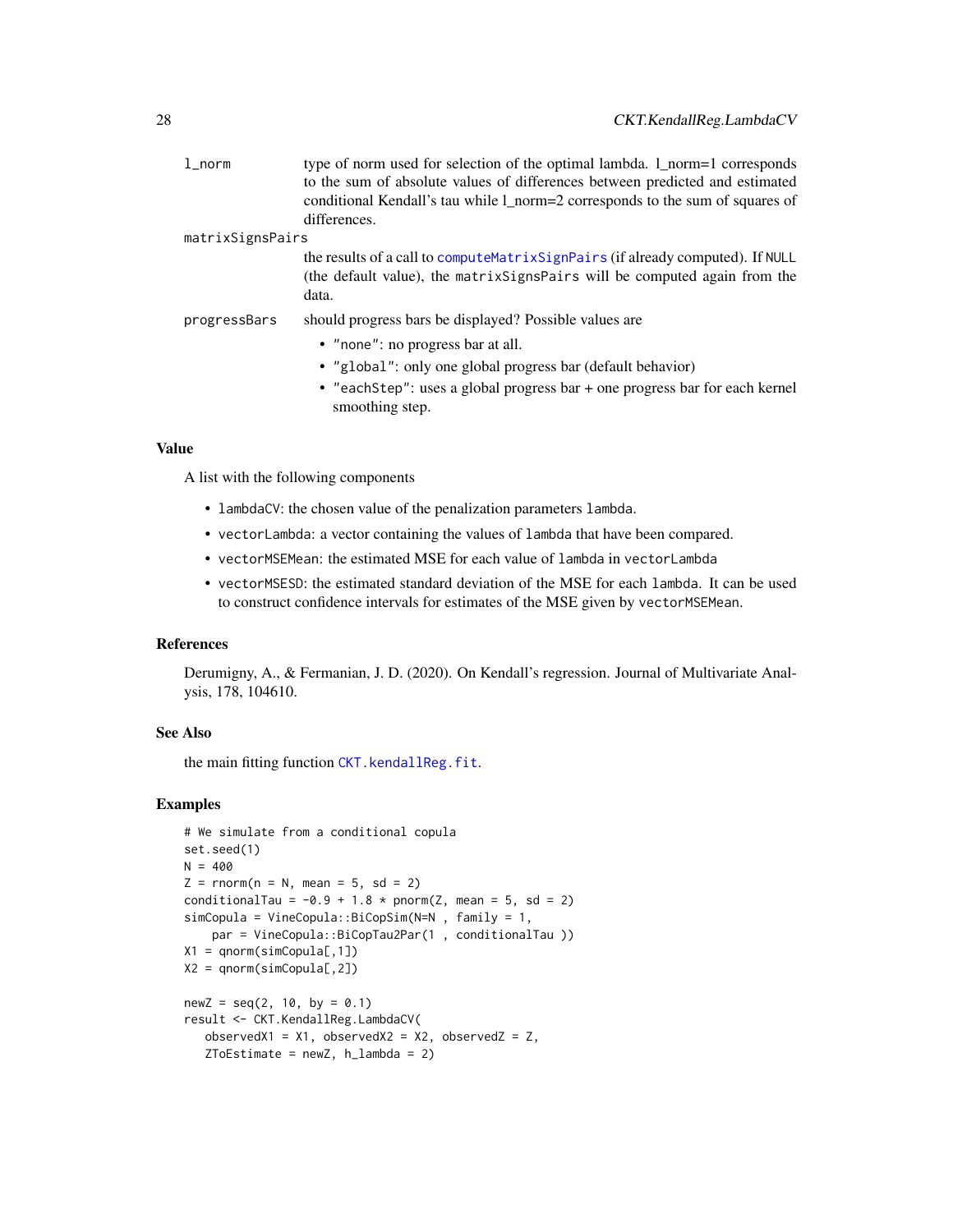`l_norm` type of norm used for selection of the optimal lambda. l_norm=1 corresponds to the sum of absolute values of differences between predicted and estimated conditional Kendall's tau while l_norm=2 corresponds to the sum of squares of differences.

`matrixSignsPairs` the results of a call to `computeMatrixSignPairs` (if already computed). If `NULL` (the default value), the `matrixSignsPairs` will be computed again from the data.

`progressBars` should progress bars be displayed? Possible values are

- `"none"`: no progress bar at all.
- `"global"`: only one global progress bar (default behavior)
- `"eachStep"`: uses a global progress bar + one progress bar for each kernel smoothing step.

### Value

A list with the following components

- `lambdaCV`: the chosen value of the penalization parameters `lambda`.
- `vectorLambda`: a vector containing the values of `lambda` that have been compared.
- `vectorMSEMean`: the estimated MSE for each value of `lambda` in `vectorLambda`
- `vectorMSESD`: the estimated standard deviation of the MSE for each `lambda`. It can be used to construct confidence intervals for estimates of the MSE given by `vectorMSEMean`.

### References

Derumigny, A., & Fermanian, J. D. (2020). On Kendall's regression. Journal of Multivariate Analysis, 178, 104610.

### See Also

the main fitting function `CKT.kendallReg.fit`.

### Examples

```
# We simulate from a conditional copula
set.seed(1)
N = 400
Z = rnorm(n = N, mean = 5, sd = 2)
conditionalTau = -0.9 + 1.8 * pnorm(Z, mean = 5, sd = 2)
simCopula = VineCopula::BiCopSim(N=N , family = 1,
    par = VineCopula::BiCopTau2Par(1 , conditionalTau ))
X1 = qnorm(simCopula[,1])
X2 = qnorm(simCopula[,2])

newZ = seq(2, 10, by = 0.1)
result <- CKT.KendallReg.LambdaCV(
   observedX1 = X1, observedX2 = X2, observedZ = Z,
   ZToEstimate = newZ, h_lambda = 2)
```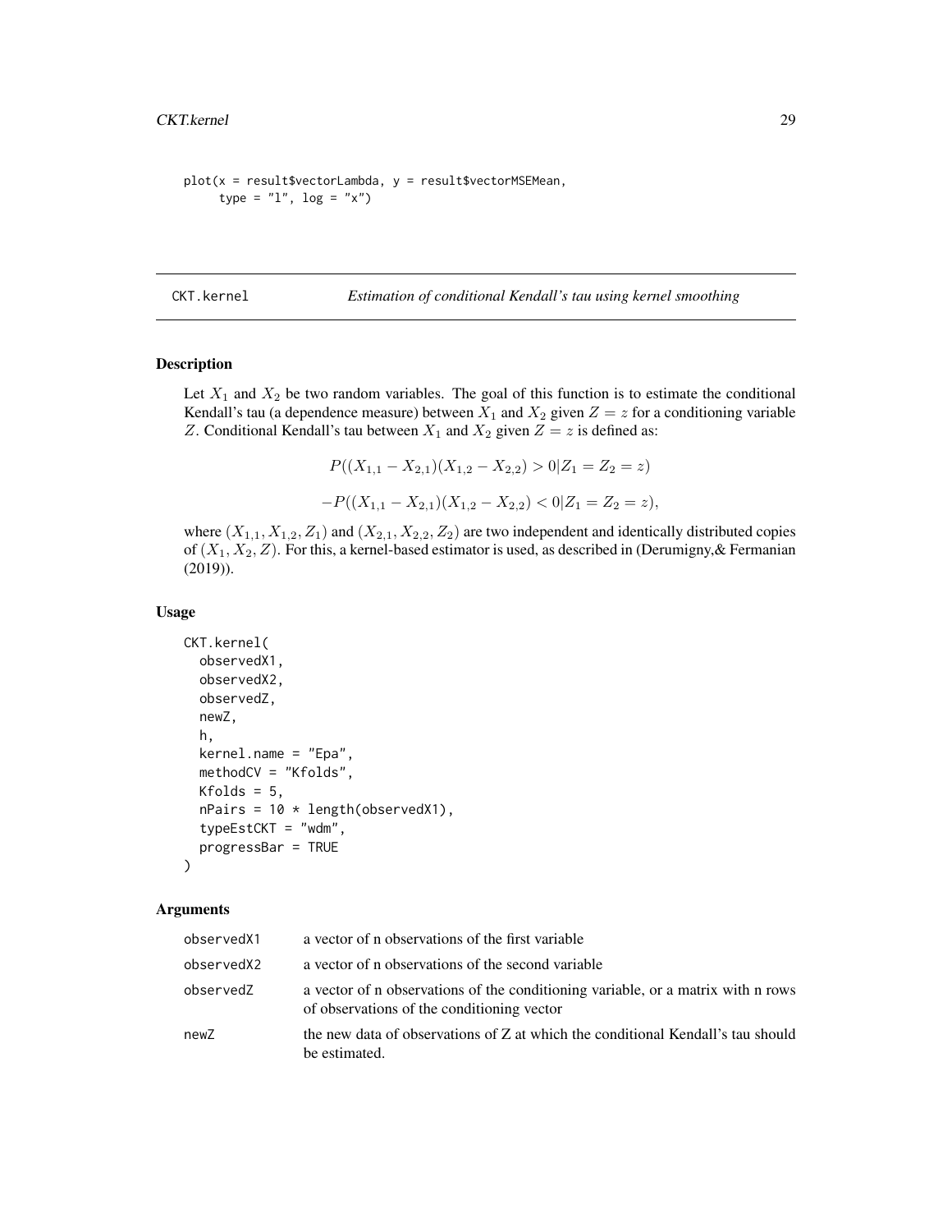```
plot(x = result$vectorLambda, y = result$vectorMSEMean,
     type = "l", log = "x")
```

---

## CKT.kernel — *Estimation of conditional Kendall's tau using kernel smoothing*

### Description

Let $X_1$ and $X_2$ be two random variables. The goal of this function is to estimate the conditional Kendall's tau (a dependence measure) between $X_1$ and $X_2$ given $Z = z$ for a conditioning variable $Z$. Conditional Kendall's tau between $X_1$ and $X_2$ given $Z = z$ is defined as:

$$P((X_{1,1} - X_{2,1})(X_{1,2} - X_{2,2}) > 0 | Z_1 = Z_2 = z)$$

$$-P((X_{1,1} - X_{2,1})(X_{1,2} - X_{2,2}) < 0 | Z_1 = Z_2 = z),$$

where $(X_{1,1}, X_{1,2}, Z_1)$ and $(X_{2,1}, X_{2,2}, Z_2)$ are two independent and identically distributed copies of $(X_1, X_2, Z)$. For this, a kernel-based estimator is used, as described in (Derumigny,& Fermanian (2019)).

### Usage

```
CKT.kernel(
  observedX1,
  observedX2,
  observedZ,
  newZ,
  h,
  kernel.name = "Epa",
  methodCV = "Kfolds",
  Kfolds = 5,
  nPairs = 10 * length(observedX1),
  typeEstCKT = "wdm",
  progressBar = TRUE
)
```

### Arguments

| | |
|---|---|
| observedX1 | a vector of n observations of the first variable |
| observedX2 | a vector of n observations of the second variable |
| observedZ | a vector of n observations of the conditioning variable, or a matrix with n rows of observations of the conditioning vector |
| newZ | the new data of observations of Z at which the conditional Kendall's tau should be estimated. |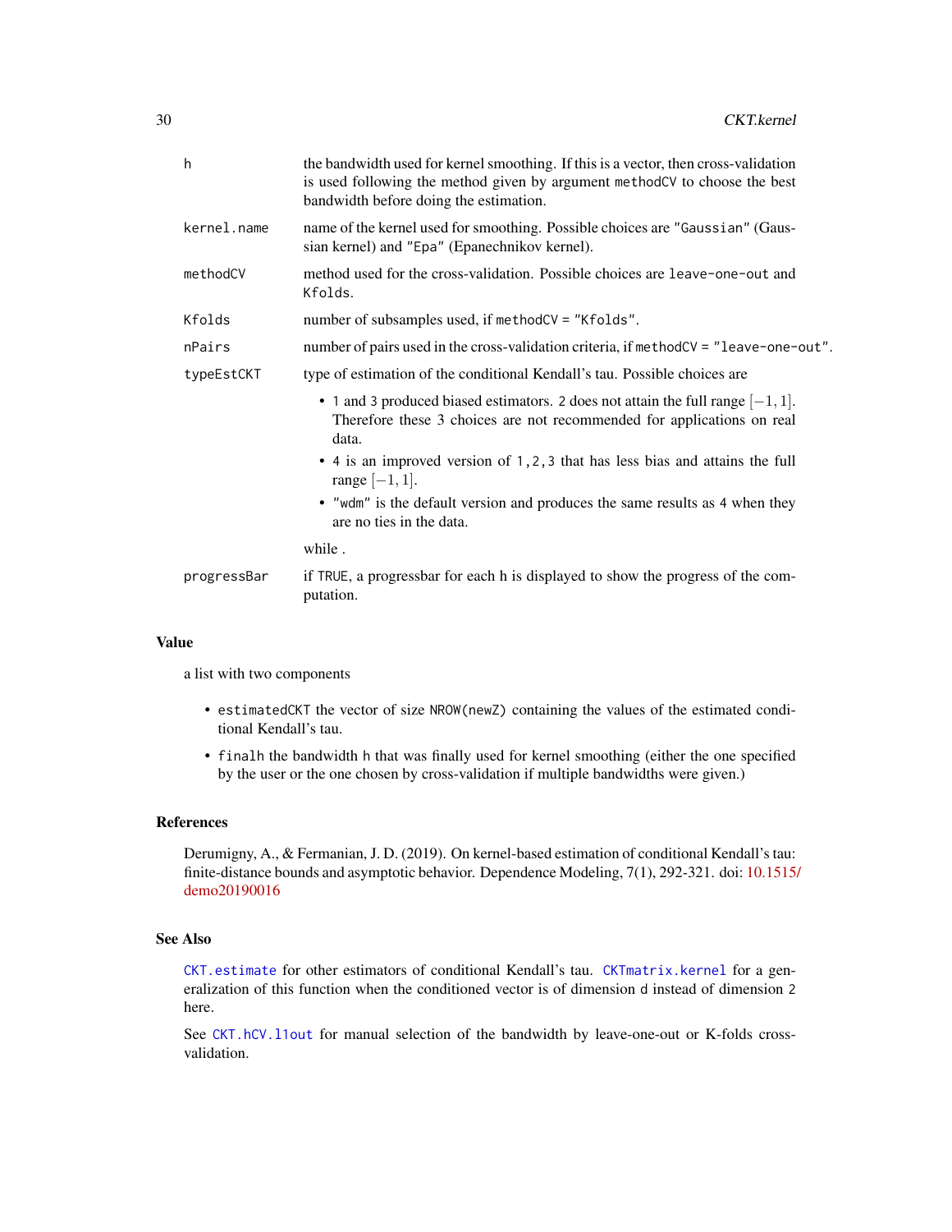| | |
|---|---|
| h | the bandwidth used for kernel smoothing. If this is a vector, then cross-validation is used following the method given by argument `methodCV` to choose the best bandwidth before doing the estimation. |
| kernel.name | name of the kernel used for smoothing. Possible choices are `"Gaussian"` (Gaussian kernel) and `"Epa"` (Epanechnikov kernel). |
| methodCV | method used for the cross-validation. Possible choices are `leave-one-out` and `Kfolds`. |
| Kfolds | number of subsamples used, if `methodCV = "Kfolds"`. |
| nPairs | number of pairs used in the cross-validation criteria, if `methodCV = "leave-one-out"`. |
| typeEstCKT | type of estimation of the conditional Kendall's tau. Possible choices are<br>• `1` and `3` produced biased estimators. `2` does not attain the full range $[-1, 1]$. Therefore these 3 choices are not recommended for applications on real data.<br>• `4` is an improved version of `1,2,3` that has less bias and attains the full range $[-1, 1]$.<br>• `"wdm"` is the default version and produces the same results as `4` when they are no ties in the data.<br>while . |
| progressBar | if `TRUE`, a progressbar for each h is displayed to show the progress of the computation. |

### Value

a list with two components

- `estimatedCKT` the vector of size `NROW(newZ)` containing the values of the estimated conditional Kendall's tau.
- `finalh` the bandwidth `h` that was finally used for kernel smoothing (either the one specified by the user or the one chosen by cross-validation if multiple bandwidths were given.)

### References

Derumigny, A., & Fermanian, J. D. (2019). On kernel-based estimation of conditional Kendall's tau: finite-distance bounds and asymptotic behavior. Dependence Modeling, 7(1), 292-321. doi: 10.1515/demo20190016

### See Also

`CKT.estimate` for other estimators of conditional Kendall's tau. `CKTmatrix.kernel` for a generalization of this function when the conditioned vector is of dimension `d` instead of dimension `2` here.

See `CKT.hCV.l1out` for manual selection of the bandwidth by leave-one-out or K-folds cross-validation.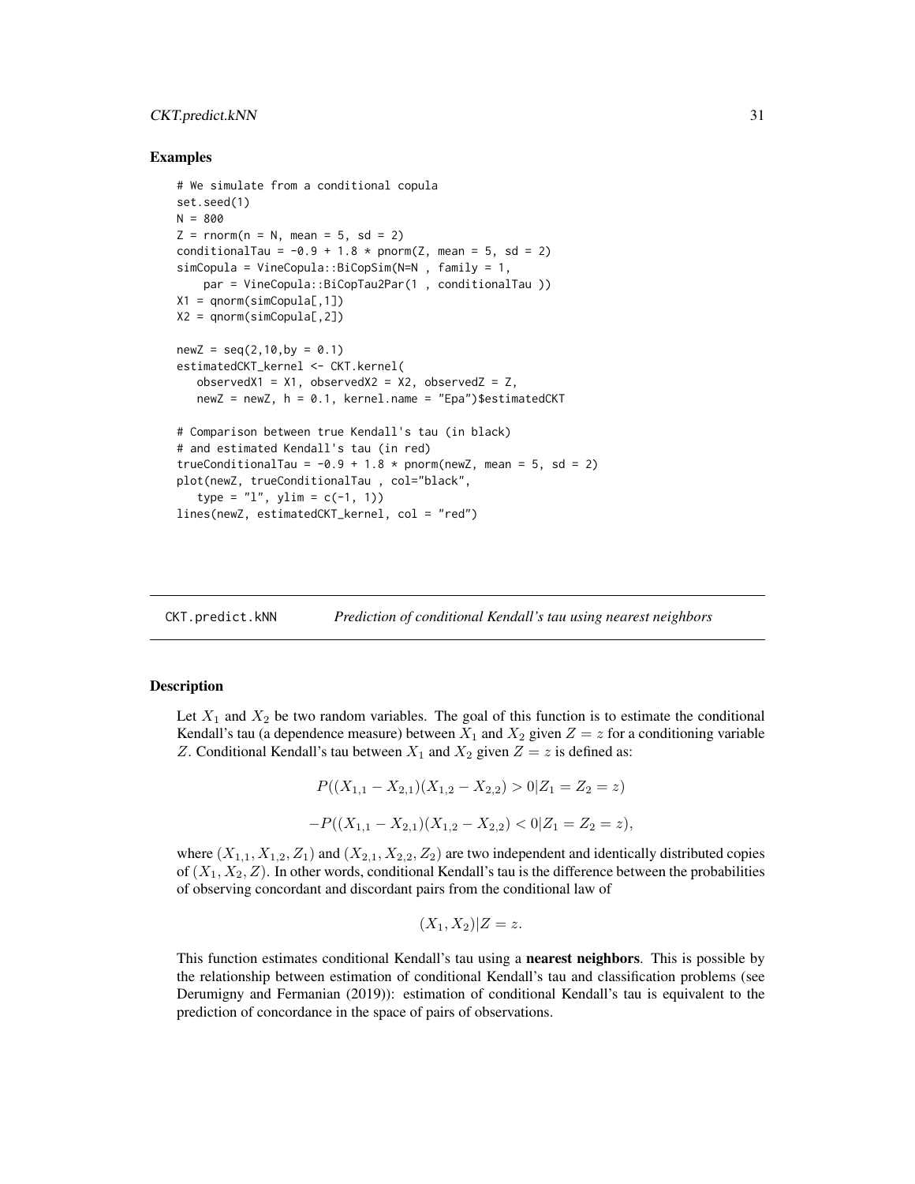### Examples

```
# We simulate from a conditional copula
set.seed(1)
N = 800
Z = rnorm(n = N, mean = 5, sd = 2)
conditionalTau = -0.9 + 1.8 * pnorm(Z, mean = 5, sd = 2)
simCopula = VineCopula::BiCopSim(N=N , family = 1,
    par = VineCopula::BiCopTau2Par(1 , conditionalTau ))
X1 = qnorm(simCopula[,1])
X2 = qnorm(simCopula[,2])

newZ = seq(2,10,by = 0.1)
estimatedCKT_kernel <- CKT.kernel(
   observedX1 = X1, observedX2 = X2, observedZ = Z,
   newZ = newZ, h = 0.1, kernel.name = "Epa")$estimatedCKT

# Comparison between true Kendall's tau (in black)
# and estimated Kendall's tau (in red)
trueConditionalTau = -0.9 + 1.8 * pnorm(newZ, mean = 5, sd = 2)
plot(newZ, trueConditionalTau , col="black",
   type = "l", ylim = c(-1, 1))
lines(newZ, estimatedCKT_kernel, col = "red")
```

---

## CKT.predict.kNN *Prediction of conditional Kendall's tau using nearest neighbors*

---

### Description

Let $X_1$ and $X_2$ be two random variables. The goal of this function is to estimate the conditional Kendall's tau (a dependence measure) between $X_1$ and $X_2$ given $Z = z$ for a conditioning variable $Z$. Conditional Kendall's tau between $X_1$ and $X_2$ given $Z = z$ is defined as:

$$P((X_{1,1} - X_{2,1})(X_{1,2} - X_{2,2}) > 0 | Z_1 = Z_2 = z)$$

$$-P((X_{1,1} - X_{2,1})(X_{1,2} - X_{2,2}) < 0 | Z_1 = Z_2 = z),$$

where $(X_{1,1}, X_{1,2}, Z_1)$ and $(X_{2,1}, X_{2,2}, Z_2)$ are two independent and identically distributed copies of $(X_1, X_2, Z)$. In other words, conditional Kendall's tau is the difference between the probabilities of observing concordant and discordant pairs from the conditional law of

$$(X_1, X_2) | Z = z.$$

This function estimates conditional Kendall's tau using a **nearest neighbors**. This is possible by the relationship between estimation of conditional Kendall's tau and classification problems (see Derumigny and Fermanian (2019)): estimation of conditional Kendall's tau is equivalent to the prediction of concordance in the space of pairs of observations.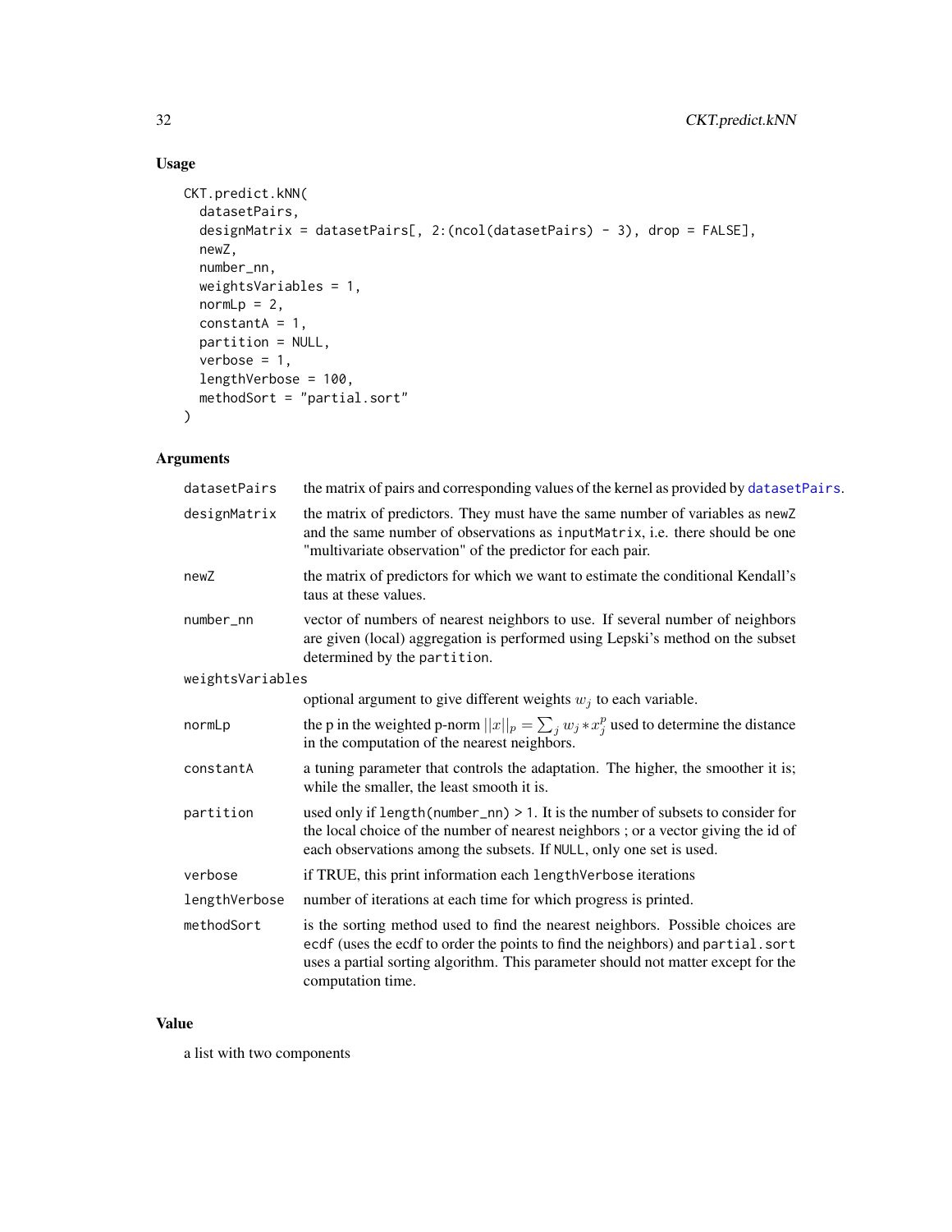### Usage

```
CKT.predict.kNN(
  datasetPairs,
  designMatrix = datasetPairs[, 2:(ncol(datasetPairs) - 3), drop = FALSE],
  newZ,
  number_nn,
  weightsVariables = 1,
  normLp = 2,
  constantA = 1,
  partition = NULL,
  verbose = 1,
  lengthVerbose = 100,
  methodSort = "partial.sort"
)
```

### Arguments

| Argument | Description |
|---|---|
| datasetPairs | the matrix of pairs and corresponding values of the kernel as provided by datasetPairs. |
| designMatrix | the matrix of predictors. They must have the same number of variables as newZ and the same number of observations as inputMatrix, i.e. there should be one "multivariate observation" of the predictor for each pair. |
| newZ | the matrix of predictors for which we want to estimate the conditional Kendall's taus at these values. |
| number_nn | vector of numbers of nearest neighbors to use. If several number of neighbors are given (local) aggregation is performed using Lepski's method on the subset determined by the partition. |
| weightsVariables | optional argument to give different weights $w_j$ to each variable. |
| normLp | the p in the weighted p-norm $\|\|x\|\|_p = \sum_j w_j * x_j^p$ used to determine the distance in the computation of the nearest neighbors. |
| constantA | a tuning parameter that controls the adaptation. The higher, the smoother it is; while the smaller, the least smooth it is. |
| partition | used only if length(number_nn) > 1. It is the number of subsets to consider for the local choice of the number of nearest neighbors ; or a vector giving the id of each observations among the subsets. If NULL, only one set is used. |
| verbose | if TRUE, this print information each lengthVerbose iterations |
| lengthVerbose | number of iterations at each time for which progress is printed. |
| methodSort | is the sorting method used to find the nearest neighbors. Possible choices are ecdf (uses the ecdf to order the points to find the neighbors) and partial.sort uses a partial sorting algorithm. This parameter should not matter except for the computation time. |

### Value

a list with two components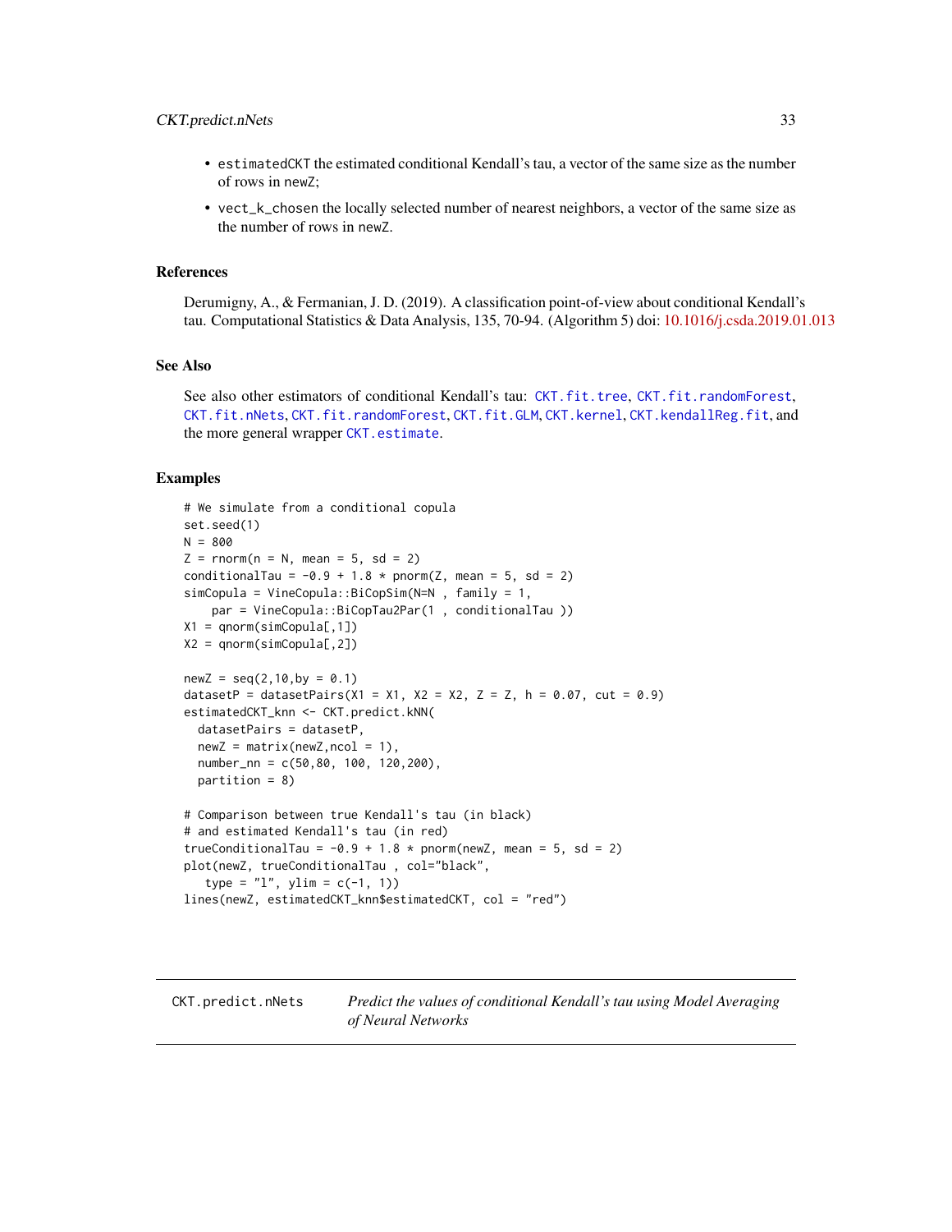- estimatedCKT the estimated conditional Kendall's tau, a vector of the same size as the number of rows in newZ;
- vect_k_chosen the locally selected number of nearest neighbors, a vector of the same size as the number of rows in newZ.

### References

Derumigny, A., & Fermanian, J. D. (2019). A classification point-of-view about conditional Kendall's tau. Computational Statistics & Data Analysis, 135, 70-94. (Algorithm 5) doi: 10.1016/j.csda.2019.01.013

### See Also

See also other estimators of conditional Kendall's tau: CKT.fit.tree, CKT.fit.randomForest, CKT.fit.nNets, CKT.fit.randomForest, CKT.fit.GLM, CKT.kernel, CKT.kendallReg.fit, and the more general wrapper CKT.estimate.

### Examples

```
# We simulate from a conditional copula
set.seed(1)
N = 800
Z = rnorm(n = N, mean = 5, sd = 2)
conditionalTau = -0.9 + 1.8 * pnorm(Z, mean = 5, sd = 2)
simCopula = VineCopula::BiCopSim(N=N , family = 1,
    par = VineCopula::BiCopTau2Par(1 , conditionalTau ))
X1 = qnorm(simCopula[,1])
X2 = qnorm(simCopula[,2])

newZ = seq(2,10,by = 0.1)
datasetP = datasetPairs(X1 = X1, X2 = X2, Z = Z, h = 0.07, cut = 0.9)
estimatedCKT_knn <- CKT.predict.kNN(
  datasetPairs = datasetP,
  newZ = matrix(newZ,ncol = 1),
  number_nn = c(50,80, 100, 120,200),
  partition = 8)

# Comparison between true Kendall's tau (in black)
# and estimated Kendall's tau (in red)
trueConditionalTau = -0.9 + 1.8 * pnorm(newZ, mean = 5, sd = 2)
plot(newZ, trueConditionalTau , col="black",
   type = "l", ylim = c(-1, 1))
lines(newZ, estimatedCKT_knn$estimatedCKT, col = "red")
```

---

## CKT.predict.nNets — *Predict the values of conditional Kendall's tau using Model Averaging of Neural Networks*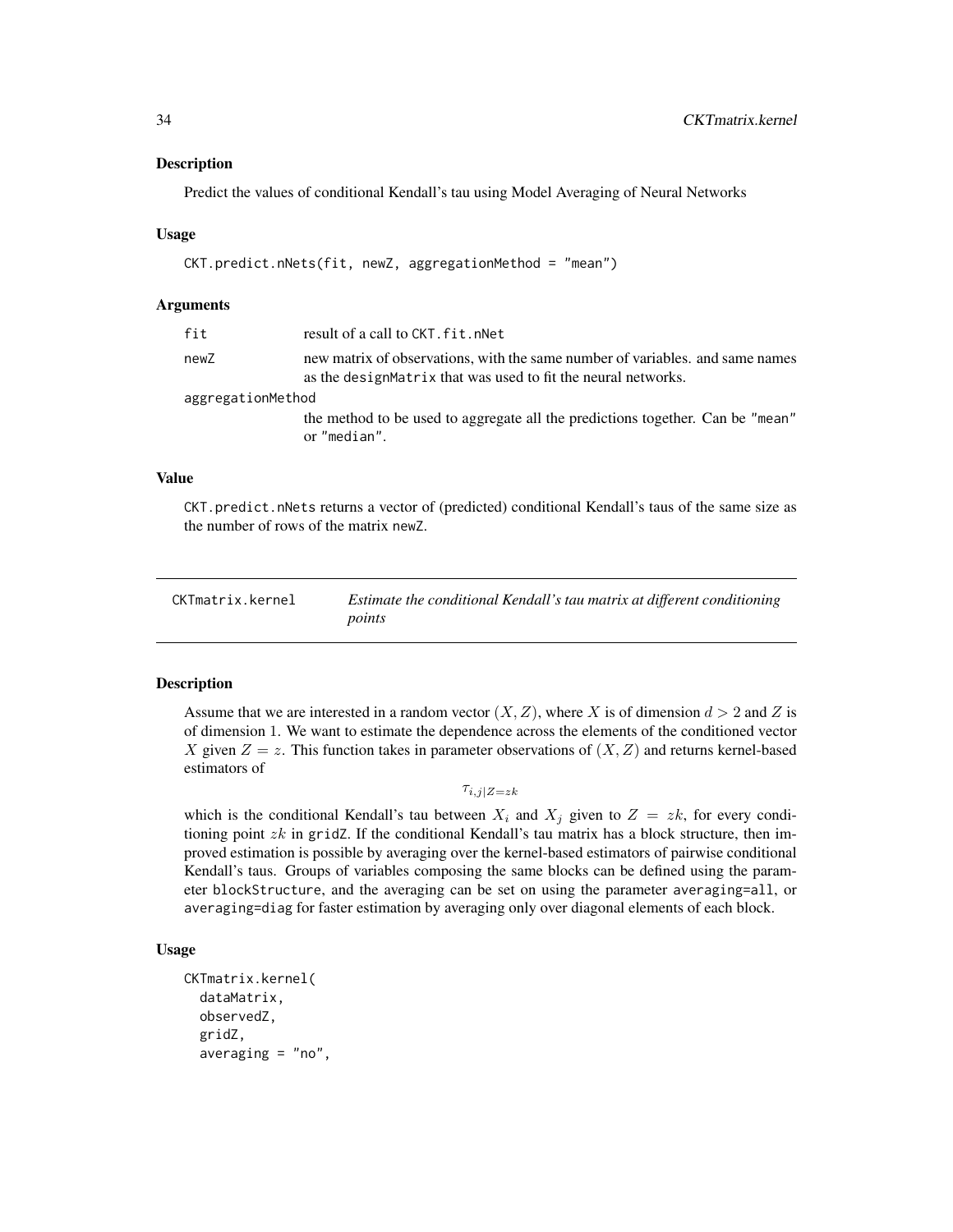### Description

Predict the values of conditional Kendall's tau using Model Averaging of Neural Networks

### Usage

```
CKT.predict.nNets(fit, newZ, aggregationMethod = "mean")
```

### Arguments

| | |
|---|---|
| `fit` | result of a call to `CKT.fit.nNet` |
| `newZ` | new matrix of observations, with the same number of variables. and same names as the `designMatrix` that was used to fit the neural networks. |
| `aggregationMethod` | the method to be used to aggregate all the predictions together. Can be `"mean"` or `"median"`. |

### Value

`CKT.predict.nNets` returns a vector of (predicted) conditional Kendall's taus of the same size as the number of rows of the matrix `newZ`.

---

## CKTmatrix.kernel — *Estimate the conditional Kendall's tau matrix at different conditioning points*

### Description

Assume that we are interested in a random vector $(X, Z)$, where $X$ is of dimension $d > 2$ and $Z$ is of dimension 1. We want to estimate the dependence across the elements of the conditioned vector $X$ given $Z = z$. This function takes in parameter observations of $(X, Z)$ and returns kernel-based estimators of

$$\tau_{i,j|Z=zk}$$

which is the conditional Kendall's tau between $X_i$ and $X_j$ given to $Z = zk$, for every conditioning point $zk$ in `gridZ`. If the conditional Kendall's tau matrix has a block structure, then improved estimation is possible by averaging over the kernel-based estimators of pairwise conditional Kendall's taus. Groups of variables composing the same blocks can be defined using the parameter `blockStructure`, and the averaging can be set on using the parameter `averaging=all`, or `averaging=diag` for faster estimation by averaging only over diagonal elements of each block.

### Usage

```
CKTmatrix.kernel(
  dataMatrix,
  observedZ,
  gridZ,
  averaging = "no",
```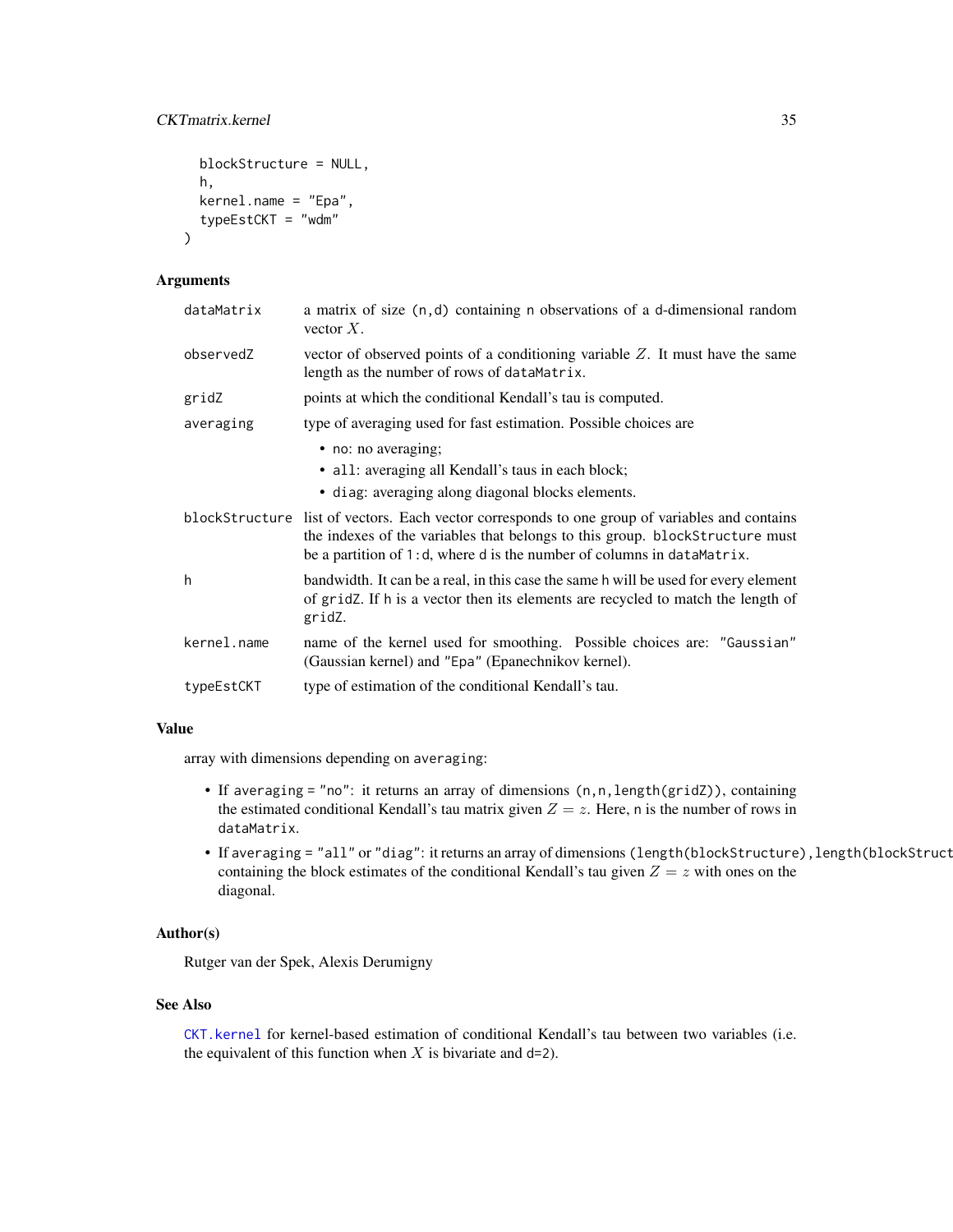```
  blockStructure = NULL,
  h,
  kernel.name = "Epa",
  typeEstCKT = "wdm"
)
```

## Arguments

- `dataMatrix` — a matrix of size `(n,d)` containing `n` observations of a `d`-dimensional random vector $X$.
- `observedZ` — vector of observed points of a conditioning variable $Z$. It must have the same length as the number of rows of `dataMatrix`.
- `gridZ` — points at which the conditional Kendall's tau is computed.
- `averaging` — type of averaging used for fast estimation. Possible choices are
  - `no`: no averaging;
  - `all`: averaging all Kendall's taus in each block;
  - `diag`: averaging along diagonal blocks elements.
- `blockStructure` — list of vectors. Each vector corresponds to one group of variables and contains the indexes of the variables that belongs to this group. `blockStructure` must be a partition of `1:d`, where `d` is the number of columns in `dataMatrix`.
- `h` — bandwidth. It can be a real, in this case the same `h` will be used for every element of `gridZ`. If `h` is a vector then its elements are recycled to match the length of `gridZ`.
- `kernel.name` — name of the kernel used for smoothing. Possible choices are: `"Gaussian"` (Gaussian kernel) and `"Epa"` (Epanechnikov kernel).
- `typeEstCKT` — type of estimation of the conditional Kendall's tau.

## Value

array with dimensions depending on `averaging`:

- If `averaging = "no"`: it returns an array of dimensions `(n,n,length(gridZ))`, containing the estimated conditional Kendall's tau matrix given $Z = z$. Here, `n` is the number of rows in `dataMatrix`.
- If `averaging = "all"` or `"diag"`: it returns an array of dimensions `(length(blockStructure),length(blockStruct` containing the block estimates of the conditional Kendall's tau given $Z = z$ with ones on the diagonal.

## Author(s)

Rutger van der Spek, Alexis Derumigny

## See Also

`CKT.kernel` for kernel-based estimation of conditional Kendall's tau between two variables (i.e. the equivalent of this function when $X$ is bivariate and `d=2`).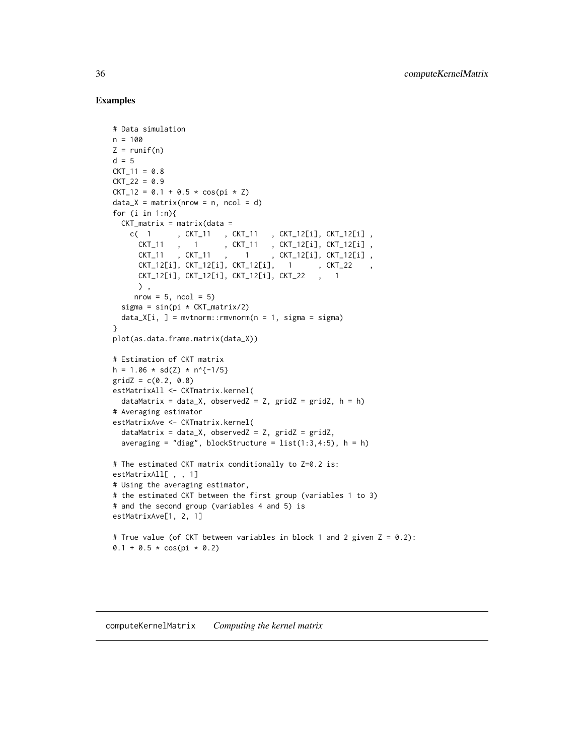## Examples

```
# Data simulation
n = 100
Z = runif(n)
d = 5
CKT_11 = 0.8
CKT_22 = 0.9
CKT_12 = 0.1 + 0.5 * cos(pi * Z)
data_X = matrix(nrow = n, ncol = d)
for (i in 1:n){
  CKT_matrix = matrix(data =
    c(  1      , CKT_11   , CKT_11   , CKT_12[i], CKT_12[i] ,
      CKT_11   ,   1      , CKT_11   , CKT_12[i], CKT_12[i] ,
      CKT_11   , CKT_11   ,    1     , CKT_12[i], CKT_12[i] ,
      CKT_12[i], CKT_12[i], CKT_12[i],   1      , CKT_22    ,
      CKT_12[i], CKT_12[i], CKT_12[i], CKT_22   ,   1
      ) ,
     nrow = 5, ncol = 5)
  sigma = sin(pi * CKT_matrix/2)
  data_X[i, ] = mvtnorm::rmvnorm(n = 1, sigma = sigma)
}
plot(as.data.frame.matrix(data_X))

# Estimation of CKT matrix
h = 1.06 * sd(Z) * n^{-1/5}
gridZ = c(0.2, 0.8)
estMatrixAll <- CKTmatrix.kernel(
  dataMatrix = data_X, observedZ = Z, gridZ = gridZ, h = h)
# Averaging estimator
estMatrixAve <- CKTmatrix.kernel(
  dataMatrix = data_X, observedZ = Z, gridZ = gridZ,
  averaging = "diag", blockStructure = list(1:3,4:5), h = h)

# The estimated CKT matrix conditionally to Z=0.2 is:
estMatrixAll[ , , 1]
# Using the averaging estimator,
# the estimated CKT between the first group (variables 1 to 3)
# and the second group (variables 4 and 5) is
estMatrixAve[1, 2, 1]

# True value (of CKT between variables in block 1 and 2 given Z = 0.2):
0.1 + 0.5 * cos(pi * 0.2)
```

---

computeKernelMatrix    *Computing the kernel matrix*

---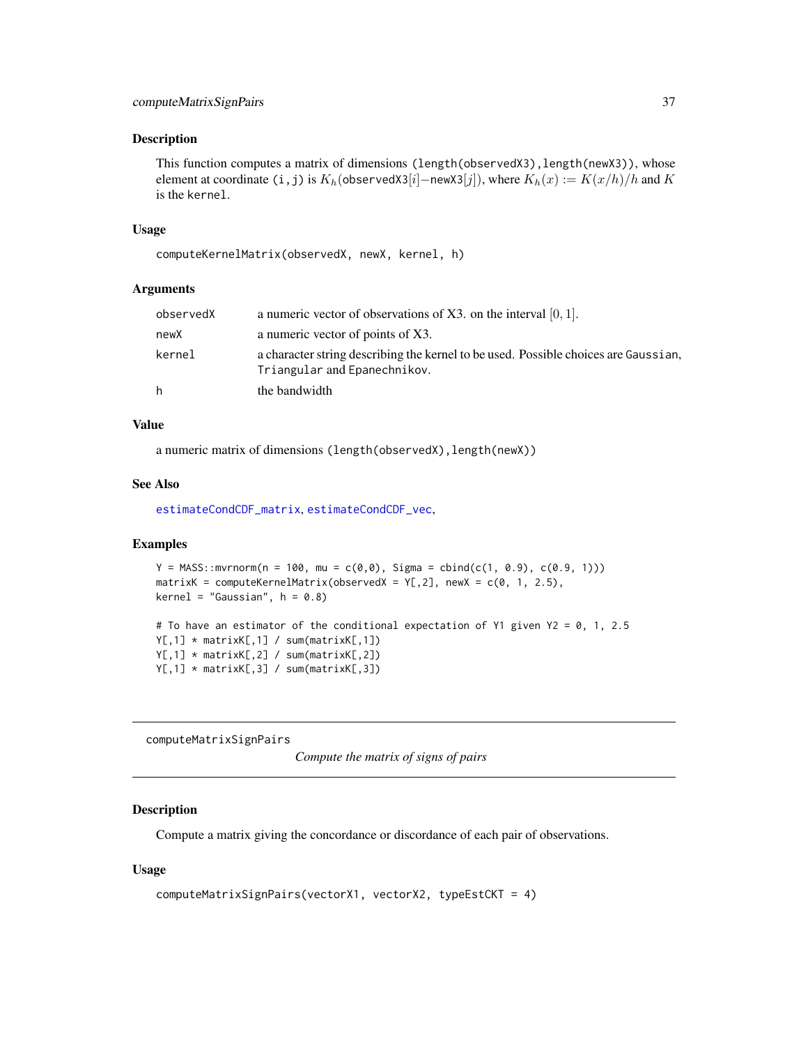### Description

This function computes a matrix of dimensions `(length(observedX3),length(newX3))`, whose element at coordinate `(i,j)` is $K_h($observedX3$[i] -$newX3$[j])$, where $K_h(x) := K(x/h)/h$ and $K$ is the `kernel`.

### Usage

```
computeKernelMatrix(observedX, newX, kernel, h)
```

### Arguments

| | |
|---|---|
| `observedX` | a numeric vector of observations of X3. on the interval $[0, 1]$. |
| `newX` | a numeric vector of points of X3. |
| `kernel` | a character string describing the kernel to be used. Possible choices are `Gaussian`, `Triangular` and `Epanechnikov`. |
| `h` | the bandwidth |

### Value

a numeric matrix of dimensions `(length(observedX),length(newX))`

### See Also

`estimateCondCDF_matrix`, `estimateCondCDF_vec`,

### Examples

```
Y = MASS::mvrnorm(n = 100, mu = c(0,0), Sigma = cbind(c(1, 0.9), c(0.9, 1)))
matrixK = computeKernelMatrix(observedX = Y[,2], newX = c(0, 1, 2.5),
kernel = "Gaussian", h = 0.8)

# To have an estimator of the conditional expectation of Y1 given Y2 = 0, 1, 2.5
Y[,1] * matrixK[,1] / sum(matrixK[,1])
Y[,1] * matrixK[,2] / sum(matrixK[,2])
Y[,1] * matrixK[,3] / sum(matrixK[,3])
```

---

## computeMatrixSignPairs    *Compute the matrix of signs of pairs*

---

### Description

Compute a matrix giving the concordance or discordance of each pair of observations.

### Usage

```
computeMatrixSignPairs(vectorX1, vectorX2, typeEstCKT = 4)
```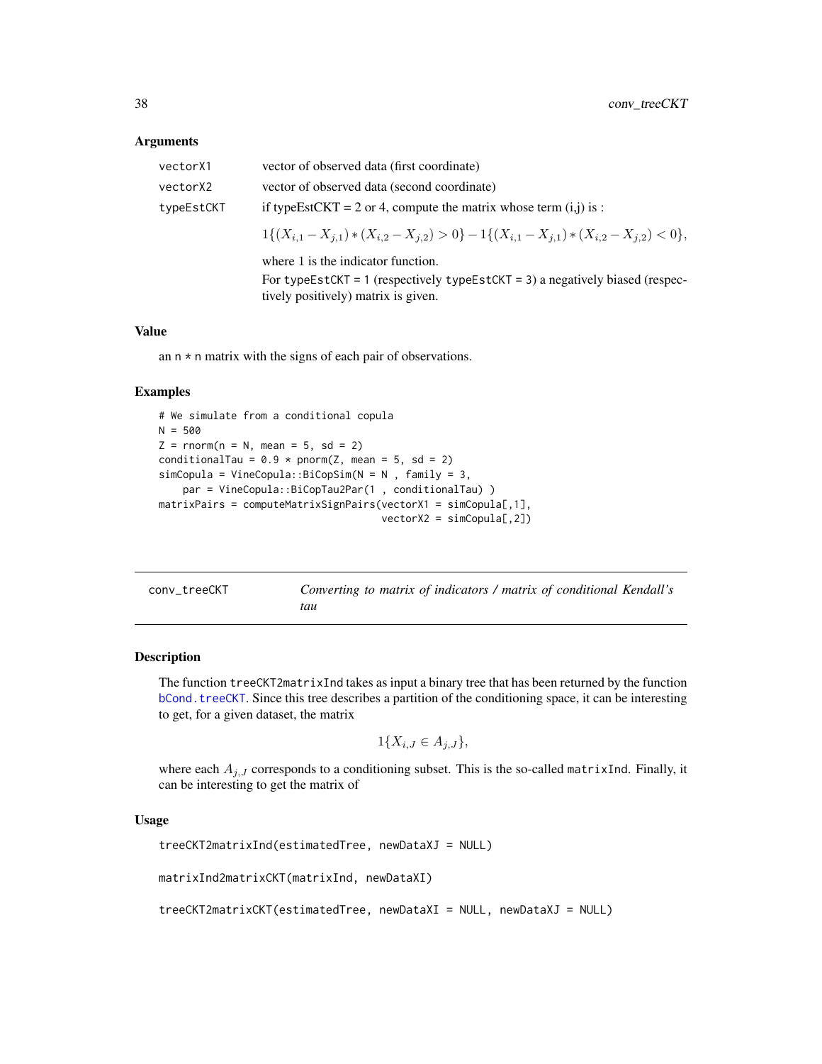### Arguments

| | |
|---|---|
| vectorX1 | vector of observed data (first coordinate) |
| vectorX2 | vector of observed data (second coordinate) |
| typeEstCKT | if typeEstCKT = 2 or 4, compute the matrix whose term (i,j) is : $1\{(X_{i,1} - X_{j,1}) * (X_{i,2} - X_{j,2}) > 0\} - 1\{(X_{i,1} - X_{j,1}) * (X_{i,2} - X_{j,2}) < 0\}$, where 1 is the indicator function. For typeEstCKT = 1 (respectively typeEstCKT = 3) a negatively biased (respectively positively) matrix is given. |

### Value

an n * n matrix with the signs of each pair of observations.

### Examples

```
# We simulate from a conditional copula
N = 500
Z = rnorm(n = N, mean = 5, sd = 2)
conditionalTau = 0.9 * pnorm(Z, mean = 5, sd = 2)
simCopula = VineCopula::BiCopSim(N = N , family = 3,
    par = VineCopula::BiCopTau2Par(1 , conditionalTau) )
matrixPairs = computeMatrixSignPairs(vectorX1 = simCopula[,1],
                                     vectorX2 = simCopula[,2])
```

---

## conv_treeCKT — *Converting to matrix of indicators / matrix of conditional Kendall's tau*

### Description

The function treeCKT2matrixInd takes as input a binary tree that has been returned by the function bCond.treeCKT. Since this tree describes a partition of the conditioning space, it can be interesting to get, for a given dataset, the matrix

$$1\{X_{i,J} \in A_{j,J}\},$$

where each $A_{j,J}$ corresponds to a conditioning subset. This is the so-called matrixInd. Finally, it can be interesting to get the matrix of

### Usage

```
treeCKT2matrixInd(estimatedTree, newDataXJ = NULL)

matrixInd2matrixCKT(matrixInd, newDataXI)

treeCKT2matrixCKT(estimatedTree, newDataXI = NULL, newDataXJ = NULL)
```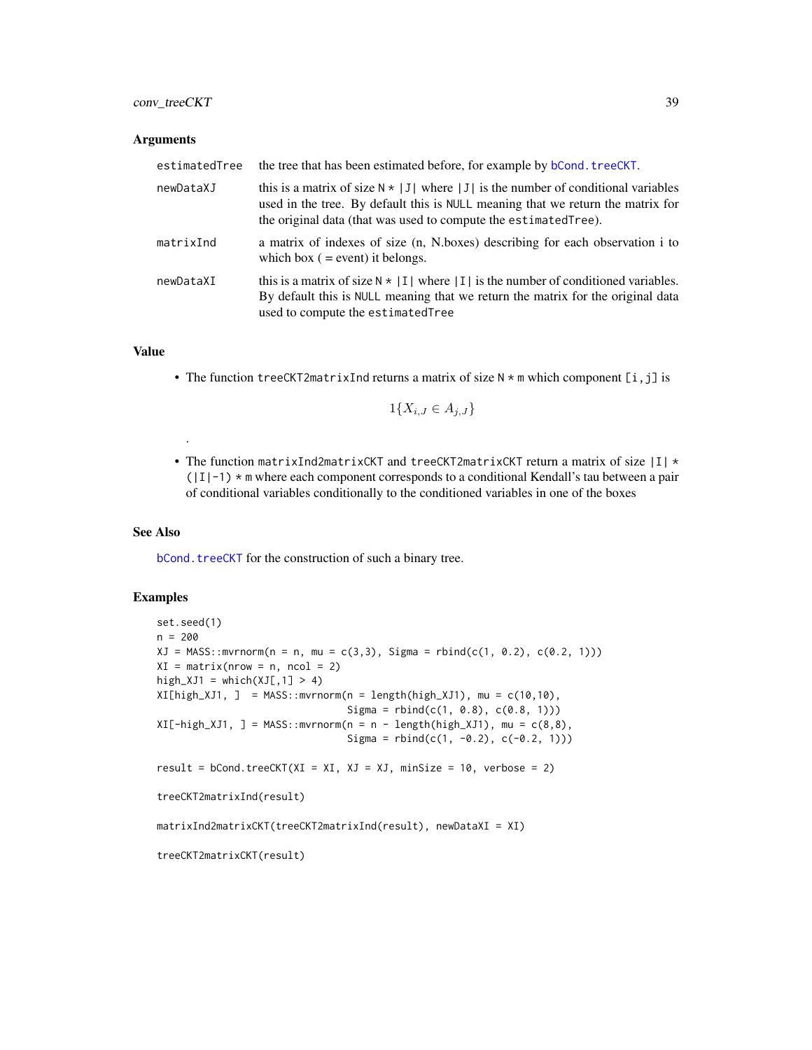### Arguments

| | |
|---|---|
| estimatedTree | the tree that has been estimated before, for example by bCond.treeCKT. |
| newDataXJ | this is a matrix of size N * \|J\| where \|J\| is the number of conditional variables used in the tree. By default this is NULL meaning that we return the matrix for the original data (that was used to compute the estimatedTree). |
| matrixInd | a matrix of indexes of size (n, N.boxes) describing for each observation i to which box ( = event) it belongs. |
| newDataXI | this is a matrix of size N * \|I\| where \|I\| is the number of conditioned variables. By default this is NULL meaning that we return the matrix for the original data used to compute the estimatedTree |

### Value

- The function treeCKT2matrixInd returns a matrix of size N * m which component [i,j] is

$$1\{X_{i,J} \in A_{j,J}\}$$

.

- The function matrixInd2matrixCKT and treeCKT2matrixCKT return a matrix of size |I| * (|I|-1) * m where each component corresponds to a conditional Kendall's tau between a pair of conditional variables conditionally to the conditioned variables in one of the boxes

### See Also

bCond.treeCKT for the construction of such a binary tree.

### Examples

```
set.seed(1)
n = 200
XJ = MASS::mvrnorm(n = n, mu = c(3,3), Sigma = rbind(c(1, 0.2), c(0.2, 1)))
XI = matrix(nrow = n, ncol = 2)
high_XJ1 = which(XJ[,1] > 4)
XI[high_XJ1, ]  = MASS::mvrnorm(n = length(high_XJ1), mu = c(10,10),
                                Sigma = rbind(c(1, 0.8), c(0.8, 1)))
XI[-high_XJ1, ] = MASS::mvrnorm(n = n - length(high_XJ1), mu = c(8,8),
                                Sigma = rbind(c(1, -0.2), c(-0.2, 1)))

result = bCond.treeCKT(XI = XI, XJ = XJ, minSize = 10, verbose = 2)

treeCKT2matrixInd(result)

matrixInd2matrixCKT(treeCKT2matrixInd(result), newDataXI = XI)

treeCKT2matrixCKT(result)
```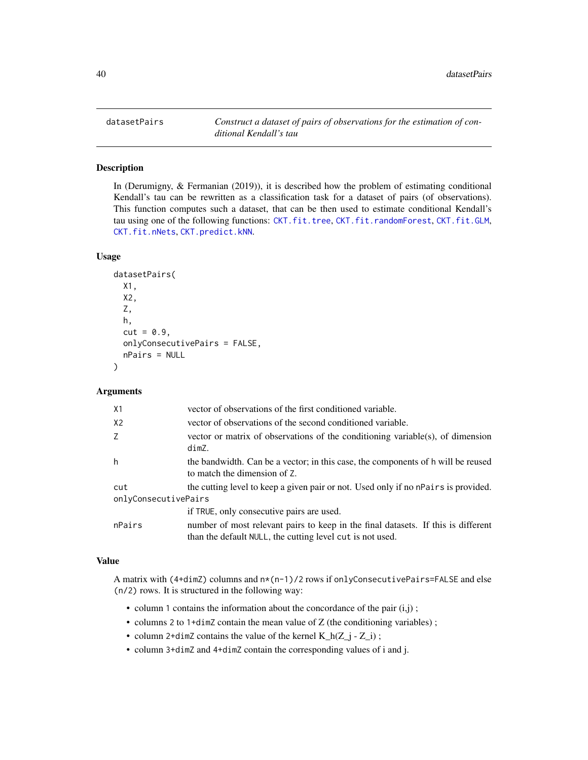## datasetPairs

*Construct a dataset of pairs of observations for the estimation of conditional Kendall's tau*

### Description

In (Derumigny, & Fermanian (2019)), it is described how the problem of estimating conditional Kendall's tau can be rewritten as a classification task for a dataset of pairs (of observations). This function computes such a dataset, that can be then used to estimate conditional Kendall's tau using one of the following functions: `CKT.fit.tree`, `CKT.fit.randomForest`, `CKT.fit.GLM`, `CKT.fit.nNets`, `CKT.predict.kNN`.

### Usage

```
datasetPairs(
  X1,
  X2,
  Z,
  h,
  cut = 0.9,
  onlyConsecutivePairs = FALSE,
  nPairs = NULL
)
```

### Arguments

| Argument | Description |
|---|---|
| `X1` | vector of observations of the first conditioned variable. |
| `X2` | vector of observations of the second conditioned variable. |
| `Z` | vector or matrix of observations of the conditioning variable(s), of dimension `dimZ`. |
| `h` | the bandwidth. Can be a vector; in this case, the components of `h` will be reused to match the dimension of `Z`. |
| `cut` | the cutting level to keep a given pair or not. Used only if no `nPairs` is provided. |
| `onlyConsecutivePairs` | if `TRUE`, only consecutive pairs are used. |
| `nPairs` | number of most relevant pairs to keep in the final datasets. If this is different than the default `NULL`, the cutting level `cut` is not used. |

### Value

A matrix with `(4+dimZ)` columns and `n*(n-1)/2` rows if `onlyConsecutivePairs=FALSE` and else `(n/2)` rows. It is structured in the following way:

- column `1` contains the information about the concordance of the pair (i,j) ;
- columns `2` to `1+dimZ` contain the mean value of Z (the conditioning variables) ;
- column `2+dimZ` contains the value of the kernel $K_h(Z_j - Z_i)$ ;
- column `3+dimZ` and `4+dimZ` contain the corresponding values of i and j.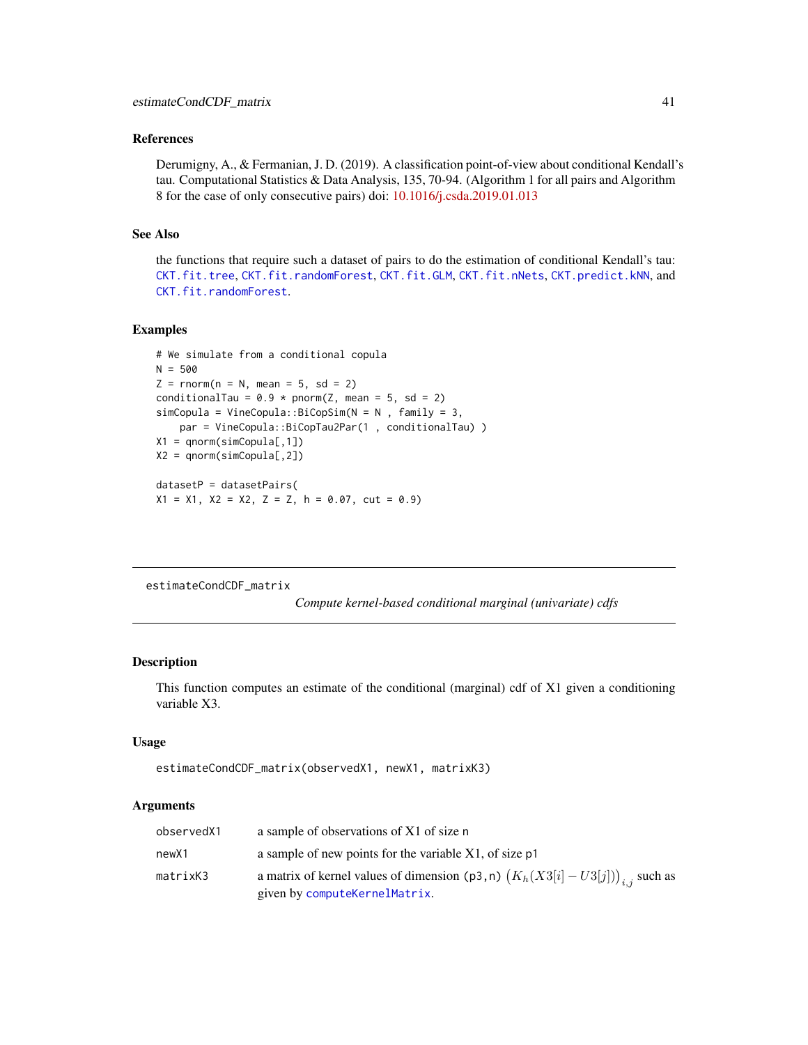### References

Derumigny, A., & Fermanian, J. D. (2019). A classification point-of-view about conditional Kendall's tau. Computational Statistics & Data Analysis, 135, 70-94. (Algorithm 1 for all pairs and Algorithm 8 for the case of only consecutive pairs) doi: 10.1016/j.csda.2019.01.013

### See Also

the functions that require such a dataset of pairs to do the estimation of conditional Kendall's tau: CKT.fit.tree, CKT.fit.randomForest, CKT.fit.GLM, CKT.fit.nNets, CKT.predict.kNN, and CKT.fit.randomForest.

### Examples

```
# We simulate from a conditional copula
N = 500
Z = rnorm(n = N, mean = 5, sd = 2)
conditionalTau = 0.9 * pnorm(Z, mean = 5, sd = 2)
simCopula = VineCopula::BiCopSim(N = N , family = 3,
    par = VineCopula::BiCopTau2Par(1 , conditionalTau) )
X1 = qnorm(simCopula[,1])
X2 = qnorm(simCopula[,2])

datasetP = datasetPairs(
X1 = X1, X2 = X2, Z = Z, h = 0.07, cut = 0.9)
```

---

## estimateCondCDF_matrix

*Compute kernel-based conditional marginal (univariate) cdfs*

### Description

This function computes an estimate of the conditional (marginal) cdf of X1 given a conditioning variable X3.

### Usage

```
estimateCondCDF_matrix(observedX1, newX1, matrixK3)
```

### Arguments

| | |
|---|---|
| observedX1 | a sample of observations of X1 of size n |
| newX1 | a sample of new points for the variable X1, of size p1 |
| matrixK3 | a matrix of kernel values of dimension (p3,n) $\left(K_h(X3[i] - U3[j])\right)_{i,j}$ such as given by computeKernelMatrix. |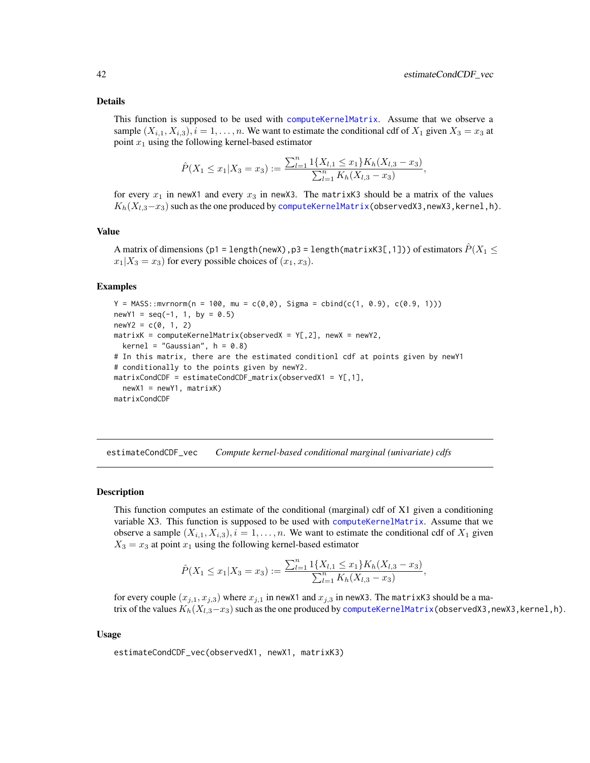## Details

This function is supposed to be used with `computeKernelMatrix`. Assume that we observe a sample $(X_{i,1}, X_{i,3}), i = 1, \ldots, n$. We want to estimate the conditional cdf of $X_1$ given $X_3 = x_3$ at point $x_1$ using the following kernel-based estimator

$$\hat{P}(X_1 \leq x_1 | X_3 = x_3) := \frac{\sum_{l=1}^{n} 1\{X_{l,1} \leq x_1\} K_h(X_{l,3} - x_3)}{\sum_{l=1}^{n} K_h(X_{l,3} - x_3)},$$

for every $x_1$ in `newX1` and every $x_3$ in `newX3`. The `matrixK3` should be a matrix of the values $K_h(X_{l,3} - x_3)$ such as the one produced by `computeKernelMatrix(observedX3,newX3,kernel,h)`.

## Value

A matrix of dimensions `(p1 = length(newX),p3 = length(matrixK3[,1]))` of estimators $\hat{P}(X_1 \leq x_1 | X_3 = x_3)$ for every possible choices of $(x_1, x_3)$.

## Examples

```
Y = MASS::mvrnorm(n = 100, mu = c(0,0), Sigma = cbind(c(1, 0.9), c(0.9, 1)))
newY1 = seq(-1, 1, by = 0.5)
newY2 = c(0, 1, 2)
matrixK = computeKernelMatrix(observedX = Y[,2], newX = newY2,
  kernel = "Gaussian", h = 0.8)
# In this matrix, there are the estimated conditionl cdf at points given by newY1
# conditionally to the points given by newY2.
matrixCondCDF = estimateCondCDF_matrix(observedX1 = Y[,1],
  newX1 = newY1, matrixK)
matrixCondCDF
```

---

# estimateCondCDF_vec — *Compute kernel-based conditional marginal (univariate) cdfs*

## Description

This function computes an estimate of the conditional (marginal) cdf of X1 given a conditioning variable X3. This function is supposed to be used with `computeKernelMatrix`. Assume that we observe a sample $(X_{i,1}, X_{i,3}), i = 1, \ldots, n$. We want to estimate the conditional cdf of $X_1$ given $X_3 = x_3$ at point $x_1$ using the following kernel-based estimator

$$\hat{P}(X_1 \leq x_1 | X_3 = x_3) := \frac{\sum_{l=1}^{n} 1\{X_{l,1} \leq x_1\} K_h(X_{l,3} - x_3)}{\sum_{l=1}^{n} K_h(X_{l,3} - x_3)},$$

for every couple $(x_{j,1}, x_{j,3})$ where $x_{j,1}$ in `newX1` and $x_{j,3}$ in `newX3`. The `matrixK3` should be a matrix of the values $K_h(X_{l,3} - x_3)$ such as the one produced by `computeKernelMatrix(observedX3,newX3,kernel,h)`.

## Usage

```
estimateCondCDF_vec(observedX1, newX1, matrixK3)
```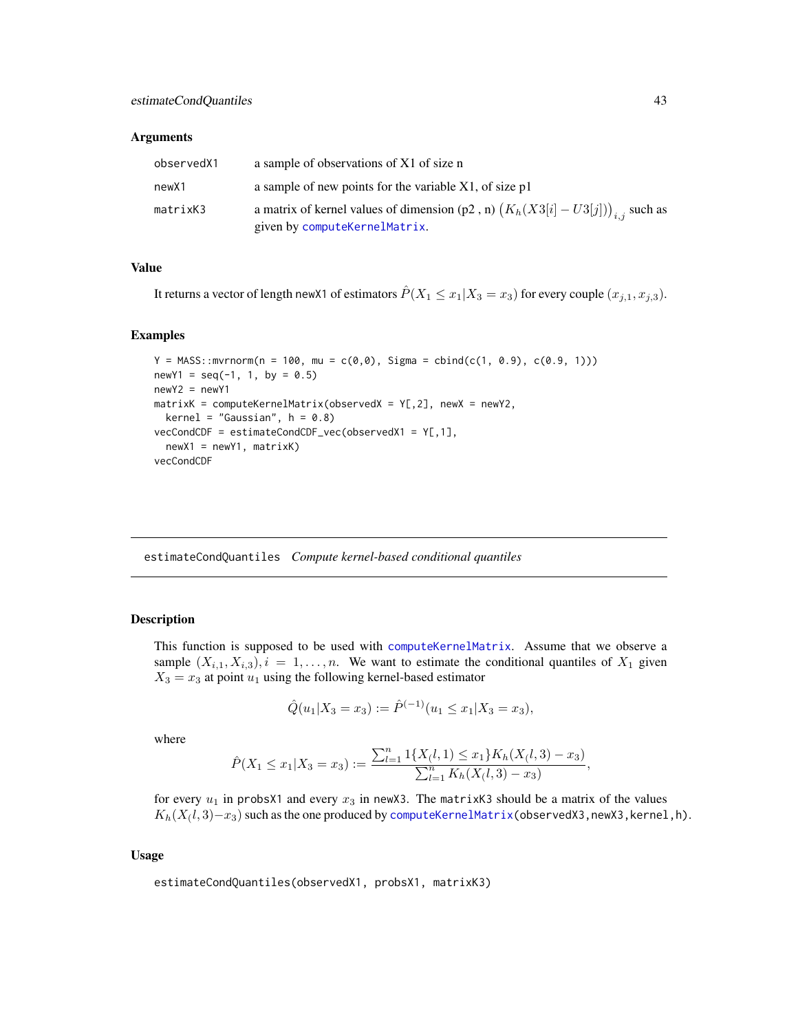### Arguments

| | |
|---|---|
| observedX1 | a sample of observations of X1 of size n |
| newX1 | a sample of new points for the variable X1, of size p1 |
| matrixK3 | a matrix of kernel values of dimension (p2 , n) $\left(K_h(X3[i] - U3[j])\right)_{i,j}$ such as given by computeKernelMatrix. |

### Value

It returns a vector of length newX1 of estimators $\hat{P}(X_1 \leq x_1 | X_3 = x_3)$ for every couple $(x_{j,1}, x_{j,3})$.

### Examples

```
Y = MASS::mvrnorm(n = 100, mu = c(0,0), Sigma = cbind(c(1, 0.9), c(0.9, 1)))
newY1 = seq(-1, 1, by = 0.5)
newY2 = newY1
matrixK = computeKernelMatrix(observedX = Y[,2], newX = newY2,
  kernel = "Gaussian", h = 0.8)
vecCondCDF = estimateCondCDF_vec(observedX1 = Y[,1],
  newX1 = newY1, matrixK)
vecCondCDF
```

---

## estimateCondQuantiles *Compute kernel-based conditional quantiles*

---

### Description

This function is supposed to be used with computeKernelMatrix. Assume that we observe a sample $(X_{i,1}, X_{i,3}), i = 1, \ldots, n$. We want to estimate the conditional quantiles of $X_1$ given $X_3 = x_3$ at point $u_1$ using the following kernel-based estimator

$$\hat{Q}(u_1 | X_3 = x_3) := \hat{P}^{(-1)}(u_1 \leq x_1 | X_3 = x_3),$$

where

$$\hat{P}(X_1 \leq x_1 | X_3 = x_3) := \frac{\sum_{l=1}^{n} 1\{X_(l,1) \leq x_1\} K_h(X_(l,3) - x_3)}{\sum_{l=1}^{n} K_h(X_(l,3) - x_3)},$$

for every $u_1$ in probsX1 and every $x_3$ in newX3. The matrixK3 should be a matrix of the values $K_h(X_(l,3) - x_3)$ such as the one produced by computeKernelMatrix(observedX3,newX3,kernel,h).

### Usage

```
estimateCondQuantiles(observedX1, probsX1, matrixK3)
```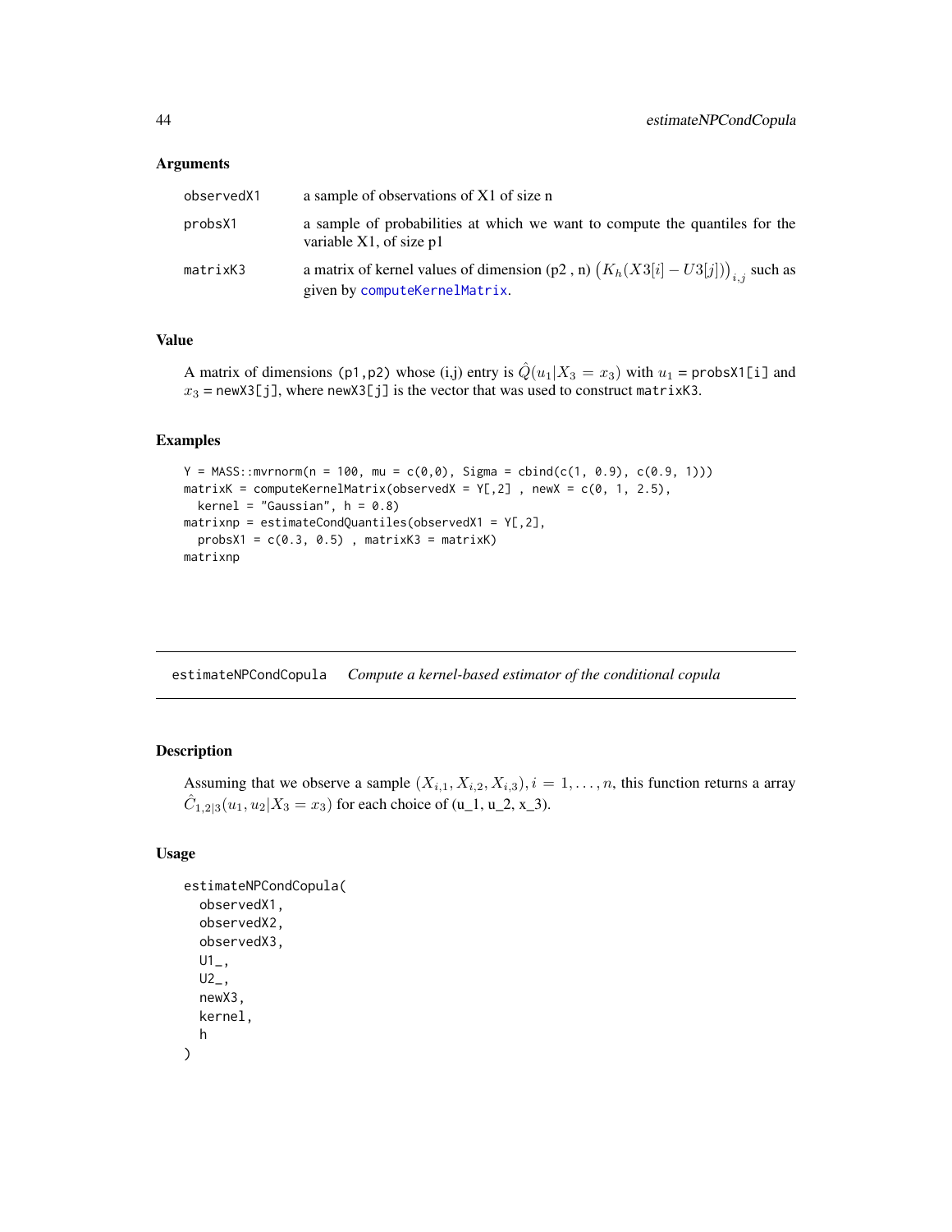### Arguments

| | |
|---|---|
| observedX1 | a sample of observations of X1 of size n |
| probsX1 | a sample of probabilities at which we want to compute the quantiles for the variable X1, of size p1 |
| matrixK3 | a matrix of kernel values of dimension (p2 , n) $\left(K_h(X3[i] - U3[j])\right)_{i,j}$ such as given by computeKernelMatrix. |

### Value

A matrix of dimensions (p1,p2) whose (i,j) entry is $\hat{Q}(u_1 | X_3 = x_3)$ with $u_1$ = probsX1[i] and $x_3$ = newX3[j], where newX3[j] is the vector that was used to construct matrixK3.

### Examples

```
Y = MASS::mvrnorm(n = 100, mu = c(0,0), Sigma = cbind(c(1, 0.9), c(0.9, 1)))
matrixK = computeKernelMatrix(observedX = Y[,2] , newX = c(0, 1, 2.5),
  kernel = "Gaussian", h = 0.8)
matrixnp = estimateCondQuantiles(observedX1 = Y[,2],
  probsX1 = c(0.3, 0.5) , matrixK3 = matrixK)
matrixnp
```

---

## estimateNPCondCopula *Compute a kernel-based estimator of the conditional copula*

### Description

Assuming that we observe a sample $(X_{i,1}, X_{i,2}, X_{i,3}), i = 1, \dots, n$, this function returns a array $\hat{C}_{1,2|3}(u_1, u_2 | X_3 = x_3)$ for each choice of (u_1, u_2, x_3).

### Usage

```
estimateNPCondCopula(
  observedX1,
  observedX2,
  observedX3,
  U1_,
  U2_,
  newX3,
  kernel,
  h
)
```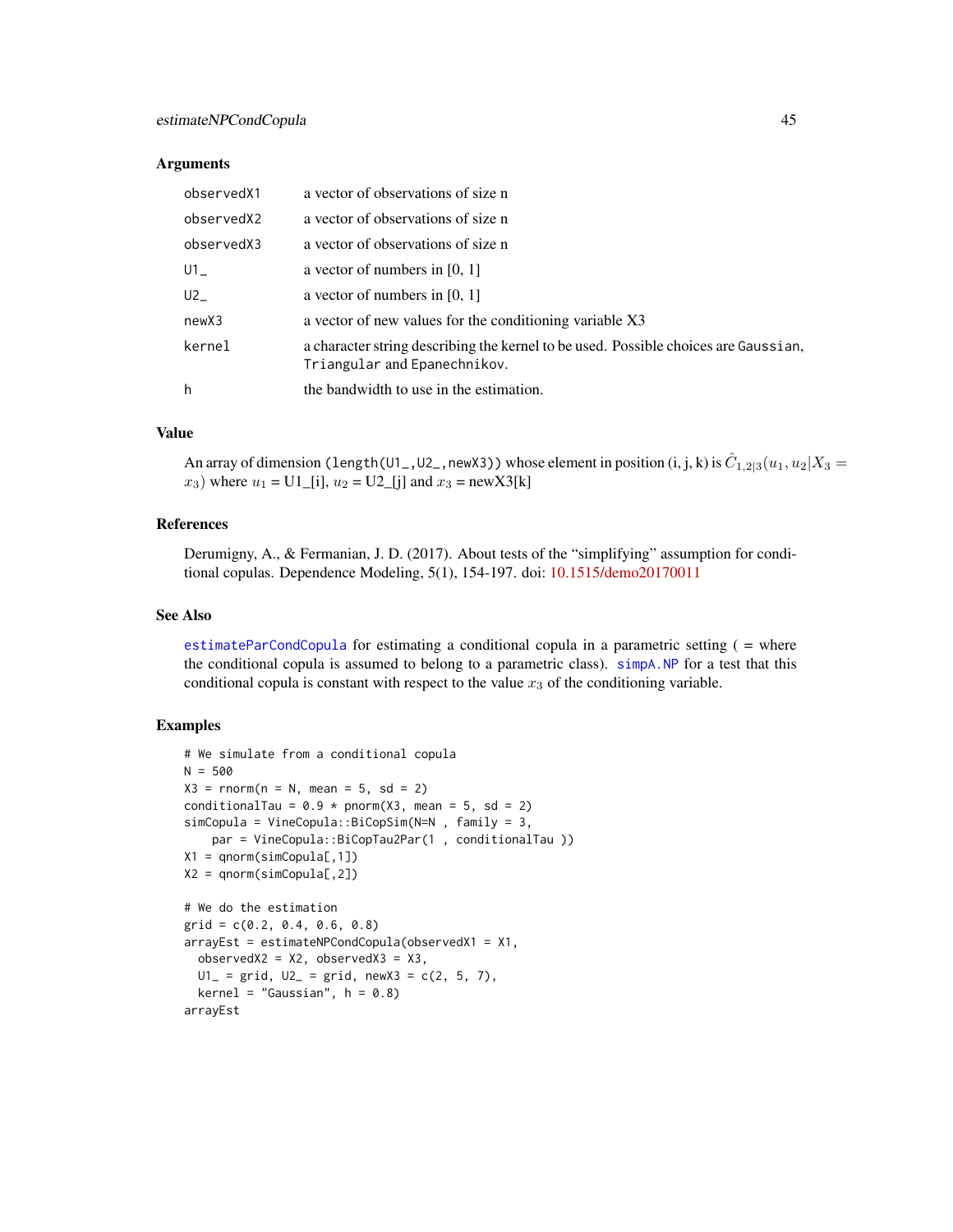### Arguments

| | |
|---|---|
| observedX1 | a vector of observations of size n |
| observedX2 | a vector of observations of size n |
| observedX3 | a vector of observations of size n |
| U1_ | a vector of numbers in [0, 1] |
| U2_ | a vector of numbers in [0, 1] |
| newX3 | a vector of new values for the conditioning variable X3 |
| kernel | a character string describing the kernel to be used. Possible choices are Gaussian, Triangular and Epanechnikov. |
| h | the bandwidth to use in the estimation. |

### Value

An array of dimension (length(U1_,U2_,newX3)) whose element in position (i, j, k) is $\hat{C}_{1,2|3}(u_1, u_2|X_3 = x_3)$ where $u_1$ = U1_[i], $u_2$ = U2_[j] and $x_3$ = newX3[k]

### References

Derumigny, A., & Fermanian, J. D. (2017). About tests of the "simplifying" assumption for conditional copulas. Dependence Modeling, 5(1), 154-197. doi: 10.1515/demo20170011

### See Also

estimateParCondCopula for estimating a conditional copula in a parametric setting ( = where the conditional copula is assumed to belong to a parametric class). simpA.NP for a test that this conditional copula is constant with respect to the value $x_3$ of the conditioning variable.

### Examples

```
# We simulate from a conditional copula
N = 500
X3 = rnorm(n = N, mean = 5, sd = 2)
conditionalTau = 0.9 * pnorm(X3, mean = 5, sd = 2)
simCopula = VineCopula::BiCopSim(N=N , family = 3,
    par = VineCopula::BiCopTau2Par(1 , conditionalTau ))
X1 = qnorm(simCopula[,1])
X2 = qnorm(simCopula[,2])

# We do the estimation
grid = c(0.2, 0.4, 0.6, 0.8)
arrayEst = estimateNPCondCopula(observedX1 = X1,
  observedX2 = X2, observedX3 = X3,
  U1_ = grid, U2_ = grid, newX3 = c(2, 5, 7),
  kernel = "Gaussian", h = 0.8)
arrayEst
```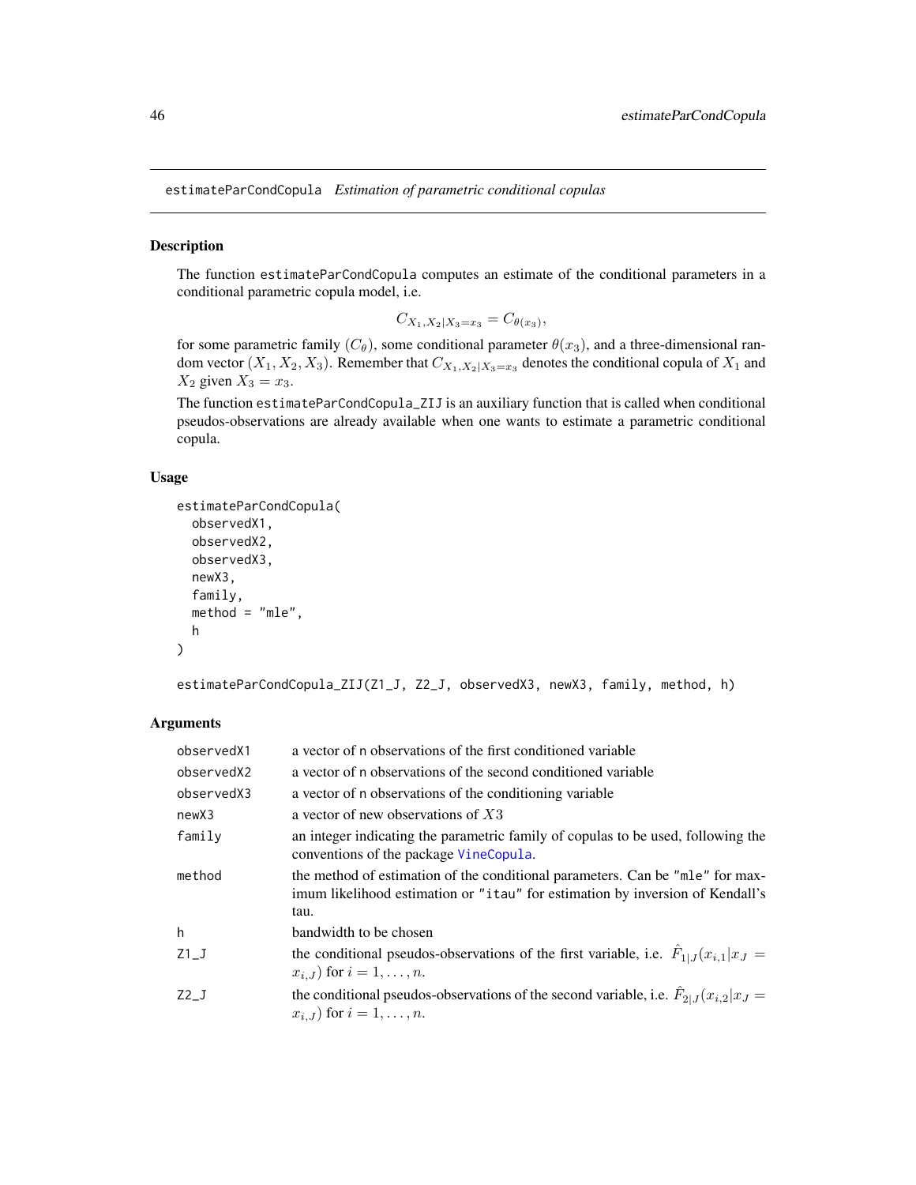# estimateParCondCopula *Estimation of parametric conditional copulas*

## Description

The function `estimateParCondCopula` computes an estimate of the conditional parameters in a conditional parametric copula model, i.e.

$$C_{X_1,X_2|X_3=x_3} = C_{\theta(x_3)},$$

for some parametric family $(C_\theta)$, some conditional parameter $\theta(x_3)$, and a three-dimensional random vector $(X_1, X_2, X_3)$. Remember that $C_{X_1,X_2|X_3=x_3}$ denotes the conditional copula of $X_1$ and $X_2$ given $X_3 = x_3$.

The function `estimateParCondCopula_ZIJ` is an auxiliary function that is called when conditional pseudos-observations are already available when one wants to estimate a parametric conditional copula.

## Usage

```
estimateParCondCopula(
  observedX1,
  observedX2,
  observedX3,
  newX3,
  family,
  method = "mle",
  h
)

estimateParCondCopula_ZIJ(Z1_J, Z2_J, observedX3, newX3, family, method, h)
```

## Arguments

| Argument | Description |
|---|---|
| `observedX1` | a vector of n observations of the first conditioned variable |
| `observedX2` | a vector of n observations of the second conditioned variable |
| `observedX3` | a vector of n observations of the conditioning variable |
| `newX3` | a vector of new observations of $X3$ |
| `family` | an integer indicating the parametric family of copulas to be used, following the conventions of the package `VineCopula`. |
| `method` | the method of estimation of the conditional parameters. Can be `"mle"` for maximum likelihood estimation or `"itau"` for estimation by inversion of Kendall's tau. |
| `h` | bandwidth to be chosen |
| `Z1_J` | the conditional pseudos-observations of the first variable, i.e. $\hat{F}_{1\|J}(x_{i,1}\|x_J = x_{i,J})$ for $i = 1, \dots, n$. |
| `Z2_J` | the conditional pseudos-observations of the second variable, i.e. $\hat{F}_{2\|J}(x_{i,2}\|x_J = x_{i,J})$ for $i = 1, \dots, n$. |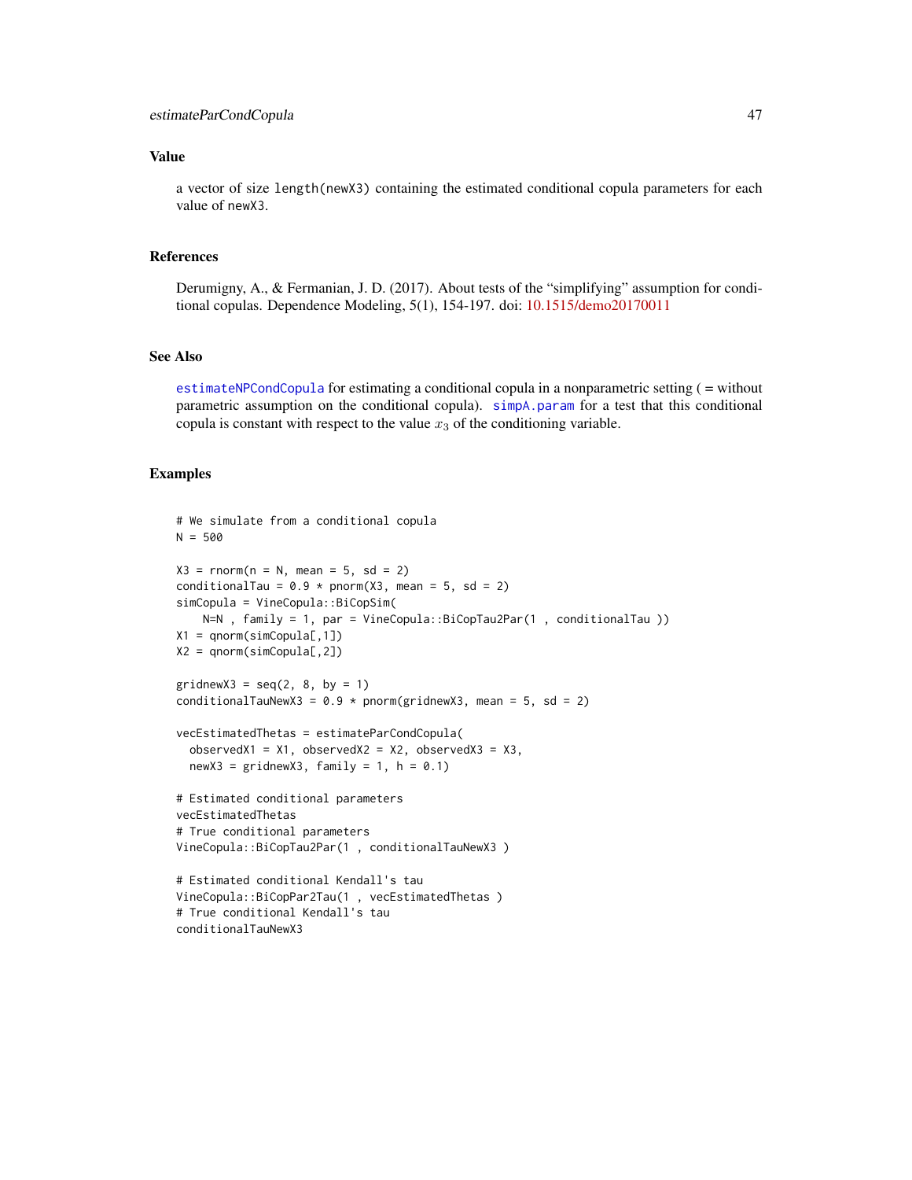### Value

a vector of size `length(newX3)` containing the estimated conditional copula parameters for each value of `newX3`.

### References

Derumigny, A., & Fermanian, J. D. (2017). About tests of the "simplifying" assumption for conditional copulas. Dependence Modeling, 5(1), 154-197. doi: 10.1515/demo20170011

### See Also

`estimateNPCondCopula` for estimating a conditional copula in a nonparametric setting ( = without parametric assumption on the conditional copula). `simpA.param` for a test that this conditional copula is constant with respect to the value $x_3$ of the conditioning variable.

### Examples

```
# We simulate from a conditional copula
N = 500

X3 = rnorm(n = N, mean = 5, sd = 2)
conditionalTau = 0.9 * pnorm(X3, mean = 5, sd = 2)
simCopula = VineCopula::BiCopSim(
    N=N , family = 1, par = VineCopula::BiCopTau2Par(1 , conditionalTau ))
X1 = qnorm(simCopula[,1])
X2 = qnorm(simCopula[,2])

gridnewX3 = seq(2, 8, by = 1)
conditionalTauNewX3 = 0.9 * pnorm(gridnewX3, mean = 5, sd = 2)

vecEstimatedThetas = estimateParCondCopula(
  observedX1 = X1, observedX2 = X2, observedX3 = X3,
  newX3 = gridnewX3, family = 1, h = 0.1)

# Estimated conditional parameters
vecEstimatedThetas
# True conditional parameters
VineCopula::BiCopTau2Par(1 , conditionalTauNewX3 )

# Estimated conditional Kendall's tau
VineCopula::BiCopPar2Tau(1 , vecEstimatedThetas )
# True conditional Kendall's tau
conditionalTauNewX3
```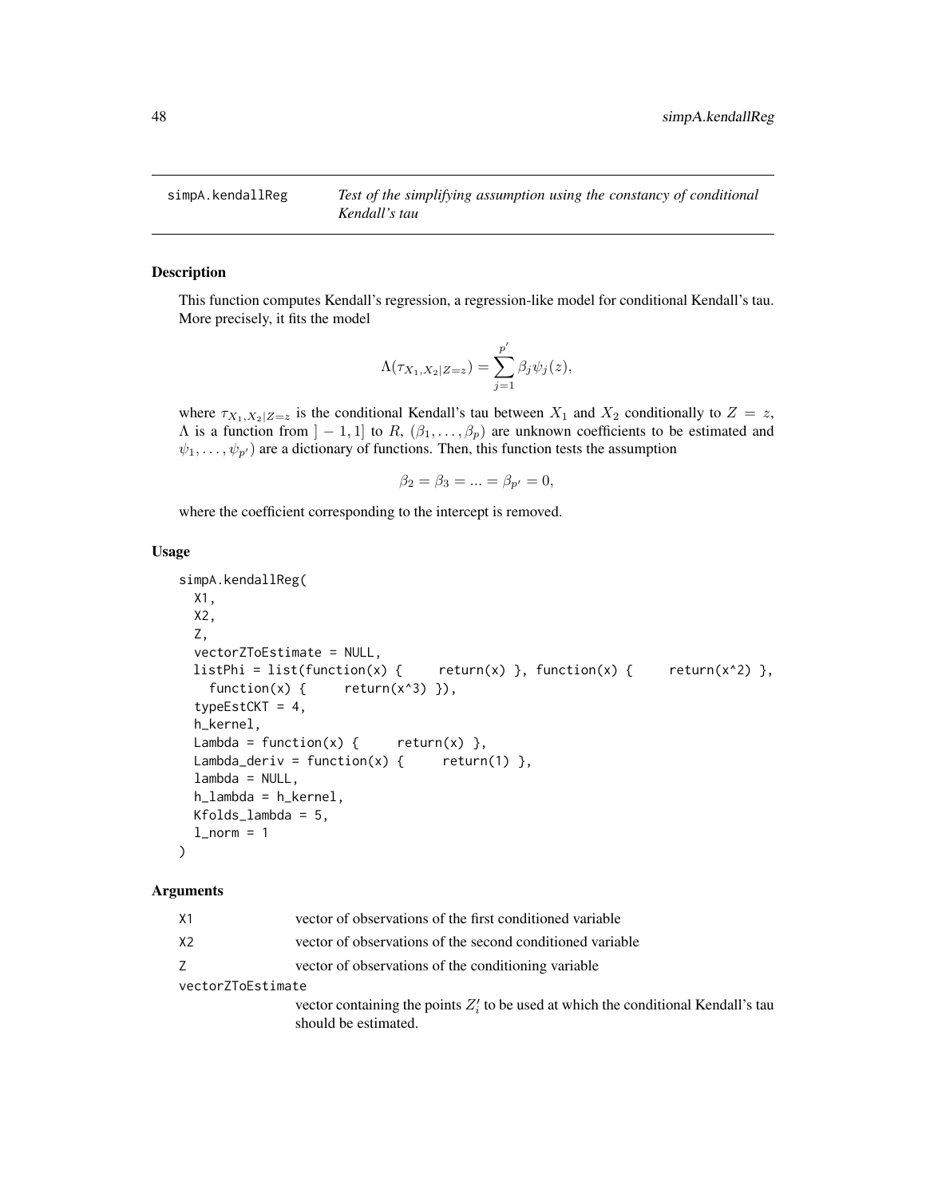## simpA.kendallReg *Test of the simplifying assumption using the constancy of conditional Kendall's tau*

### Description

This function computes Kendall's regression, a regression-like model for conditional Kendall's tau. More precisely, it fits the model

$$\Lambda(\tau_{X_1,X_2|Z=z}) = \sum_{j=1}^{p'} \beta_j \psi_j(z),$$

where $\tau_{X_1,X_2|Z=z}$ is the conditional Kendall's tau between $X_1$ and $X_2$ conditionally to $Z = z$, $\Lambda$ is a function from $]-1,1]$ to $R$, $(\beta_1, \dots, \beta_p)$ are unknown coefficients to be estimated and $\psi_1, \dots, \psi_{p'})$ are a dictionary of functions. Then, this function tests the assumption

$$\beta_2 = \beta_3 = ... = \beta_{p'} = 0,$$

where the coefficient corresponding to the intercept is removed.

### Usage

```
simpA.kendallReg(
  X1,
  X2,
  Z,
  vectorZToEstimate = NULL,
  listPhi = list(function(x) {     return(x) }, function(x) {     return(x^2) },
    function(x) {     return(x^3) }),
  typeEstCKT = 4,
  h_kernel,
  Lambda = function(x) {     return(x) },
  Lambda_deriv = function(x) {     return(1) },
  lambda = NULL,
  h_lambda = h_kernel,
  Kfolds_lambda = 5,
  l_norm = 1
)
```

### Arguments

`X1` vector of observations of the first conditioned variable

`X2` vector of observations of the second conditioned variable

`Z` vector of observations of the conditioning variable

`vectorZToEstimate` vector containing the points $Z'_i$ to be used at which the conditional Kendall's tau should be estimated.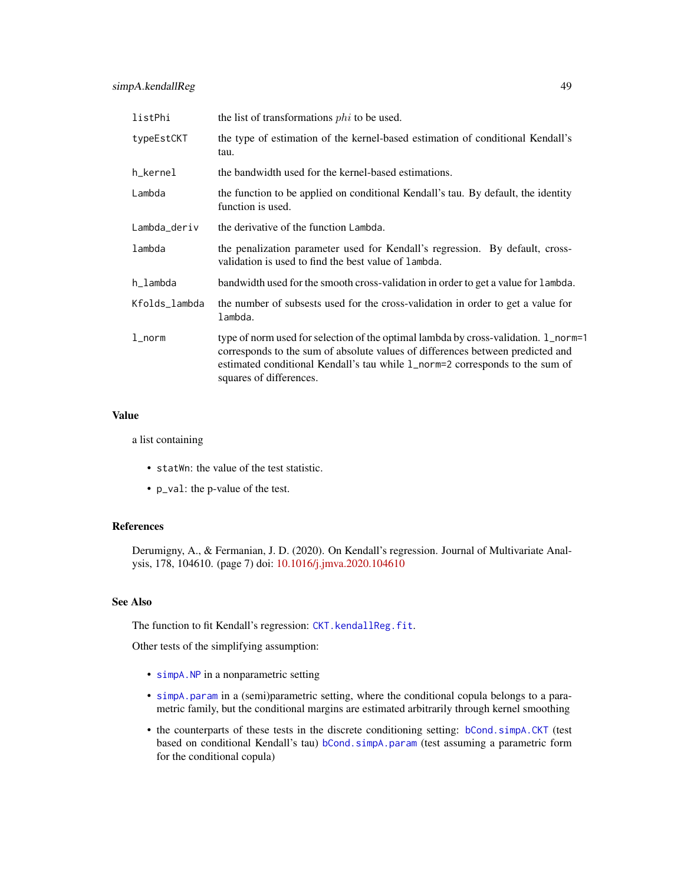| | |
|---|---|
| listPhi | the list of transformations $phi$ to be used. |
| typeEstCKT | the type of estimation of the kernel-based estimation of conditional Kendall's tau. |
| h_kernel | the bandwidth used for the kernel-based estimations. |
| Lambda | the function to be applied on conditional Kendall's tau. By default, the identity function is used. |
| Lambda_deriv | the derivative of the function Lambda. |
| lambda | the penalization parameter used for Kendall's regression. By default, cross-validation is used to find the best value of lambda. |
| h_lambda | bandwidth used for the smooth cross-validation in order to get a value for lambda. |
| Kfolds_lambda | the number of subsests used for the cross-validation in order to get a value for lambda. |
| l_norm | type of norm used for selection of the optimal lambda by cross-validation. l_norm=1 corresponds to the sum of absolute values of differences between predicted and estimated conditional Kendall's tau while l_norm=2 corresponds to the sum of squares of differences. |

## Value

a list containing

- statWn: the value of the test statistic.
- p_val: the p-value of the test.

## References

Derumigny, A., & Fermanian, J. D. (2020). On Kendall's regression. Journal of Multivariate Analysis, 178, 104610. (page 7) doi: 10.1016/j.jmva.2020.104610

## See Also

The function to fit Kendall's regression: CKT.kendallReg.fit.

Other tests of the simplifying assumption:

- simpA.NP in a nonparametric setting
- simpA.param in a (semi)parametric setting, where the conditional copula belongs to a parametric family, but the conditional margins are estimated arbitrarily through kernel smoothing
- the counterparts of these tests in the discrete conditioning setting: bCond.simpA.CKT (test based on conditional Kendall's tau) bCond.simpA.param (test assuming a parametric form for the conditional copula)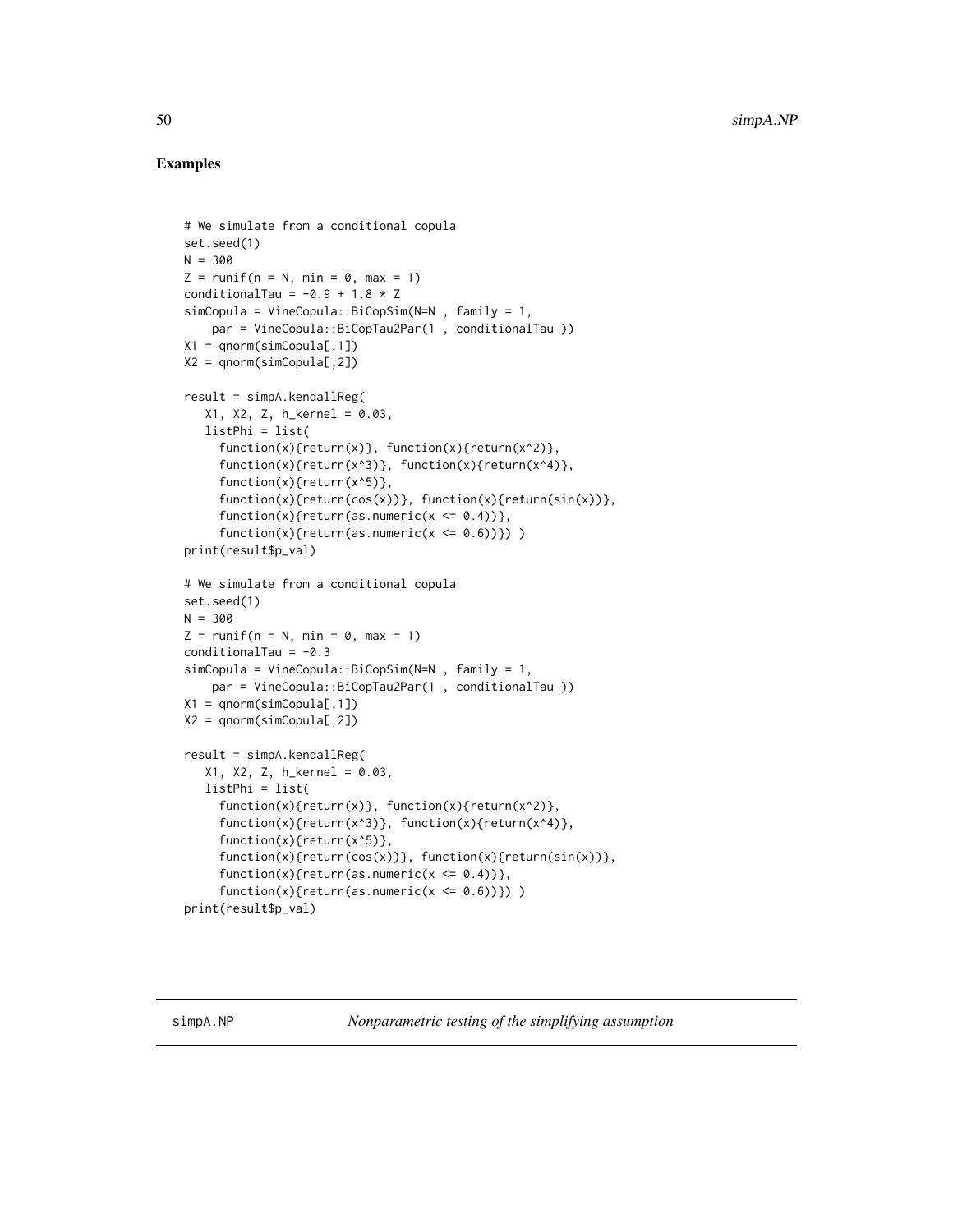## Examples

```
# We simulate from a conditional copula
set.seed(1)
N = 300
Z = runif(n = N, min = 0, max = 1)
conditionalTau = -0.9 + 1.8 * Z
simCopula = VineCopula::BiCopSim(N=N , family = 1,
    par = VineCopula::BiCopTau2Par(1 , conditionalTau ))
X1 = qnorm(simCopula[,1])
X2 = qnorm(simCopula[,2])

result = simpA.kendallReg(
   X1, X2, Z, h_kernel = 0.03,
   listPhi = list(
     function(x){return(x)}, function(x){return(x^2)},
     function(x){return(x^3)}, function(x){return(x^4)},
     function(x){return(x^5)},
     function(x){return(cos(x))}, function(x){return(sin(x))},
     function(x){return(as.numeric(x <= 0.4))},
     function(x){return(as.numeric(x <= 0.6))}) )
print(result$p_val)

# We simulate from a conditional copula
set.seed(1)
N = 300
Z = runif(n = N, min = 0, max = 1)
conditionalTau = -0.3
simCopula = VineCopula::BiCopSim(N=N , family = 1,
    par = VineCopula::BiCopTau2Par(1 , conditionalTau ))
X1 = qnorm(simCopula[,1])
X2 = qnorm(simCopula[,2])

result = simpA.kendallReg(
   X1, X2, Z, h_kernel = 0.03,
   listPhi = list(
     function(x){return(x)}, function(x){return(x^2)},
     function(x){return(x^3)}, function(x){return(x^4)},
     function(x){return(x^5)},
     function(x){return(cos(x))}, function(x){return(sin(x))},
     function(x){return(as.numeric(x <= 0.4))},
     function(x){return(as.numeric(x <= 0.6))}) )
print(result$p_val)
```

---

simpA.NP *Nonparametric testing of the simplifying assumption*

---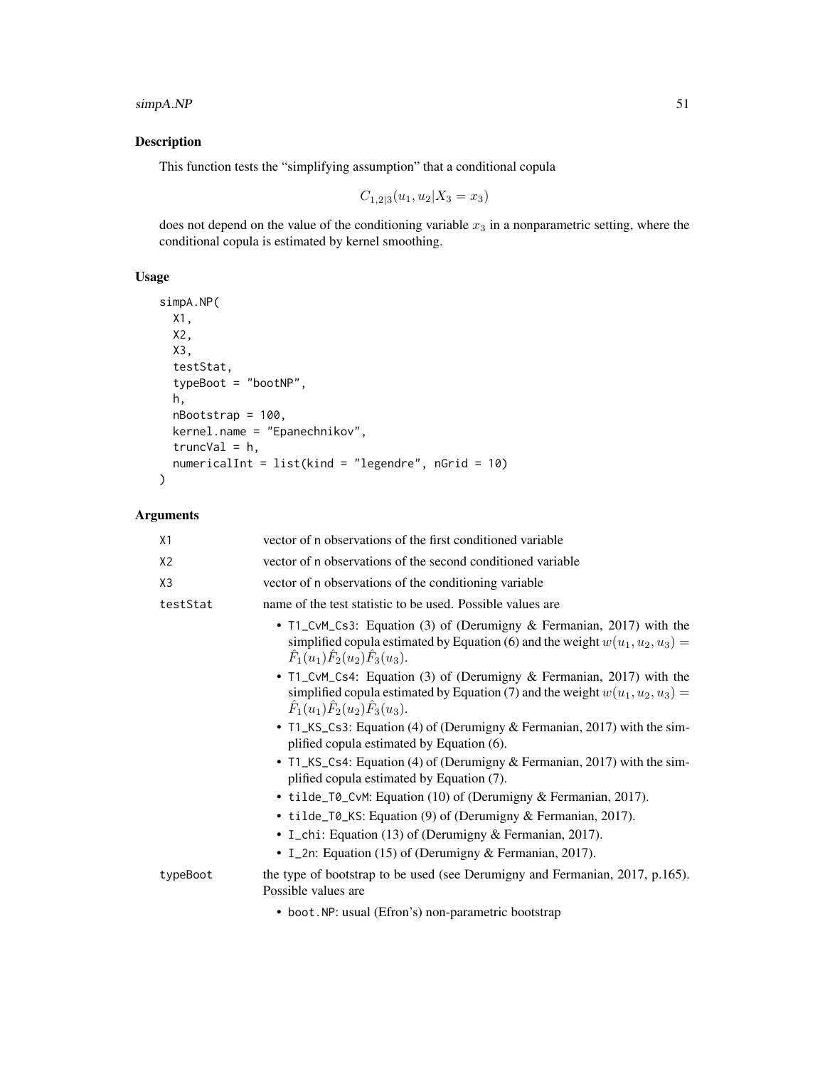## Description

This function tests the "simplifying assumption" that a conditional copula

$$C_{1,2|3}(u_1, u_2|X_3 = x_3)$$

does not depend on the value of the conditioning variable $x_3$ in a nonparametric setting, where the conditional copula is estimated by kernel smoothing.

## Usage

```
simpA.NP(
  X1,
  X2,
  X3,
  testStat,
  typeBoot = "bootNP",
  h,
  nBootstrap = 100,
  kernel.name = "Epanechnikov",
  truncVal = h,
  numericalInt = list(kind = "legendre", nGrid = 10)
)
```

## Arguments

| | |
|---|---|
| X1 | vector of n observations of the first conditioned variable |
| X2 | vector of n observations of the second conditioned variable |
| X3 | vector of n observations of the conditioning variable |
| testStat | name of the test statistic to be used. Possible values are<br>• T1_CvM_Cs3: Equation (3) of (Derumigny & Fermanian, 2017) with the simplified copula estimated by Equation (6) and the weight $w(u_1, u_2, u_3) = \hat{F}_1(u_1)\hat{F}_2(u_2)\hat{F}_3(u_3)$.<br>• T1_CvM_Cs4: Equation (3) of (Derumigny & Fermanian, 2017) with the simplified copula estimated by Equation (7) and the weight $w(u_1, u_2, u_3) = \hat{F}_1(u_1)\hat{F}_2(u_2)\hat{F}_3(u_3)$.<br>• T1_KS_Cs3: Equation (4) of (Derumigny & Fermanian, 2017) with the simplified copula estimated by Equation (6).<br>• T1_KS_Cs4: Equation (4) of (Derumigny & Fermanian, 2017) with the simplified copula estimated by Equation (7).<br>• tilde_T0_CvM: Equation (10) of (Derumigny & Fermanian, 2017).<br>• tilde_T0_KS: Equation (9) of (Derumigny & Fermanian, 2017).<br>• I_chi: Equation (13) of (Derumigny & Fermanian, 2017).<br>• I_2n: Equation (15) of (Derumigny & Fermanian, 2017). |
| typeBoot | the type of bootstrap to be used (see Derumigny and Fermanian, 2017, p.165). Possible values are<br>• boot.NP: usual (Efron's) non-parametric bootstrap |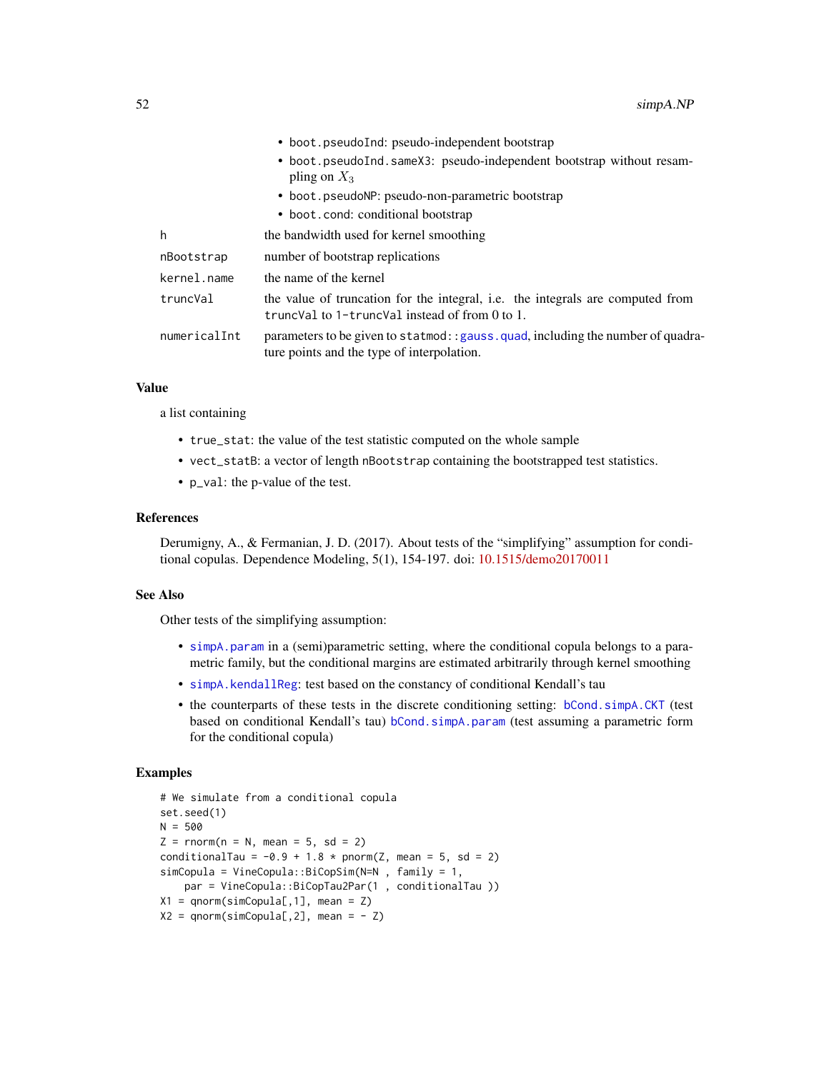- `boot.pseudoInd`: pseudo-independent bootstrap
- `boot.pseudoInd.sameX3`: pseudo-independent bootstrap without resampling on $X_3$
- `boot.pseudoNP`: pseudo-non-parametric bootstrap
- `boot.cond`: conditional bootstrap

| | |
|---|---|
| h | the bandwidth used for kernel smoothing |
| nBootstrap | number of bootstrap replications |
| kernel.name | the name of the kernel |
| truncVal | the value of truncation for the integral, i.e. the integrals are computed from `truncVal` to `1-truncVal` instead of from 0 to 1. |
| numericalInt | parameters to be given to `statmod::gauss.quad`, including the number of quadrature points and the type of interpolation. |

## Value

a list containing

- `true_stat`: the value of the test statistic computed on the whole sample
- `vect_statB`: a vector of length `nBootstrap` containing the bootstrapped test statistics.
- `p_val`: the p-value of the test.

## References

Derumigny, A., & Fermanian, J. D. (2017). About tests of the "simplifying" assumption for conditional copulas. Dependence Modeling, 5(1), 154-197. doi: 10.1515/demo20170011

## See Also

Other tests of the simplifying assumption:

- `simpA.param` in a (semi)parametric setting, where the conditional copula belongs to a parametric family, but the conditional margins are estimated arbitrarily through kernel smoothing
- `simpA.kendallReg`: test based on the constancy of conditional Kendall's tau
- the counterparts of these tests in the discrete conditioning setting: `bCond.simpA.CKT` (test based on conditional Kendall's tau) `bCond.simpA.param` (test assuming a parametric form for the conditional copula)

## Examples

```
# We simulate from a conditional copula
set.seed(1)
N = 500
Z = rnorm(n = N, mean = 5, sd = 2)
conditionalTau = -0.9 + 1.8 * pnorm(Z, mean = 5, sd = 2)
simCopula = VineCopula::BiCopSim(N=N , family = 1,
    par = VineCopula::BiCopTau2Par(1 , conditionalTau ))
X1 = qnorm(simCopula[,1], mean = Z)
X2 = qnorm(simCopula[,2], mean = - Z)
```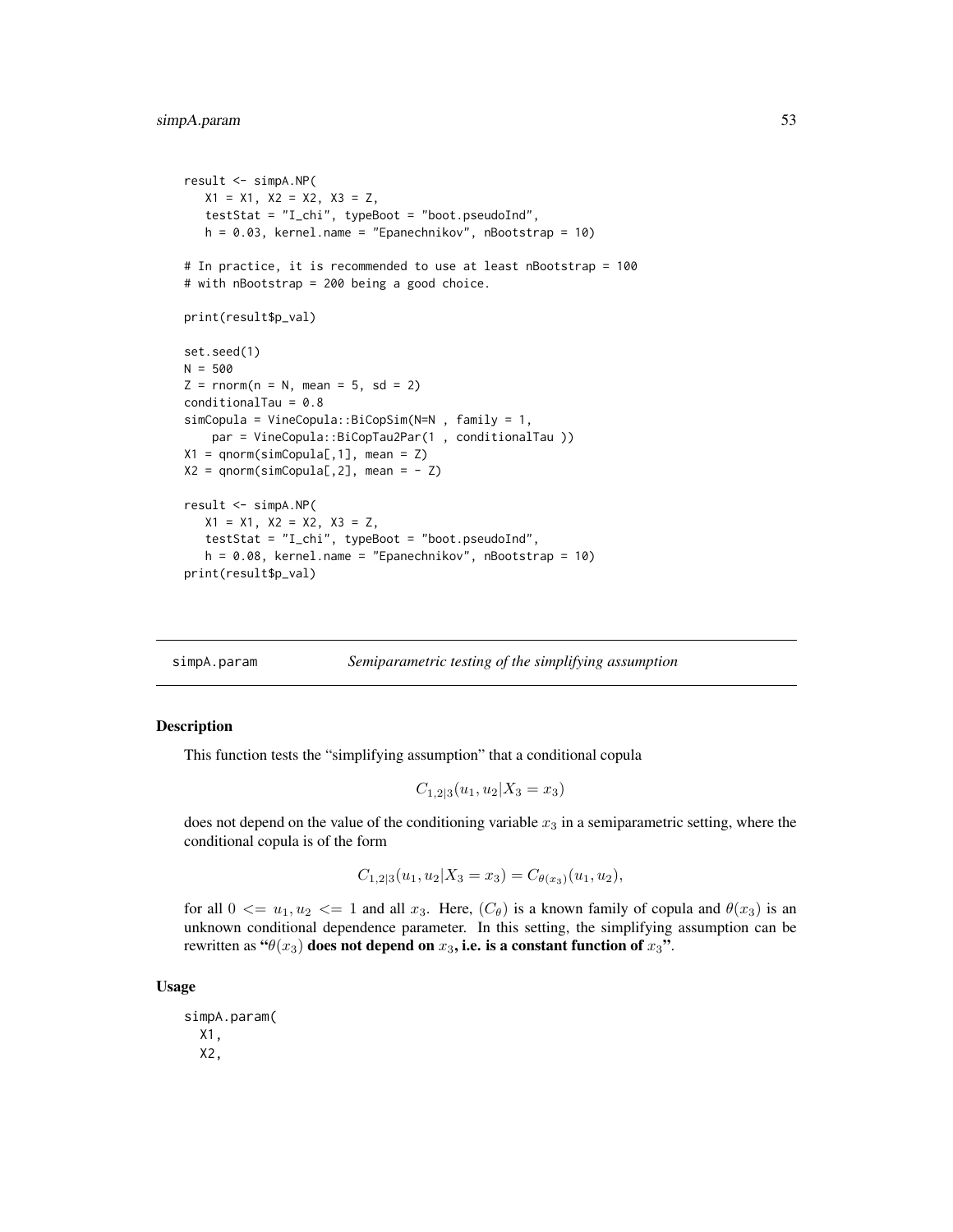```
result <- simpA.NP(
   X1 = X1, X2 = X2, X3 = Z,
   testStat = "I_chi", typeBoot = "boot.pseudoInd",
   h = 0.03, kernel.name = "Epanechnikov", nBootstrap = 10)

# In practice, it is recommended to use at least nBootstrap = 100
# with nBootstrap = 200 being a good choice.

print(result$p_val)

set.seed(1)
N = 500
Z = rnorm(n = N, mean = 5, sd = 2)
conditionalTau = 0.8
simCopula = VineCopula::BiCopSim(N=N , family = 1,
    par = VineCopula::BiCopTau2Par(1 , conditionalTau ))
X1 = qnorm(simCopula[,1], mean = Z)
X2 = qnorm(simCopula[,2], mean = - Z)

result <- simpA.NP(
   X1 = X1, X2 = X2, X3 = Z,
   testStat = "I_chi", typeBoot = "boot.pseudoInd",
   h = 0.08, kernel.name = "Epanechnikov", nBootstrap = 10)
print(result$p_val)
```

## simpA.param — *Semiparametric testing of the simplifying assumption*

### Description

This function tests the "simplifying assumption" that a conditional copula

$$C_{1,2|3}(u_1, u_2 | X_3 = x_3)$$

does not depend on the value of the conditioning variable $x_3$ in a semiparametric setting, where the conditional copula is of the form

$$C_{1,2|3}(u_1, u_2 | X_3 = x_3) = C_{\theta(x_3)}(u_1, u_2),$$

for all $0 <= u_1, u_2 <= 1$ and all $x_3$. Here, $(C_\theta)$ is a known family of copula and $\theta(x_3)$ is an unknown conditional dependence parameter. In this setting, the simplifying assumption can be rewritten as "**$\theta(x_3)$ does not depend on $x_3$, i.e. is a constant function of $x_3$**".

### Usage

```
simpA.param(
  X1,
  X2,
```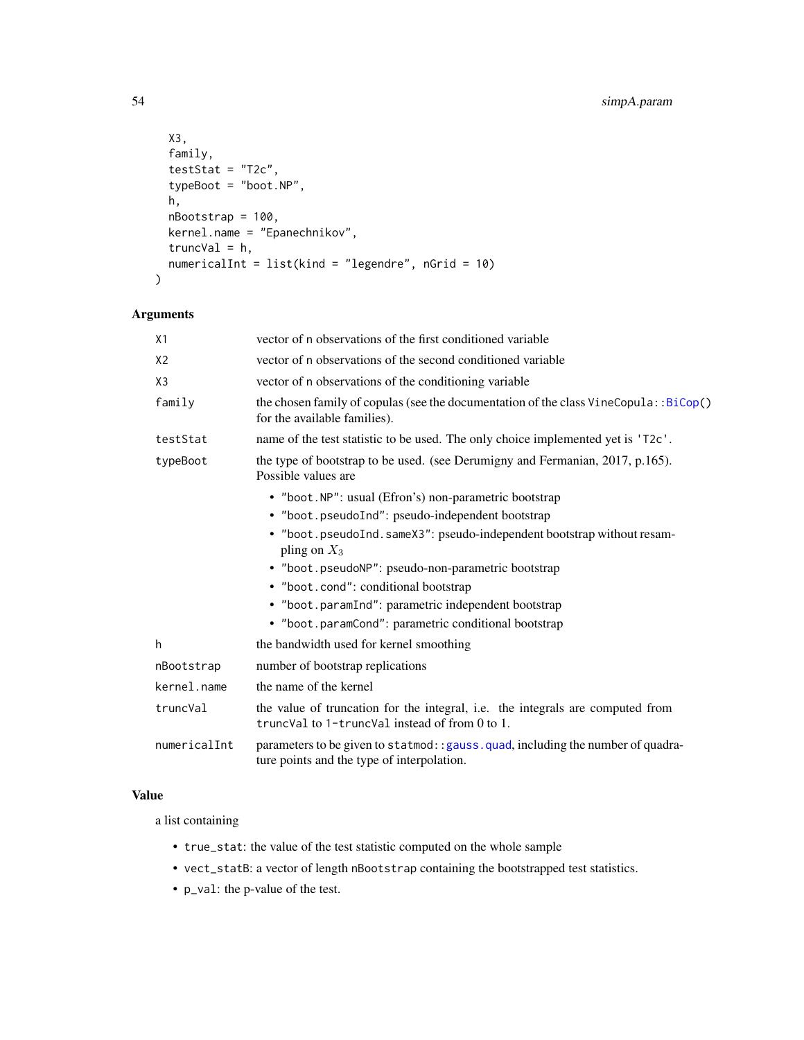```
  X3,
  family,
  testStat = "T2c",
  typeBoot = "boot.NP",
  h,
  nBootstrap = 100,
  kernel.name = "Epanechnikov",
  truncVal = h,
  numericalInt = list(kind = "legendre", nGrid = 10)
)
```

## Arguments

| | |
|---|---|
| X1 | vector of n observations of the first conditioned variable |
| X2 | vector of n observations of the second conditioned variable |
| X3 | vector of n observations of the conditioning variable |
| family | the chosen family of copulas (see the documentation of the class VineCopula::BiCop() for the available families). |
| testStat | name of the test statistic to be used. The only choice implemented yet is 'T2c'. |
| typeBoot | the type of bootstrap to be used. (see Derumigny and Fermanian, 2017, p.165). Possible values are<br>• "boot.NP": usual (Efron's) non-parametric bootstrap<br>• "boot.pseudoInd": pseudo-independent bootstrap<br>• "boot.pseudoInd.sameX3": pseudo-independent bootstrap without resampling on $X_3$<br>• "boot.pseudoNP": pseudo-non-parametric bootstrap<br>• "boot.cond": conditional bootstrap<br>• "boot.paramInd": parametric independent bootstrap<br>• "boot.paramCond": parametric conditional bootstrap |
| h | the bandwidth used for kernel smoothing |
| nBootstrap | number of bootstrap replications |
| kernel.name | the name of the kernel |
| truncVal | the value of truncation for the integral, i.e. the integrals are computed from truncVal to 1-truncVal instead of from 0 to 1. |
| numericalInt | parameters to be given to statmod::gauss.quad, including the number of quadrature points and the type of interpolation. |

## Value

a list containing

- true_stat: the value of the test statistic computed on the whole sample
- vect_statB: a vector of length nBootstrap containing the bootstrapped test statistics.
- p_val: the p-value of the test.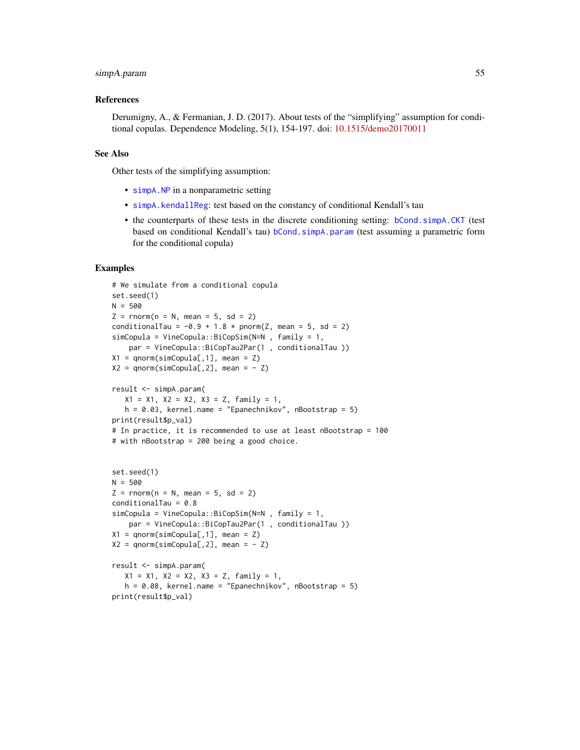## References

Derumigny, A., & Fermanian, J. D. (2017). About tests of the "simplifying" assumption for conditional copulas. Dependence Modeling, 5(1), 154-197. doi: 10.1515/demo20170011

## See Also

Other tests of the simplifying assumption:

- `simpA.NP` in a nonparametric setting
- `simpA.kendallReg`: test based on the constancy of conditional Kendall's tau
- the counterparts of these tests in the discrete conditioning setting: `bCond.simpA.CKT` (test based on conditional Kendall's tau) `bCond.simpA.param` (test assuming a parametric form for the conditional copula)

## Examples

```
# We simulate from a conditional copula
set.seed(1)
N = 500
Z = rnorm(n = N, mean = 5, sd = 2)
conditionalTau = -0.9 + 1.8 * pnorm(Z, mean = 5, sd = 2)
simCopula = VineCopula::BiCopSim(N=N , family = 1,
    par = VineCopula::BiCopTau2Par(1 , conditionalTau ))
X1 = qnorm(simCopula[,1], mean = Z)
X2 = qnorm(simCopula[,2], mean = - Z)

result <- simpA.param(
   X1 = X1, X2 = X2, X3 = Z, family = 1,
   h = 0.03, kernel.name = "Epanechnikov", nBootstrap = 5)
print(result$p_val)
# In practice, it is recommended to use at least nBootstrap = 100
# with nBootstrap = 200 being a good choice.


set.seed(1)
N = 500
Z = rnorm(n = N, mean = 5, sd = 2)
conditionalTau = 0.8
simCopula = VineCopula::BiCopSim(N=N , family = 1,
    par = VineCopula::BiCopTau2Par(1 , conditionalTau ))
X1 = qnorm(simCopula[,1], mean = Z)
X2 = qnorm(simCopula[,2], mean = - Z)

result <- simpA.param(
   X1 = X1, X2 = X2, X3 = Z, family = 1,
   h = 0.08, kernel.name = "Epanechnikov", nBootstrap = 5)
print(result$p_val)
```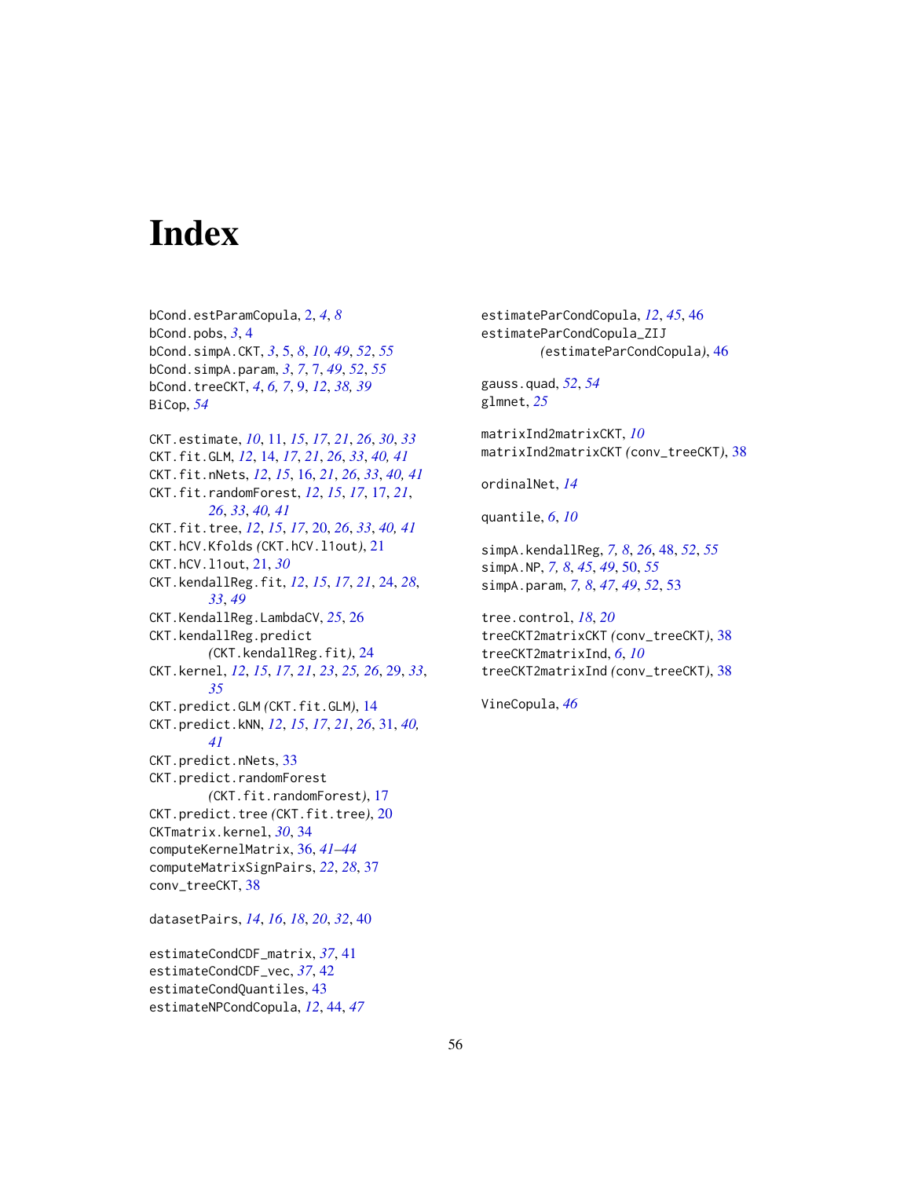# Index

bCond.estParamCopula, *2*, *4*, *8*
bCond.pobs, *3*, 4
bCond.simpA.CKT, *3*, 5, *8*, *10*, *49*, *52*, *55*
bCond.simpA.param, *3*, *7*, 7, *49*, *52*, *55*
bCond.treeCKT, *4*, *6, 7*, 9, *12*, *38, 39*
BiCop, *54*

CKT.estimate, *10*, 11, *15*, *17*, *21*, *26*, *30*, *33*
CKT.fit.GLM, *12*, 14, *17*, *21*, *26*, *33*, *40, 41*
CKT.fit.nNets, *12*, *15*, 16, *21*, *26*, *33*, *40, 41*
CKT.fit.randomForest, *12*, *15*, *17*, 17, *21*, *26*, *33*, *40, 41*
CKT.fit.tree, *12*, *15*, *17*, 20, *26*, *33*, *40, 41*
CKT.hCV.Kfolds *(*CKT.hCV.l1out*)*, 21
CKT.hCV.l1out, 21, *30*
CKT.kendallReg.fit, *12*, *15*, *17*, *21*, 24, *28*, *33*, *49*
CKT.KendallReg.LambdaCV, *25*, 26
CKT.kendallReg.predict *(*CKT.kendallReg.fit*)*, 24
CKT.kernel, *12*, *15*, *17*, *21*, *23*, *25, 26*, 29, *33*, *35*
CKT.predict.GLM *(*CKT.fit.GLM*)*, 14
CKT.predict.kNN, *12*, *15*, *17*, *21*, *26*, 31, *40, 41*
CKT.predict.nNets, 33
CKT.predict.randomForest *(*CKT.fit.randomForest*)*, 17
CKT.predict.tree *(*CKT.fit.tree*)*, 20
CKTmatrix.kernel, *30*, 34
computeKernelMatrix, 36, *41–44*
computeMatrixSignPairs, *22*, *28*, 37
conv_treeCKT, 38

datasetPairs, *14*, *16*, *18*, *20*, *32*, 40

estimateCondCDF_matrix, *37*, 41
estimateCondCDF_vec, *37*, 42
estimateCondQuantiles, 43
estimateNPCondCopula, *12*, 44, *47*

estimateParCondCopula, *12*, *45*, 46
estimateParCondCopula_ZIJ *(*estimateParCondCopula*)*, 46

gauss.quad, *52*, *54*
glmnet, *25*

matrixInd2matrixCKT, *10*
matrixInd2matrixCKT *(*conv_treeCKT*)*, 38

ordinalNet, *14*

quantile, *6*, *10*

simpA.kendallReg, *7, 8*, *26*, 48, *52*, *55*
simpA.NP, *7, 8*, *45*, *49*, 50, *55*
simpA.param, *7, 8*, *47*, *49*, *52*, 53

tree.control, *18*, *20*
treeCKT2matrixCKT *(*conv_treeCKT*)*, 38
treeCKT2matrixInd, *6*, *10*
treeCKT2matrixInd *(*conv_treeCKT*)*, 38

VineCopula, *46*